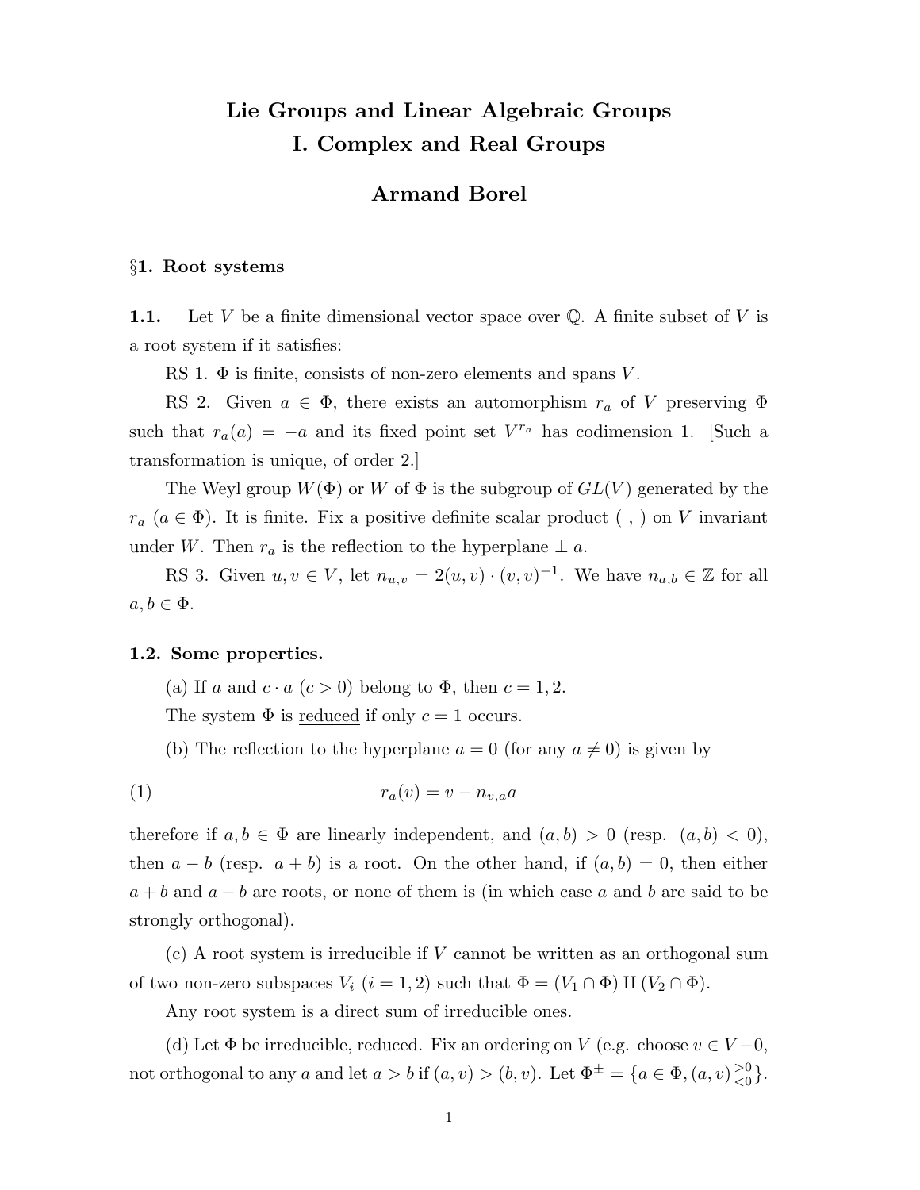# Lie Groups and Linear Algebraic Groups
# I. Complex and Real Groups

## Armand Borel

### §1. Root systems

**1.1.** Let $V$ be a finite dimensional vector space over $\mathbb{Q}$. A finite subset of $V$ is a root system if it satisfies:

RS 1. $\Phi$ is finite, consists of non-zero elements and spans $V$.

RS 2. Given $a \in \Phi$, there exists an automorphism $r_a$ of $V$ preserving $\Phi$ such that $r_a(a) = -a$ and its fixed point set $V^{r_a}$ has codimension 1. [Such a transformation is unique, of order 2.]

The Weyl group $W(\Phi)$ or $W$ of $\Phi$ is the subgroup of $GL(V)$ generated by the $r_a$ ($a \in \Phi$). It is finite. Fix a positive definite scalar product ( , ) on $V$ invariant under $W$. Then $r_a$ is the reflection to the hyperplane $\perp a$.

RS 3. Given $u, v \in V$, let $n_{u,v} = 2(u, v) \cdot (v, v)^{-1}$. We have $n_{a,b} \in \mathbb{Z}$ for all $a, b \in \Phi$.

**1.2. Some properties.**

(a) If $a$ and $c \cdot a$ ($c > 0$) belong to $\Phi$, then $c = 1, 2$.

The system $\Phi$ is <u>reduced</u> if only $c = 1$ occurs.

(b) The reflection to the hyperplane $a = 0$ (for any $a \neq 0$) is given by

$$r_a(v) = v - n_{v,a}a \tag{1}$$

therefore if $a, b \in \Phi$ are linearly independent, and $(a, b) > 0$ (resp. $(a, b) < 0$), then $a - b$ (resp. $a + b$) is a root. On the other hand, if $(a, b) = 0$, then either $a + b$ and $a - b$ are roots, or none of them is (in which case $a$ and $b$ are said to be strongly orthogonal).

(c) A root system is irreducible if $V$ cannot be written as an orthogonal sum of two non-zero subspaces $V_i$ ($i = 1, 2$) such that $\Phi = (V_1 \cap \Phi) \amalg (V_2 \cap \Phi)$.

Any root system is a direct sum of irreducible ones.

(d) Let $\Phi$ be irreducible, reduced. Fix an ordering on $V$ (e.g. choose $v \in V - 0$, not orthogonal to any $a$ and let $a > b$ if $(a, v) > (b, v)$. Let $\Phi^{\pm} = \{a \in \Phi, (a, v) \begin{smallmatrix} >0 \\ <0 \end{smallmatrix}\}$.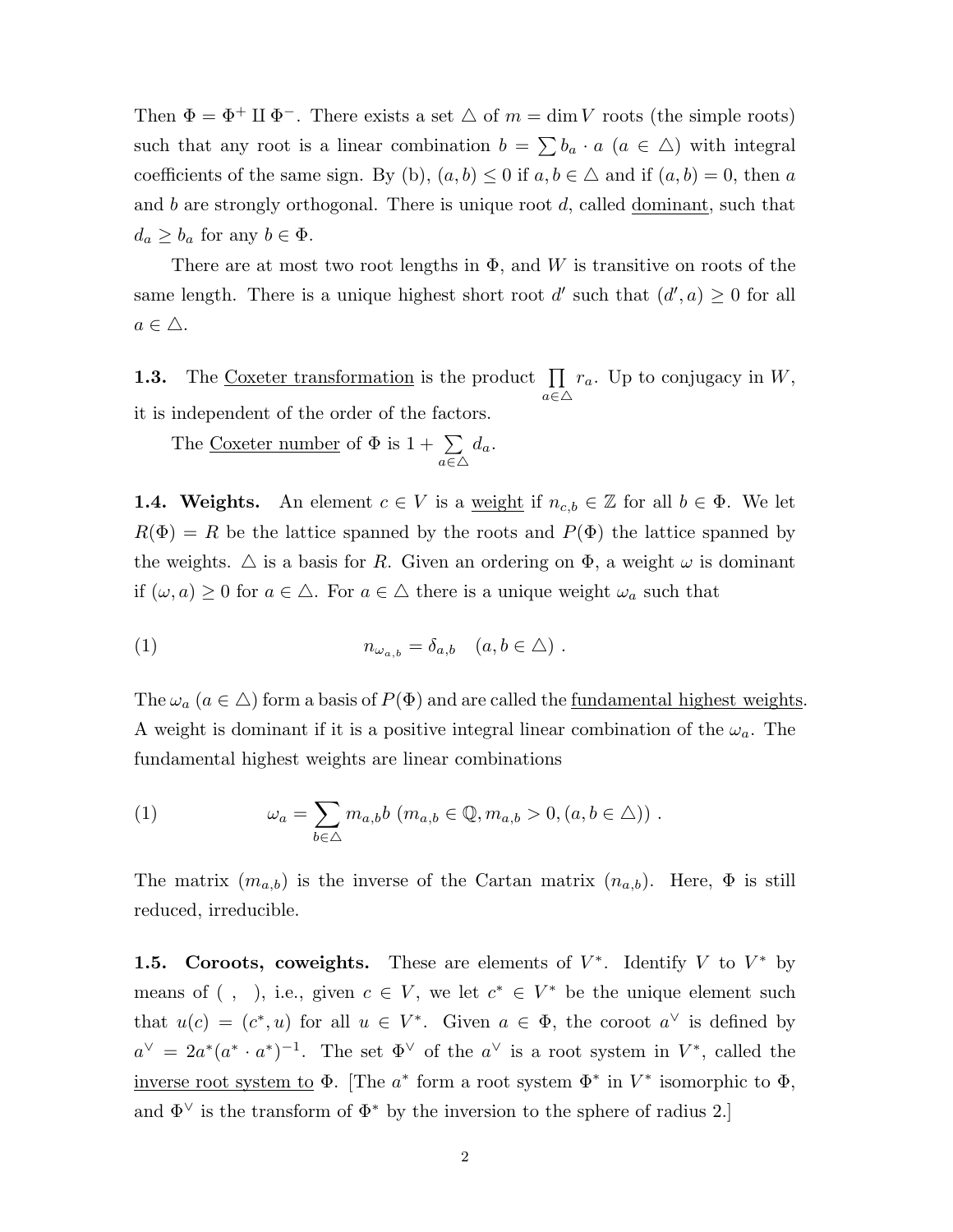Then $\Phi = \Phi^+ \amalg \Phi^-$. There exists a set $\triangle$ of $m = \dim V$ roots (the simple roots) such that any root is a linear combination $b = \sum b_a \cdot a$ $(a \in \triangle)$ with integral coefficients of the same sign. By (b), $(a, b) \leq 0$ if $a, b \in \triangle$ and if $(a, b) = 0$, then $a$ and $b$ are strongly orthogonal. There is unique root $d$, called <u>dominant</u>, such that $d_a \geq b_a$ for any $b \in \Phi$.

There are at most two root lengths in $\Phi$, and $W$ is transitive on roots of the same length. There is a unique highest short root $d'$ such that $(d', a) \geq 0$ for all $a \in \triangle$.

**1.3.** The <u>Coxeter transformation</u> is the product $\prod_{a \in \triangle} r_a$. Up to conjugacy in $W$, it is independent of the order of the factors.

The <u>Coxeter number</u> of $\Phi$ is $1 + \sum_{a \in \triangle} d_a$.

**1.4. Weights.** An element $c \in V$ is a <u>weight</u> if $n_{c,b} \in \mathbb{Z}$ for all $b \in \Phi$. We let $R(\Phi) = R$ be the lattice spanned by the roots and $P(\Phi)$ the lattice spanned by the weights. $\triangle$ is a basis for $R$. Given an ordering on $\Phi$, a weight $\omega$ is dominant if $(\omega, a) \geq 0$ for $a \in \triangle$. For $a \in \triangle$ there is a unique weight $\omega_a$ such that

$$n_{\omega_{a,b}} = \delta_{a,b} \quad (a, b \in \triangle) \ . \tag{1}$$

The $\omega_a$ $(a \in \triangle)$ form a basis of $P(\Phi)$ and are called the <u>fundamental highest weights</u>. A weight is dominant if it is a positive integral linear combination of the $\omega_a$. The fundamental highest weights are linear combinations

$$\omega_a = \sum_{b \in \triangle} m_{a,b} b \ (m_{a,b} \in \mathbb{Q}, m_{a,b} > 0, (a, b \in \triangle)) \ . \tag{1}$$

The matrix $(m_{a,b})$ is the inverse of the Cartan matrix $(n_{a,b})$. Here, $\Phi$ is still reduced, irreducible.

**1.5. Coroots, coweights.** These are elements of $V^*$. Identify $V$ to $V^*$ by means of $(\ ,\ )$, i.e., given $c \in V$, we let $c^* \in V^*$ be the unique element such that $u(c) = (c^*, u)$ for all $u \in V^*$. Given $a \in \Phi$, the coroot $a^\vee$ is defined by $a^\vee = 2a^*(a^* \cdot a^*)^{-1}$. The set $\Phi^\vee$ of the $a^\vee$ is a root system in $V^*$, called the <u>inverse root system to</u> $\Phi$. [The $a^*$ form a root system $\Phi^*$ in $V^*$ isomorphic to $\Phi$, and $\Phi^\vee$ is the transform of $\Phi^*$ by the inversion to the sphere of radius 2.]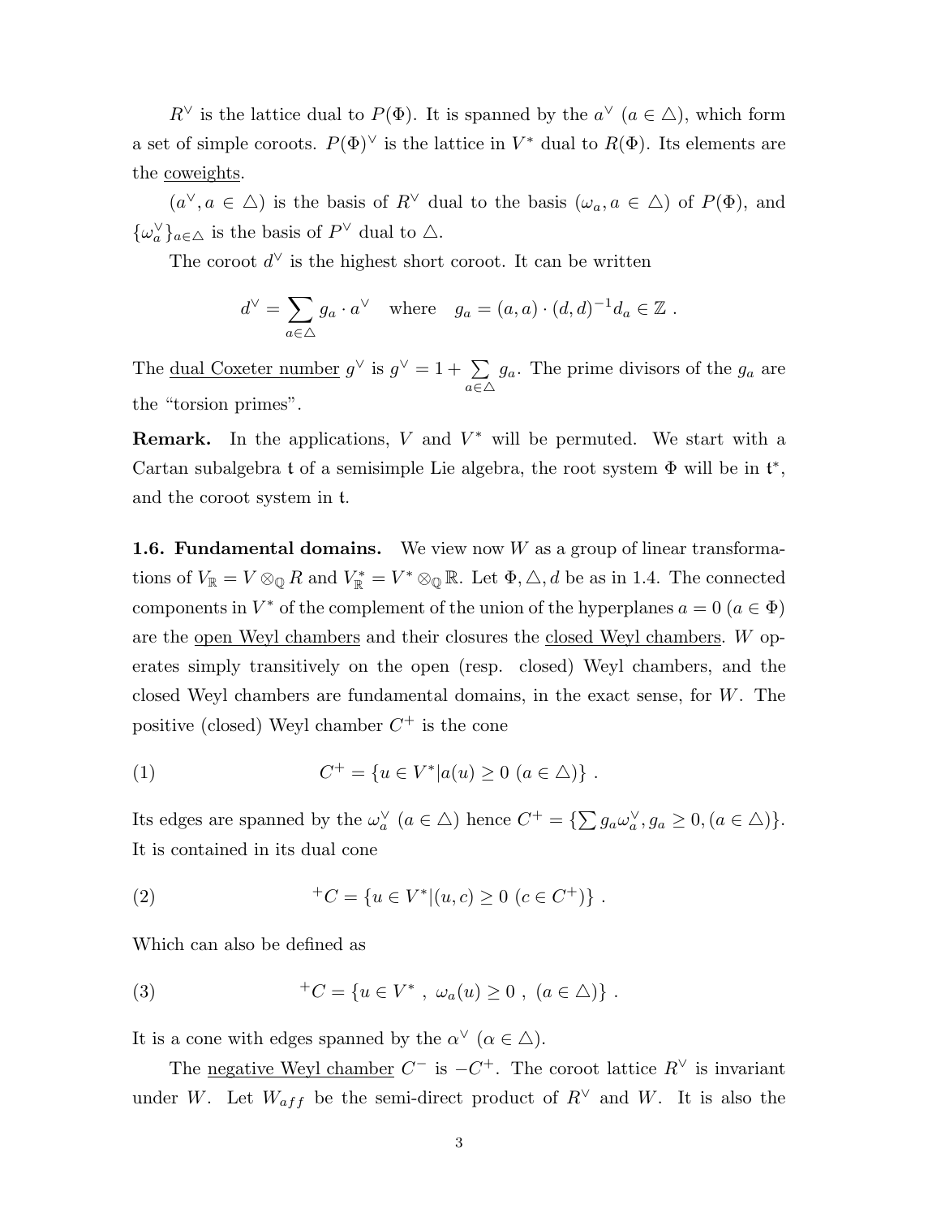$R^\vee$ is the lattice dual to $P(\Phi)$. It is spanned by the $a^\vee$ ($a \in \triangle$), which form a set of simple coroots. $P(\Phi)^\vee$ is the lattice in $V^*$ dual to $R(\Phi)$. Its elements are the coweights.

$(a^\vee, a \in \triangle)$ is the basis of $R^\vee$ dual to the basis $(\omega_a, a \in \triangle)$ of $P(\Phi)$, and $\{\omega_a^\vee\}_{a \in \triangle}$ is the basis of $P^\vee$ dual to $\triangle$.

The coroot $d^\vee$ is the highest short coroot. It can be written

$$d^\vee = \sum_{a \in \triangle} g_a \cdot a^\vee \quad \text{where} \quad g_a = (a,a) \cdot (d,d)^{-1} d_a \in \mathbb{Z} \ .$$

The dual Coxeter number $g^\vee$ is $g^\vee = 1 + \sum_{a \in \triangle} g_a$. The prime divisors of the $g_a$ are the "torsion primes".

**Remark.** In the applications, $V$ and $V^*$ will be permuted. We start with a Cartan subalgebra $\mathfrak{t}$ of a semisimple Lie algebra, the root system $\Phi$ will be in $\mathfrak{t}^*$, and the coroot system in $\mathfrak{t}$.

**1.6. Fundamental domains.** We view now $W$ as a group of linear transformations of $V_\mathbb{R} = V \otimes_\mathbb{Q} R$ and $V^*_\mathbb{R} = V^* \otimes_\mathbb{Q} \mathbb{R}$. Let $\Phi, \triangle, d$ be as in 1.4. The connected components in $V^*$ of the complement of the union of the hyperplanes $a = 0$ ($a \in \Phi$) are the open Weyl chambers and their closures the closed Weyl chambers. $W$ operates simply transitively on the open (resp. closed) Weyl chambers, and the closed Weyl chambers are fundamental domains, in the exact sense, for $W$. The positive (closed) Weyl chamber $C^+$ is the cone

$$C^+ = \{u \in V^* | a(u) \geq 0 \ (a \in \triangle)\} \ . \tag{1}$$

Its edges are spanned by the $\omega_a^\vee$ ($a \in \triangle$) hence $C^+ = \{\sum g_a \omega_a^\vee, g_a \geq 0, (a \in \triangle)\}$. It is contained in its dual cone

$$^+C = \{u \in V^* | (u,c) \geq 0 \ (c \in C^+)\} \ . \tag{2}$$

Which can also be defined as

$$^+C = \{u \in V^* \ , \ \omega_a(u) \geq 0 \ , \ (a \in \triangle)\} \ . \tag{3}$$

It is a cone with edges spanned by the $\alpha^\vee$ ($\alpha \in \triangle$).

The negative Weyl chamber $C^-$ is $-C^+$. The coroot lattice $R^\vee$ is invariant under $W$. Let $W_{aff}$ be the semi-direct product of $R^\vee$ and $W$. It is also the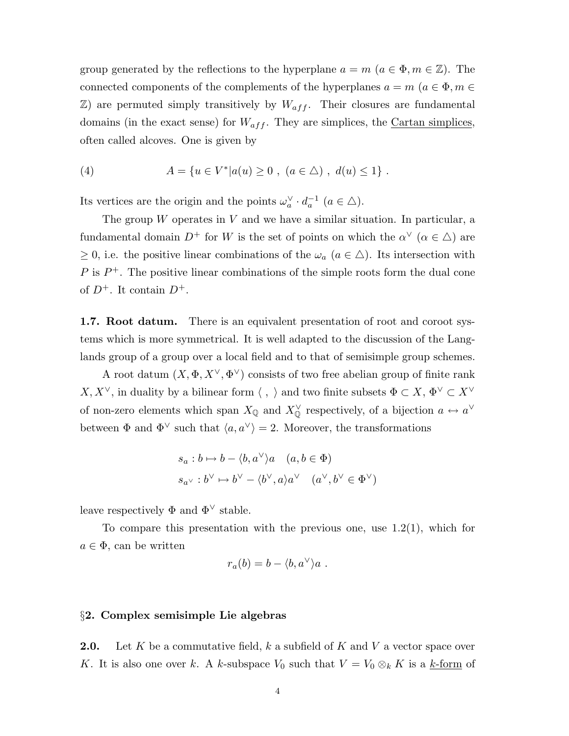group generated by the reflections to the hyperplane $a = m$ ($a \in \Phi, m \in \mathbb{Z}$). The connected components of the complements of the hyperplanes $a = m$ ($a \in \Phi, m \in \mathbb{Z}$) are permuted simply transitively by $W_{aff}$. Their closures are fundamental domains (in the exact sense) for $W_{aff}$. They are simplices, the Cartan simplices, often called alcoves. One is given by

$$A = \{u \in V^* | a(u) \geq 0 \ , \ (a \in \triangle) \ , \ d(u) \leq 1\} \ . \tag{4}$$

Its vertices are the origin and the points $\omega_a^\vee \cdot d_a^{-1}$ ($a \in \triangle$).

The group $W$ operates in $V$ and we have a similar situation. In particular, a fundamental domain $D^+$ for $W$ is the set of points on which the $\alpha^\vee$ ($\alpha \in \triangle$) are $\geq 0$, i.e. the positive linear combinations of the $\omega_a$ ($a \in \triangle$). Its intersection with $P$ is $P^+$. The positive linear combinations of the simple roots form the dual cone of $D^+$. It contain $D^+$.

**1.7. Root datum.** There is an equivalent presentation of root and coroot systems which is more symmetrical. It is well adapted to the discussion of the Langlands group of a group over a local field and to that of semisimple group schemes.

A root datum $(X, \Phi, X^\vee, \Phi^\vee)$ consists of two free abelian group of finite rank $X, X^\vee$, in duality by a bilinear form $\langle \ , \ \rangle$ and two finite subsets $\Phi \subset X$, $\Phi^\vee \subset X^\vee$ of non-zero elements which span $X_\mathbb{Q}$ and $X_\mathbb{Q}^\vee$ respectively, of a bijection $a \leftrightarrow a^\vee$ between $\Phi$ and $\Phi^\vee$ such that $\langle a, a^\vee \rangle = 2$. Moreover, the transformations

$$s_a : b \mapsto b - \langle b, a^\vee \rangle a \quad (a, b \in \Phi)$$
$$s_{a^\vee} : b^\vee \mapsto b^\vee - \langle b^\vee, a \rangle a^\vee \quad (a^\vee, b^\vee \in \Phi^\vee)$$

leave respectively $\Phi$ and $\Phi^\vee$ stable.

To compare this presentation with the previous one, use 1.2(1), which for $a \in \Phi$, can be written

$$r_a(b) = b - \langle b, a^\vee \rangle a \ .$$

## §2. Complex semisimple Lie algebras

**2.0.** Let $K$ be a commutative field, $k$ a subfield of $K$ and $V$ a vector space over $K$. It is also one over $k$. A $k$-subspace $V_0$ such that $V = V_0 \otimes_k K$ is a $k$-form of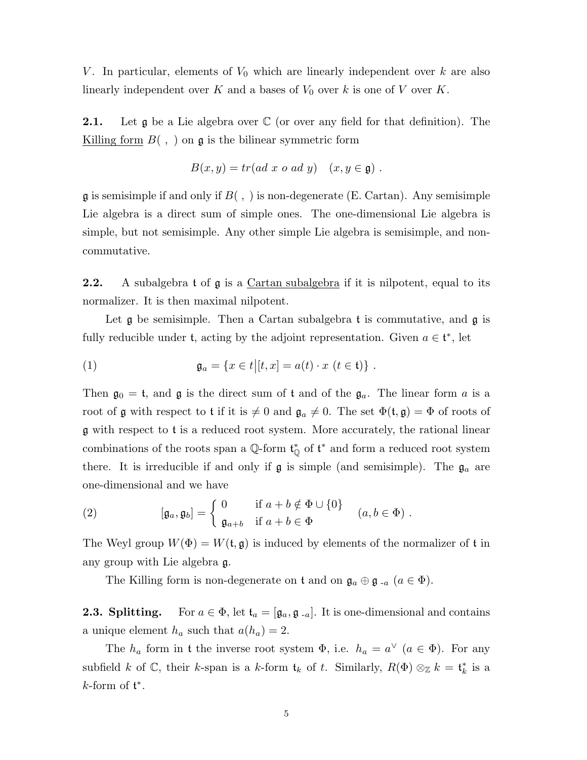$V$. In particular, elements of $V_0$ which are linearly independent over $k$ are also linearly independent over $K$ and a bases of $V_0$ over $k$ is one of $V$ over $K$.

**2.1.** Let $\mathfrak{g}$ be a Lie algebra over $\mathbb{C}$ (or over any field for that definition). The Killing form $B(\ ,\ )$ on $\mathfrak{g}$ is the bilinear symmetric form

$$B(x,y) = tr(ad\ x\ o\ ad\ y) \quad (x, y \in \mathfrak{g})\ .$$

$\mathfrak{g}$ is semisimple if and only if $B(\ ,\ )$ is non-degenerate (E. Cartan). Any semisimple Lie algebra is a direct sum of simple ones. The one-dimensional Lie algebra is simple, but not semisimple. Any other simple Lie algebra is semisimple, and non-commutative.

**2.2.** A subalgebra $\mathfrak{t}$ of $\mathfrak{g}$ is a Cartan subalgebra if it is nilpotent, equal to its normalizer. It is then maximal nilpotent.

Let $\mathfrak{g}$ be semisimple. Then a Cartan subalgebra $\mathfrak{t}$ is commutative, and $\mathfrak{g}$ is fully reducible under $\mathfrak{t}$, acting by the adjoint representation. Given $a \in \mathfrak{t}^*$, let

$$\mathfrak{g}_a = \{x \in t \big| [t,x] = a(t) \cdot x \ (t \in \mathfrak{t})\}\ . \tag{1}$$

Then $\mathfrak{g}_0 = \mathfrak{t}$, and $\mathfrak{g}$ is the direct sum of $\mathfrak{t}$ and of the $\mathfrak{g}_a$. The linear form $a$ is a root of $\mathfrak{g}$ with respect to $\mathfrak{t}$ if it is $\neq 0$ and $\mathfrak{g}_a \neq 0$. The set $\Phi(\mathfrak{t},\mathfrak{g}) = \Phi$ of roots of $\mathfrak{g}$ with respect to $\mathfrak{t}$ is a reduced root system. More accurately, the rational linear combinations of the roots span a $\mathbb{Q}$-form $\mathfrak{t}^*_{\mathbb{Q}}$ of $\mathfrak{t}^*$ and form a reduced root system there. It is irreducible if and only if $\mathfrak{g}$ is simple (and semisimple). The $\mathfrak{g}_a$ are one-dimensional and we have

$$[\mathfrak{g}_a, \mathfrak{g}_b] = \begin{cases} 0 & \text{if } a+b \notin \Phi \cup \{0\} \\ \mathfrak{g}_{a+b} & \text{if } a+b \in \Phi \end{cases} \qquad (a, b \in \Phi)\ . \tag{2}$$

The Weyl group $W(\Phi) = W(\mathfrak{t},\mathfrak{g})$ is induced by elements of the normalizer of $\mathfrak{t}$ in any group with Lie algebra $\mathfrak{g}$.

The Killing form is non-degenerate on $\mathfrak{t}$ and on $\mathfrak{g}_a \oplus \mathfrak{g}_{-a}$ $(a \in \Phi)$.

**2.3. Splitting.** For $a \in \Phi$, let $\mathfrak{t}_a = [\mathfrak{g}_a, \mathfrak{g}_{-a}]$. It is one-dimensional and contains a unique element $h_a$ such that $a(h_a) = 2$.

The $h_a$ form in $\mathfrak{t}$ the inverse root system $\Phi$, i.e. $h_a = a^\vee$ $(a \in \Phi)$. For any subfield $k$ of $\mathbb{C}$, their $k$-span is a $k$-form $\mathfrak{t}_k$ of $t$. Similarly, $R(\Phi) \otimes_{\mathbb{Z}} k = \mathfrak{t}^*_k$ is a $k$-form of $\mathfrak{t}^*$.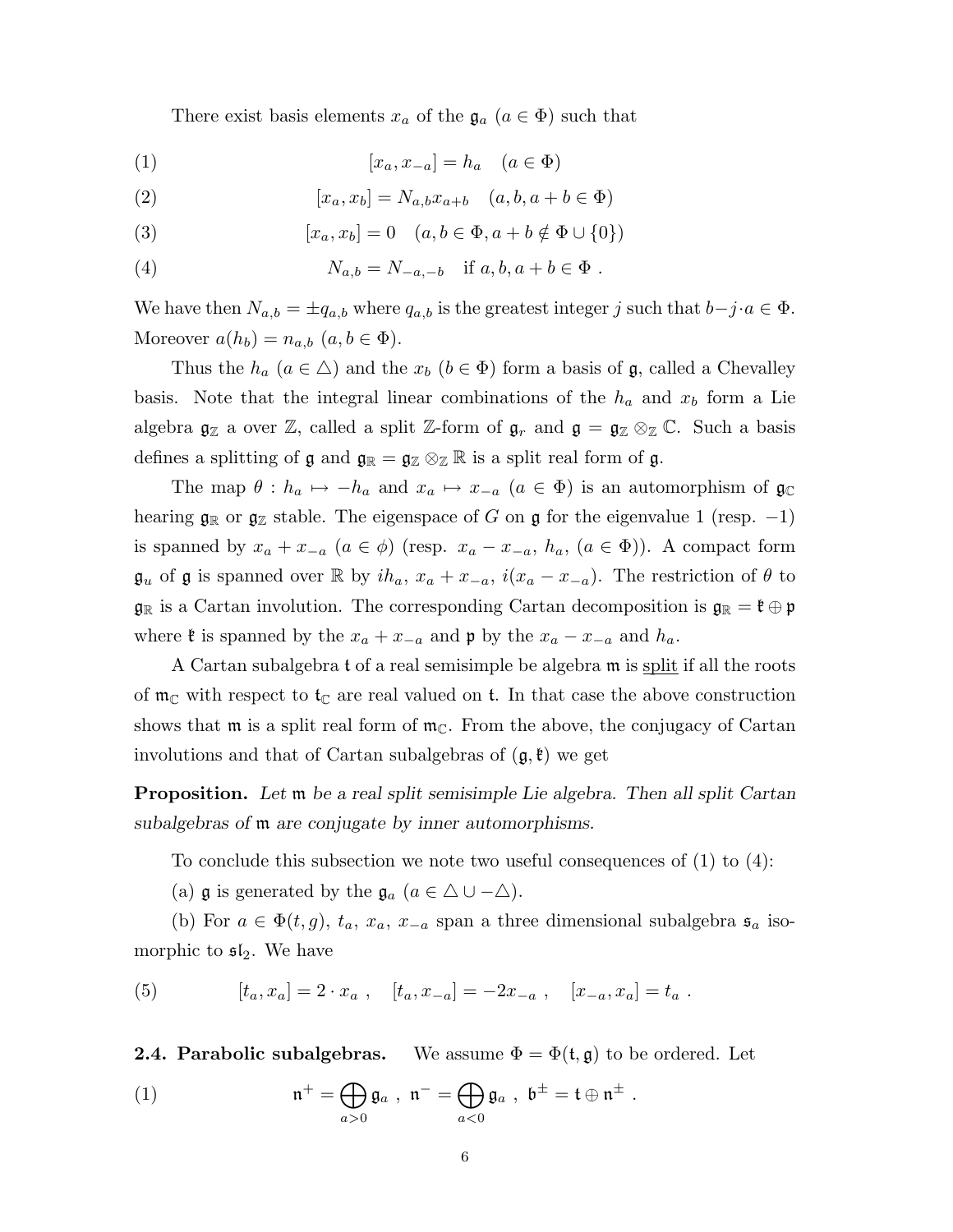There exist basis elements $x_a$ of the $\mathfrak{g}_a$ ($a \in \Phi$) such that

$$[x_a, x_{-a}] = h_a \quad (a \in \Phi) \tag{1}$$

$$[x_a, x_b] = N_{a,b} x_{a+b} \quad (a, b, a+b \in \Phi) \tag{2}$$

$$[x_a, x_b] = 0 \quad (a, b \in \Phi, a+b \notin \Phi \cup \{0\}) \tag{3}$$

$$N_{a,b} = N_{-a,-b} \quad \text{if } a, b, a+b \in \Phi \ . \tag{4}$$

We have then $N_{a,b} = \pm q_{a,b}$ where $q_{a,b}$ is the greatest integer $j$ such that $b - j \cdot a \in \Phi$. Moreover $a(h_b) = n_{a,b}$ ($a, b \in \Phi$).

Thus the $h_a$ ($a \in \triangle$) and the $x_b$ ($b \in \Phi$) form a basis of $\mathfrak{g}$, called a Chevalley basis. Note that the integral linear combinations of the $h_a$ and $x_b$ form a Lie algebra $\mathfrak{g}_{\mathbb{Z}}$ a over $\mathbb{Z}$, called a split $\mathbb{Z}$-form of $\mathfrak{g}_r$ and $\mathfrak{g} = \mathfrak{g}_{\mathbb{Z}} \otimes_{\mathbb{Z}} \mathbb{C}$. Such a basis defines a splitting of $\mathfrak{g}$ and $\mathfrak{g}_{\mathbb{R}} = \mathfrak{g}_{\mathbb{Z}} \otimes_{\mathbb{Z}} \mathbb{R}$ is a split real form of $\mathfrak{g}$.

The map $\theta : h_a \mapsto -h_a$ and $x_a \mapsto x_{-a}$ ($a \in \Phi$) is an automorphism of $\mathfrak{g}_{\mathbb{C}}$ hearing $\mathfrak{g}_{\mathbb{R}}$ or $\mathfrak{g}_{\mathbb{Z}}$ stable. The eigenspace of $G$ on $\mathfrak{g}$ for the eigenvalue 1 (resp. $-1$) is spanned by $x_a + x_{-a}$ ($a \in \phi$) (resp. $x_a - x_{-a}$, $h_a$, ($a \in \Phi$)). A compact form $\mathfrak{g}_u$ of $\mathfrak{g}$ is spanned over $\mathbb{R}$ by $ih_a$, $x_a + x_{-a}$, $i(x_a - x_{-a})$. The restriction of $\theta$ to $\mathfrak{g}_{\mathbb{R}}$ is a Cartan involution. The corresponding Cartan decomposition is $\mathfrak{g}_{\mathbb{R}} = \mathfrak{k} \oplus \mathfrak{p}$ where $\mathfrak{k}$ is spanned by the $x_a + x_{-a}$ and $\mathfrak{p}$ by the $x_a - x_{-a}$ and $h_a$.

A Cartan subalgebra $\mathfrak{t}$ of a real semisimple be algebra $\mathfrak{m}$ is <u>split</u> if all the roots of $\mathfrak{m}_{\mathbb{C}}$ with respect to $\mathfrak{t}_{\mathbb{C}}$ are real valued on $\mathfrak{t}$. In that case the above construction shows that $\mathfrak{m}$ is a split real form of $\mathfrak{m}_{\mathbb{C}}$. From the above, the conjugacy of Cartan involutions and that of Cartan subalgebras of $(\mathfrak{g}, \mathfrak{k})$ we get

**Proposition.** *Let $\mathfrak{m}$ be a real split semisimple Lie algebra. Then all split Cartan subalgebras of $\mathfrak{m}$ are conjugate by inner automorphisms.*

To conclude this subsection we note two useful consequences of (1) to (4):

(a) $\mathfrak{g}$ is generated by the $\mathfrak{g}_a$ ($a \in \triangle \cup -\triangle$).

(b) For $a \in \Phi(t, g)$, $t_a$, $x_a$, $x_{-a}$ span a three dimensional subalgebra $\mathfrak{s}_a$ isomorphic to $\mathfrak{sl}_2$. We have

$$[t_a, x_a] = 2 \cdot x_a \ , \quad [t_a, x_{-a}] = -2x_{-a} \ , \quad [x_{-a}, x_a] = t_a \ . \tag{5}$$

**2.4. Parabolic subalgebras.** We assume $\Phi = \Phi(\mathfrak{t}, \mathfrak{g})$ to be ordered. Let

$$\mathfrak{n}^+ = \bigoplus_{a>0} \mathfrak{g}_a \ , \ \mathfrak{n}^- = \bigoplus_{a<0} \mathfrak{g}_a \ , \ \mathfrak{b}^\pm = \mathfrak{t} \oplus \mathfrak{n}^\pm \ . \tag{1}$$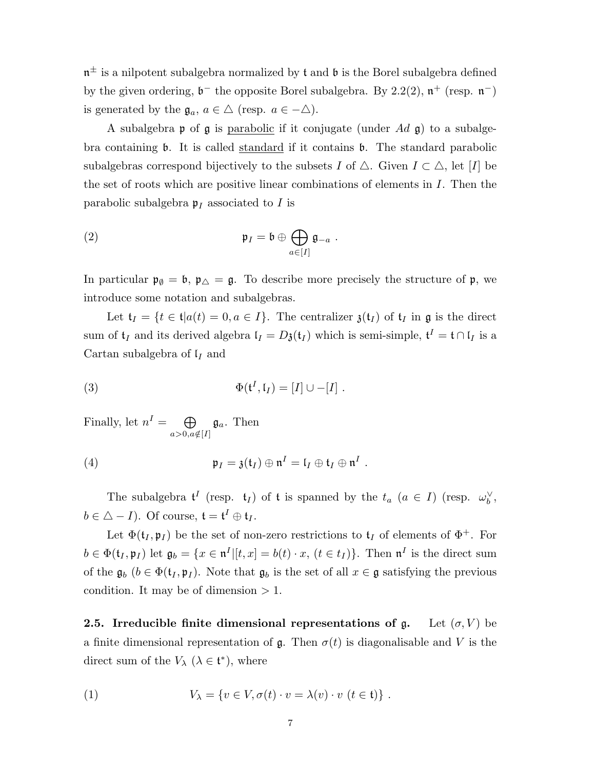$\mathfrak{n}^{\pm}$ is a nilpotent subalgebra normalized by $\mathfrak{t}$ and $\mathfrak{b}$ is the Borel subalgebra defined by the given ordering, $\mathfrak{b}^{-}$ the opposite Borel subalgebra. By 2.2(2), $\mathfrak{n}^{+}$ (resp. $\mathfrak{n}^{-}$) is generated by the $\mathfrak{g}_a$, $a \in \triangle$ (resp. $a \in -\triangle$).

A subalgebra $\mathfrak{p}$ of $\mathfrak{g}$ is <u>parabolic</u> if it conjugate (under $Ad\ \mathfrak{g}$) to a subalgebra containing $\mathfrak{b}$. It is called <u>standard</u> if it contains $\mathfrak{b}$. The standard parabolic subalgebras correspond bijectively to the subsets $I$ of $\triangle$. Given $I \subset \triangle$, let $[I]$ be the set of roots which are positive linear combinations of elements in $I$. Then the parabolic subalgebra $\mathfrak{p}_I$ associated to $I$ is

$$\mathfrak{p}_I = \mathfrak{b} \oplus \bigoplus_{a \in [I]} \mathfrak{g}_{-a} \ . \tag{2}$$

In particular $\mathfrak{p}_{\emptyset} = \mathfrak{b}$, $\mathfrak{p}_{\triangle} = \mathfrak{g}$. To describe more precisely the structure of $\mathfrak{p}$, we introduce some notation and subalgebras.

Let $\mathfrak{t}_I = \{t \in \mathfrak{t} | a(t) = 0, a \in I\}$. The centralizer $\mathfrak{z}(\mathfrak{t}_I)$ of $\mathfrak{t}_I$ in $\mathfrak{g}$ is the direct sum of $\mathfrak{t}_I$ and its derived algebra $\mathfrak{l}_I = D\mathfrak{z}(\mathfrak{t}_I)$ which is semi-simple, $\mathfrak{t}^I = \mathfrak{t} \cap \mathfrak{l}_I$ is a Cartan subalgebra of $\mathfrak{l}_I$ and

$$\Phi(\mathfrak{t}^I, \mathfrak{l}_I) = [I] \cup -[I] \ . \tag{3}$$

Finally, let $n^I = \bigoplus_{a > 0, a \notin [I]} \mathfrak{g}_a$. Then

$$\mathfrak{p}_I = \mathfrak{z}(\mathfrak{t}_I) \oplus \mathfrak{n}^I = \mathfrak{l}_I \oplus \mathfrak{t}_I \oplus \mathfrak{n}^I \ . \tag{4}$$

The subalgebra $\mathfrak{t}^I$ (resp. $\mathfrak{t}_I$) of $\mathfrak{t}$ is spanned by the $t_a$ ($a \in I$) (resp. $\omega_b^{\vee}$, $b \in \triangle - I$). Of course, $\mathfrak{t} = \mathfrak{t}^I \oplus \mathfrak{t}_I$.

Let $\Phi(\mathfrak{t}_I, \mathfrak{p}_I)$ be the set of non-zero restrictions to $\mathfrak{t}_I$ of elements of $\Phi^{+}$. For $b \in \Phi(\mathfrak{t}_I, \mathfrak{p}_I)$ let $\mathfrak{g}_b = \{x \in \mathfrak{n}^I | [t, x] = b(t) \cdot x, \ (t \in t_I)\}$. Then $\mathfrak{n}^I$ is the direct sum of the $\mathfrak{g}_b$ ($b \in \Phi(\mathfrak{t}_I, \mathfrak{p}_I)$). Note that $\mathfrak{g}_b$ is the set of all $x \in \mathfrak{g}$ satisfying the previous condition. It may be of dimension $> 1$.

**2.5. Irreducible finite dimensional representations of $\mathfrak{g}$.** Let $(\sigma, V)$ be a finite dimensional representation of $\mathfrak{g}$. Then $\sigma(t)$ is diagonalisable and $V$ is the direct sum of the $V_\lambda$ ($\lambda \in \mathfrak{t}^*$), where

$$V_\lambda = \{v \in V, \sigma(t) \cdot v = \lambda(v) \cdot v \ (t \in \mathfrak{t})\} \ . \tag{1}$$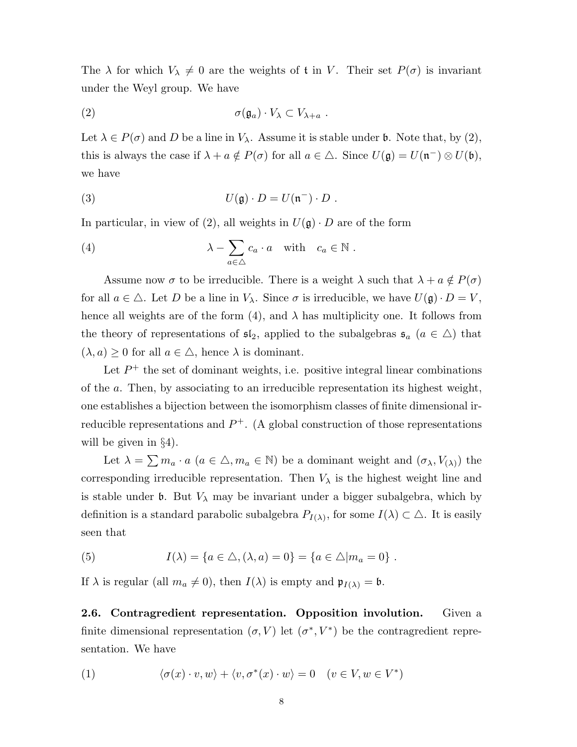The $\lambda$ for which $V_\lambda \neq 0$ are the weights of $\mathfrak{t}$ in $V$. Their set $P(\sigma)$ is invariant under the Weyl group. We have

$$\sigma(\mathfrak{g}_a) \cdot V_\lambda \subset V_{\lambda+a} \ . \tag{2}$$

Let $\lambda \in P(\sigma)$ and $D$ be a line in $V_\lambda$. Assume it is stable under $\mathfrak{b}$. Note that, by (2), this is always the case if $\lambda + a \notin P(\sigma)$ for all $a \in \triangle$. Since $U(\mathfrak{g}) = U(\mathfrak{n}^-) \otimes U(\mathfrak{b})$, we have

$$U(\mathfrak{g}) \cdot D = U(\mathfrak{n}^-) \cdot D \ . \tag{3}$$

In particular, in view of (2), all weights in $U(\mathfrak{g}) \cdot D$ are of the form

$$\lambda - \sum_{a \in \triangle} c_a \cdot a \quad \text{with} \quad c_a \in \mathbb{N} \ . \tag{4}$$

Assume now $\sigma$ to be irreducible. There is a weight $\lambda$ such that $\lambda + a \notin P(\sigma)$ for all $a \in \triangle$. Let $D$ be a line in $V_\lambda$. Since $\sigma$ is irreducible, we have $U(\mathfrak{g}) \cdot D = V$, hence all weights are of the form (4), and $\lambda$ has multiplicity one. It follows from the theory of representations of $\mathfrak{sl}_2$, applied to the subalgebras $\mathfrak{s}_a$ ($a \in \triangle$) that $(\lambda, a) \geq 0$ for all $a \in \triangle$, hence $\lambda$ is dominant.

Let $P^+$ the set of dominant weights, i.e. positive integral linear combinations of the $a$. Then, by associating to an irreducible representation its highest weight, one establishes a bijection between the isomorphism classes of finite dimensional irreducible representations and $P^+$. (A global construction of those representations will be given in §4).

Let $\lambda = \sum m_a \cdot a$ ($a \in \triangle, m_a \in \mathbb{N}$) be a dominant weight and $(\sigma_\lambda, V_{(\lambda)})$ the corresponding irreducible representation. Then $V_\lambda$ is the highest weight line and is stable under $\mathfrak{b}$. But $V_\lambda$ may be invariant under a bigger subalgebra, which by definition is a standard parabolic subalgebra $P_{I(\lambda)}$, for some $I(\lambda) \subset \triangle$. It is easily seen that

$$I(\lambda) = \{a \in \triangle, (\lambda, a) = 0\} = \{a \in \triangle | m_a = 0\} \ . \tag{5}$$

If $\lambda$ is regular (all $m_a \neq 0$), then $I(\lambda)$ is empty and $\mathfrak{p}_{I(\lambda)} = \mathfrak{b}$.

**2.6. Contragredient representation. Opposition involution.** Given a finite dimensional representation $(\sigma, V)$ let $(\sigma^*, V^*)$ be the contragredient representation. We have

$$\langle \sigma(x) \cdot v, w \rangle + \langle v, \sigma^*(x) \cdot w \rangle = 0 \quad (v \in V, w \in V^*) \tag{1}$$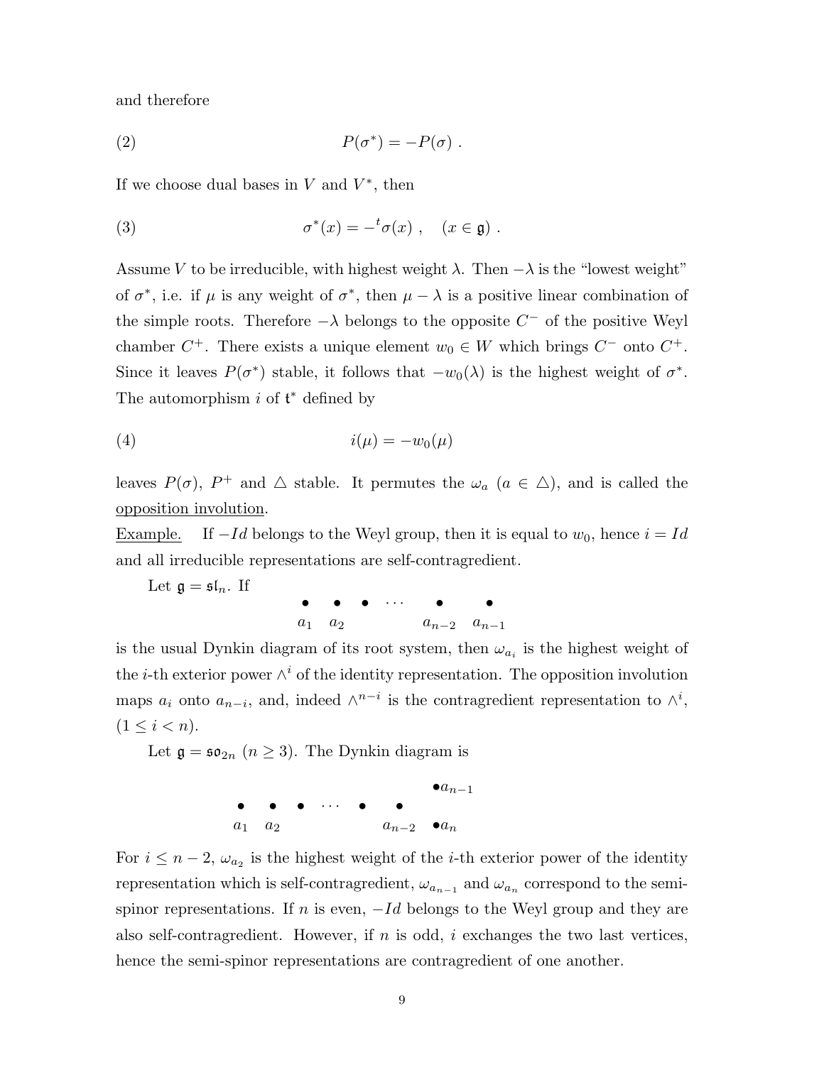and therefore

$$P(\sigma^*) = -P(\sigma) \ . \tag{2}$$

If we choose dual bases in $V$ and $V^*$, then

$$\sigma^*(x) = -{}^t\sigma(x) \ , \quad (x \in \mathfrak{g}) \ . \tag{3}$$

Assume $V$ to be irreducible, with highest weight $\lambda$. Then $-\lambda$ is the "lowest weight" of $\sigma^*$, i.e. if $\mu$ is any weight of $\sigma^*$, then $\mu - \lambda$ is a positive linear combination of the simple roots. Therefore $-\lambda$ belongs to the opposite $C^-$ of the positive Weyl chamber $C^+$. There exists a unique element $w_0 \in W$ which brings $C^-$ onto $C^+$. Since it leaves $P(\sigma^*)$ stable, it follows that $-w_0(\lambda)$ is the highest weight of $\sigma^*$. The automorphism $i$ of $\mathfrak{t}^*$ defined by

$$i(\mu) = -w_0(\mu) \tag{4}$$

leaves $P(\sigma)$, $P^+$ and $\triangle$ stable. It permutes the $\omega_a$ $(a \in \triangle)$, and is called the <u>opposition involution</u>.

<u>Example.</u> If $-Id$ belongs to the Weyl group, then it is equal to $w_0$, hence $i = Id$ and all irreducible representations are self-contragredient.

Let $\mathfrak{g} = \mathfrak{sl}_n$. If

$$\begin{array}{cccccc} \bullet & \bullet & \bullet & \cdots & \bullet & \bullet \\ a_1 & a_2 & & & a_{n-2} & a_{n-1} \end{array}$$

is the usual Dynkin diagram of its root system, then $\omega_{a_i}$ is the highest weight of the $i$-th exterior power $\wedge^i$ of the identity representation. The opposition involution maps $a_i$ onto $a_{n-i}$, and, indeed $\wedge^{n-i}$ is the contragredient representation to $\wedge^i$, $(1 \le i < n)$.

Let $\mathfrak{g} = \mathfrak{so}_{2n}$ $(n \ge 3)$. The Dynkin diagram is

$$\begin{array}{ccccccc} & & & & & & \bullet a_{n-1} \\ \bullet & \bullet & \bullet & \cdots & \bullet & \bullet & \\ a_1 & a_2 & & & & a_{n-2} & \bullet a_n \end{array}$$

For $i \le n-2$, $\omega_{a_2}$ is the highest weight of the $i$-th exterior power of the identity representation which is self-contragredient, $\omega_{a_{n-1}}$ and $\omega_{a_n}$ correspond to the semi-spinor representations. If $n$ is even, $-Id$ belongs to the Weyl group and they are also self-contragredient. However, if $n$ is odd, $i$ exchanges the two last vertices, hence the semi-spinor representations are contragredient of one another.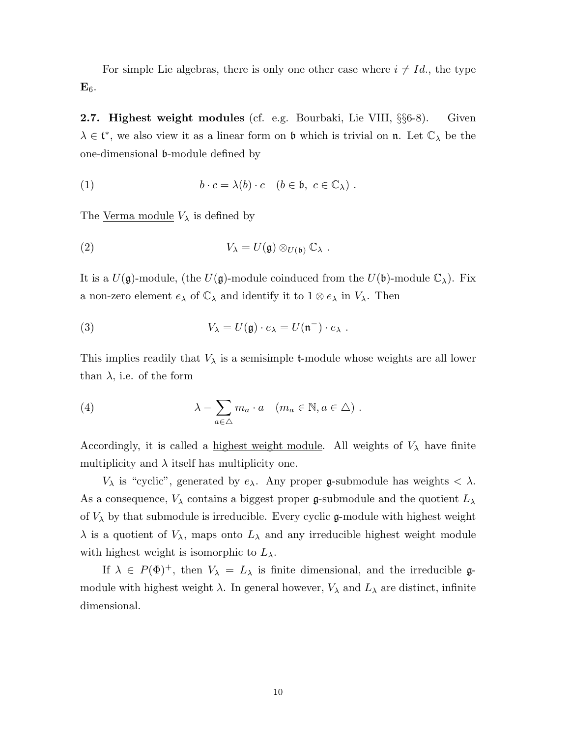For simple Lie algebras, there is only one other case where $i \neq Id.$, the type $\mathbf{E}_6$.

**2.7. Highest weight modules** (cf. e.g. Bourbaki, Lie VIII, §§6-8). Given $\lambda \in \mathfrak{t}^*$, we also view it as a linear form on $\mathfrak{b}$ which is trivial on $\mathfrak{n}$. Let $\mathbb{C}_\lambda$ be the one-dimensional $\mathfrak{b}$-module defined by

$$b \cdot c = \lambda(b) \cdot c \quad (b \in \mathfrak{b},\ c \in \mathbb{C}_\lambda)\ . \tag{1}$$

The <u>Verma module</u> $V_\lambda$ is defined by

$$V_\lambda = U(\mathfrak{g}) \otimes_{U(\mathfrak{b})} \mathbb{C}_\lambda\ . \tag{2}$$

It is a $U(\mathfrak{g})$-module, (the $U(\mathfrak{g})$-module coinduced from the $U(\mathfrak{b})$-module $\mathbb{C}_\lambda$). Fix a non-zero element $e_\lambda$ of $\mathbb{C}_\lambda$ and identify it to $1 \otimes e_\lambda$ in $V_\lambda$. Then

$$V_\lambda = U(\mathfrak{g}) \cdot e_\lambda = U(\mathfrak{n}^-) \cdot e_\lambda\ . \tag{3}$$

This implies readily that $V_\lambda$ is a semisimple $\mathfrak{t}$-module whose weights are all lower than $\lambda$, i.e. of the form

$$\lambda - \sum_{a \in \triangle} m_a \cdot a \quad (m_a \in \mathbb{N}, a \in \triangle)\ . \tag{4}$$

Accordingly, it is called a <u>highest weight module</u>. All weights of $V_\lambda$ have finite multiplicity and $\lambda$ itself has multiplicity one.

$V_\lambda$ is "cyclic", generated by $e_\lambda$. Any proper $\mathfrak{g}$-submodule has weights $< \lambda$. As a consequence, $V_\lambda$ contains a biggest proper $\mathfrak{g}$-submodule and the quotient $L_\lambda$ of $V_\lambda$ by that submodule is irreducible. Every cyclic $\mathfrak{g}$-module with highest weight $\lambda$ is a quotient of $V_\lambda$, maps onto $L_\lambda$ and any irreducible highest weight module with highest weight is isomorphic to $L_\lambda$.

If $\lambda \in P(\Phi)^+$, then $V_\lambda = L_\lambda$ is finite dimensional, and the irreducible $\mathfrak{g}$-module with highest weight $\lambda$. In general however, $V_\lambda$ and $L_\lambda$ are distinct, infinite dimensional.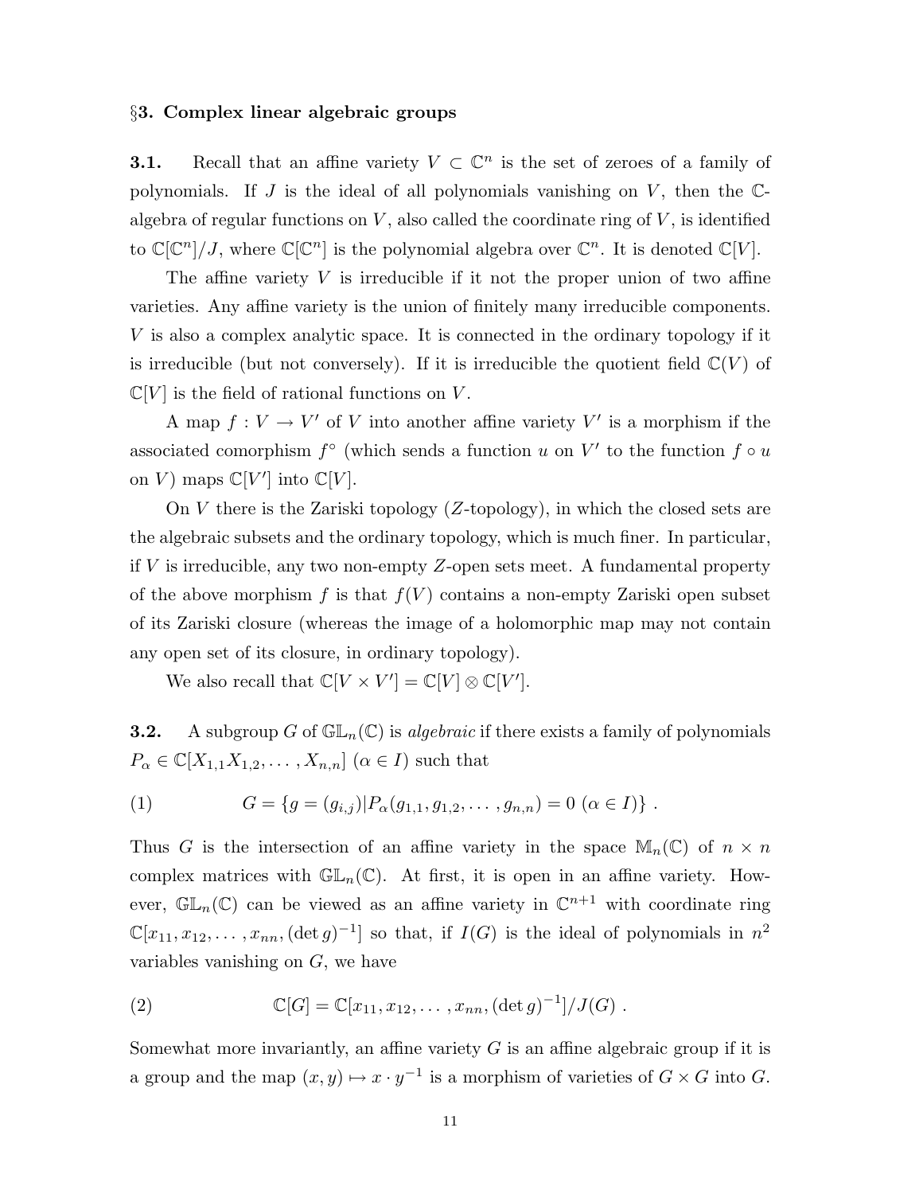## §3. Complex linear algebraic groups

**3.1.** Recall that an affine variety $V \subset \mathbb{C}^n$ is the set of zeroes of a family of polynomials. If $J$ is the ideal of all polynomials vanishing on $V$, then the $\mathbb{C}$-algebra of regular functions on $V$, also called the coordinate ring of $V$, is identified to $\mathbb{C}[\mathbb{C}^n]/J$, where $\mathbb{C}[\mathbb{C}^n]$ is the polynomial algebra over $\mathbb{C}^n$. It is denoted $\mathbb{C}[V]$.

The affine variety $V$ is irreducible if it not the proper union of two affine varieties. Any affine variety is the union of finitely many irreducible components. $V$ is also a complex analytic space. It is connected in the ordinary topology if it is irreducible (but not conversely). If it is irreducible the quotient field $\mathbb{C}(V)$ of $\mathbb{C}[V]$ is the field of rational functions on $V$.

A map $f : V \to V'$ of $V$ into another affine variety $V'$ is a morphism if the associated comorphism $f^\circ$ (which sends a function $u$ on $V'$ to the function $f \circ u$ on $V$) maps $\mathbb{C}[V']$ into $\mathbb{C}[V]$.

On $V$ there is the Zariski topology ($Z$-topology), in which the closed sets are the algebraic subsets and the ordinary topology, which is much finer. In particular, if $V$ is irreducible, any two non-empty $Z$-open sets meet. A fundamental property of the above morphism $f$ is that $f(V)$ contains a non-empty Zariski open subset of its Zariski closure (whereas the image of a holomorphic map may not contain any open set of its closure, in ordinary topology).

We also recall that $\mathbb{C}[V \times V'] = \mathbb{C}[V] \otimes \mathbb{C}[V']$.

**3.2.** A subgroup $G$ of $\mathbb{GL}_n(\mathbb{C})$ is *algebraic* if there exists a family of polynomials $P_\alpha \in \mathbb{C}[X_{1,1}X_{1,2}, \dots, X_{n,n}]$ $(\alpha \in I)$ such that

$$G = \{g = (g_{i,j}) | P_\alpha(g_{1,1}, g_{1,2}, \dots, g_{n,n}) = 0 \ (\alpha \in I)\} \ . \tag{1}$$

Thus $G$ is the intersection of an affine variety in the space $\mathbb{M}_n(\mathbb{C})$ of $n \times n$ complex matrices with $\mathbb{GL}_n(\mathbb{C})$. At first, it is open in an affine variety. However, $\mathbb{GL}_n(\mathbb{C})$ can be viewed as an affine variety in $\mathbb{C}^{n+1}$ with coordinate ring $\mathbb{C}[x_{11}, x_{12}, \dots, x_{nn}, (\det g)^{-1}]$ so that, if $I(G)$ is the ideal of polynomials in $n^2$ variables vanishing on $G$, we have

$$\mathbb{C}[G] = \mathbb{C}[x_{11}, x_{12}, \dots, x_{nn}, (\det g)^{-1}]/J(G) \ . \tag{2}$$

Somewhat more invariantly, an affine variety $G$ is an affine algebraic group if it is a group and the map $(x, y) \mapsto x \cdot y^{-1}$ is a morphism of varieties of $G \times G$ into $G$.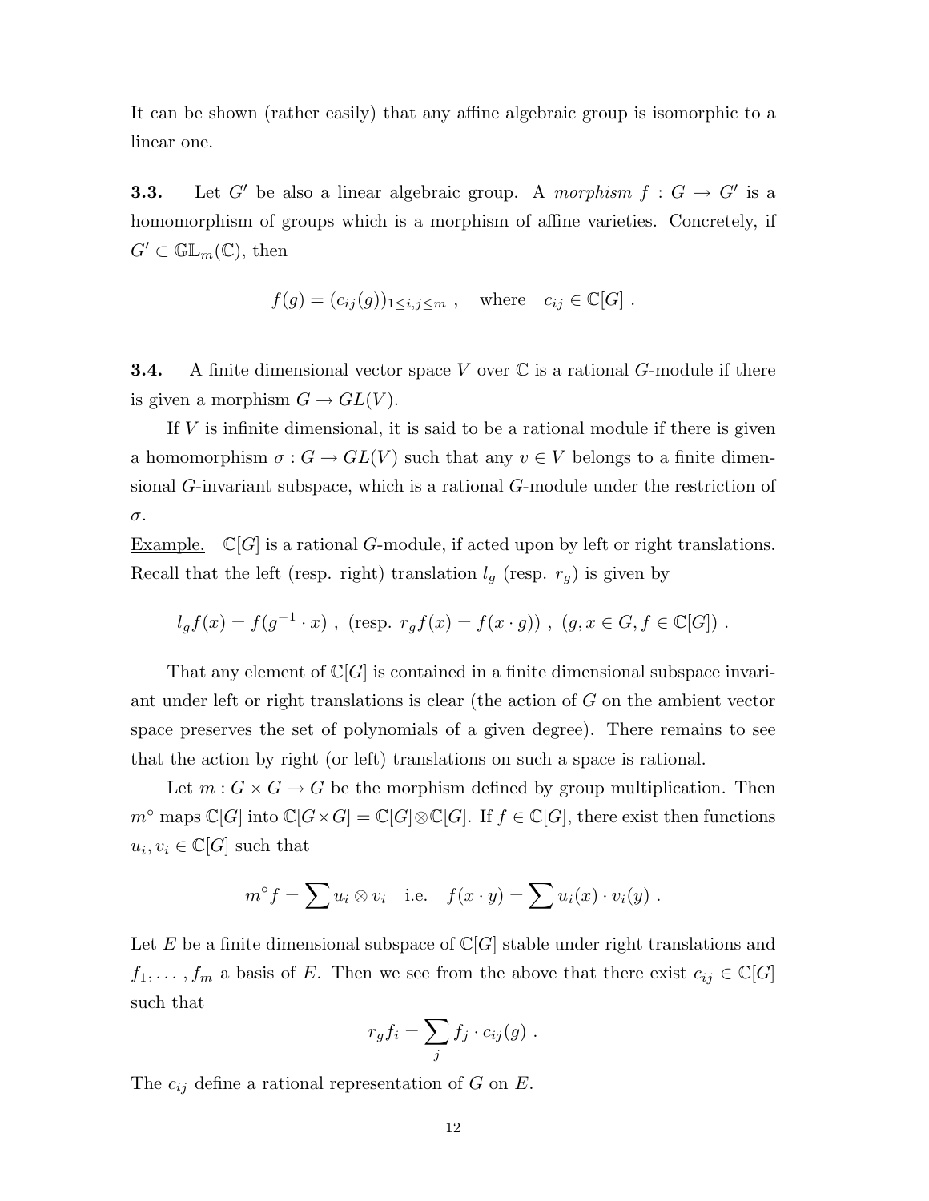It can be shown (rather easily) that any affine algebraic group is isomorphic to a linear one.

**3.3.** Let $G'$ be also a linear algebraic group. A *morphism* $f : G \to G'$ is a homomorphism of groups which is a morphism of affine varieties. Concretely, if $G' \subset \mathbb{GL}_m(\mathbb{C})$, then

$$f(g) = (c_{ij}(g))_{1 \leq i,j \leq m} \ , \quad \text{where} \quad c_{ij} \in \mathbb{C}[G] \ .$$

**3.4.** A finite dimensional vector space $V$ over $\mathbb{C}$ is a rational $G$-module if there is given a morphism $G \to GL(V)$.

If $V$ is infinite dimensional, it is said to be a rational module if there is given a homomorphism $\sigma : G \to GL(V)$ such that any $v \in V$ belongs to a finite dimensional $G$-invariant subspace, which is a rational $G$-module under the restriction of $\sigma$.

Example. $\mathbb{C}[G]$ is a rational $G$-module, if acted upon by left or right translations. Recall that the left (resp. right) translation $l_g$ (resp. $r_g$) is given by

$$l_g f(x) = f(g^{-1} \cdot x) \ , \ (\text{resp. } r_g f(x) = f(x \cdot g)) \ , \ (g, x \in G, f \in \mathbb{C}[G]) \ .$$

That any element of $\mathbb{C}[G]$ is contained in a finite dimensional subspace invariant under left or right translations is clear (the action of $G$ on the ambient vector space preserves the set of polynomials of a given degree). There remains to see that the action by right (or left) translations on such a space is rational.

Let $m : G \times G \to G$ be the morphism defined by group multiplication. Then $m^\circ$ maps $\mathbb{C}[G]$ into $\mathbb{C}[G \times G] = \mathbb{C}[G] \otimes \mathbb{C}[G]$. If $f \in \mathbb{C}[G]$, there exist then functions $u_i, v_i \in \mathbb{C}[G]$ such that

$$m^\circ f = \sum u_i \otimes v_i \quad \text{i.e.} \quad f(x \cdot y) = \sum u_i(x) \cdot v_i(y) \ .$$

Let $E$ be a finite dimensional subspace of $\mathbb{C}[G]$ stable under right translations and $f_1, \ldots, f_m$ a basis of $E$. Then we see from the above that there exist $c_{ij} \in \mathbb{C}[G]$ such that

$$r_g f_i = \sum_j f_j \cdot c_{ij}(g) \ .$$

The $c_{ij}$ define a rational representation of $G$ on $E$.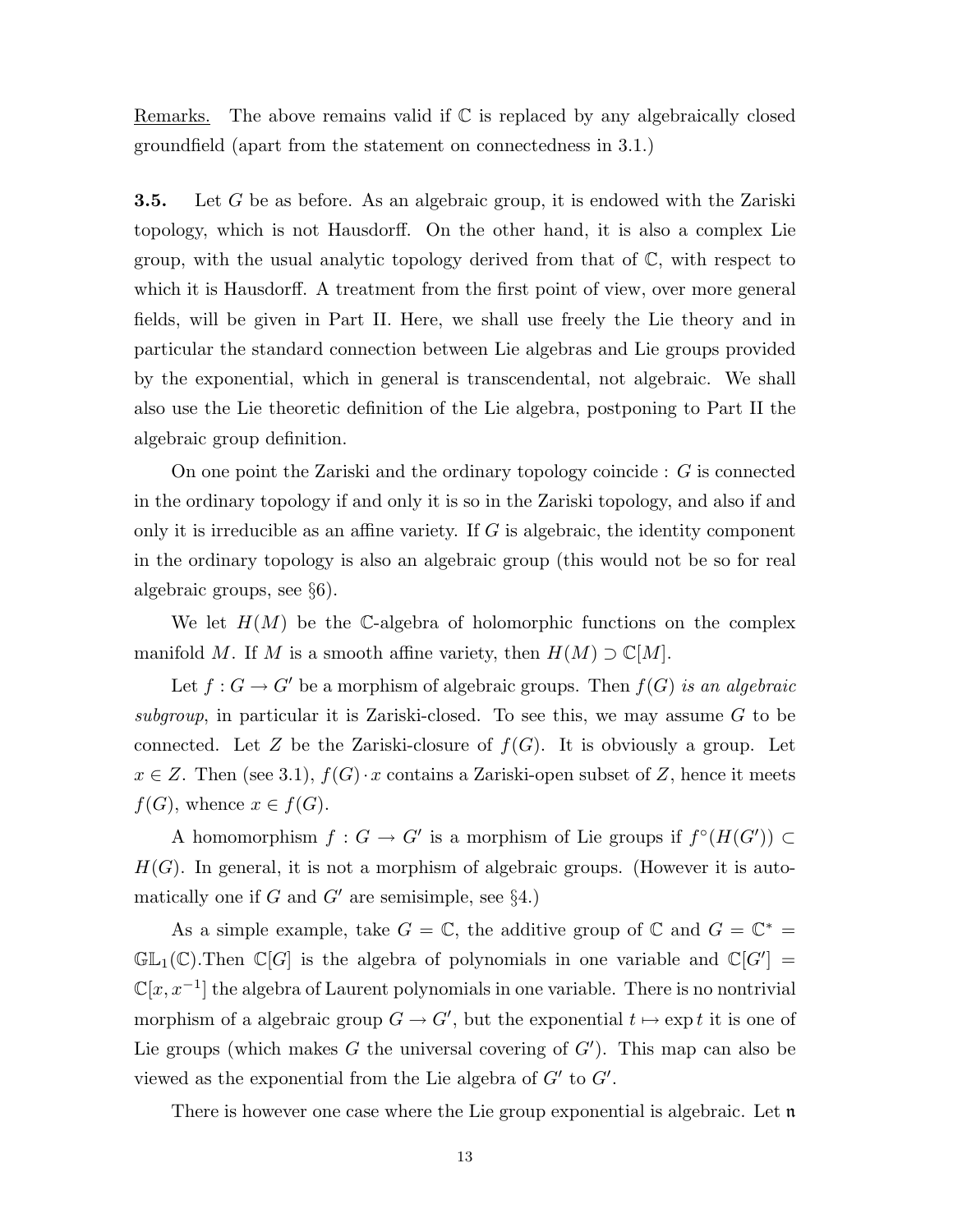Remarks. The above remains valid if $\mathbb{C}$ is replaced by any algebraically closed groundfield (apart from the statement on connectedness in 3.1.)

**3.5.** Let $G$ be as before. As an algebraic group, it is endowed with the Zariski topology, which is not Hausdorff. On the other hand, it is also a complex Lie group, with the usual analytic topology derived from that of $\mathbb{C}$, with respect to which it is Hausdorff. A treatment from the first point of view, over more general fields, will be given in Part II. Here, we shall use freely the Lie theory and in particular the standard connection between Lie algebras and Lie groups provided by the exponential, which in general is transcendental, not algebraic. We shall also use the Lie theoretic definition of the Lie algebra, postponing to Part II the algebraic group definition.

On one point the Zariski and the ordinary topology coincide : $G$ is connected in the ordinary topology if and only it is so in the Zariski topology, and also if and only it is irreducible as an affine variety. If $G$ is algebraic, the identity component in the ordinary topology is also an algebraic group (this would not be so for real algebraic groups, see §6).

We let $H(M)$ be the $\mathbb{C}$-algebra of holomorphic functions on the complex manifold $M$. If $M$ is a smooth affine variety, then $H(M) \supset \mathbb{C}[M]$.

Let $f : G \to G'$ be a morphism of algebraic groups. Then $f(G)$ *is an algebraic subgroup*, in particular it is Zariski-closed. To see this, we may assume $G$ to be connected. Let $Z$ be the Zariski-closure of $f(G)$. It is obviously a group. Let $x \in Z$. Then (see 3.1), $f(G) \cdot x$ contains a Zariski-open subset of $Z$, hence it meets $f(G)$, whence $x \in f(G)$.

A homomorphism $f : G \to G'$ is a morphism of Lie groups if $f^\circ(H(G')) \subset H(G)$. In general, it is not a morphism of algebraic groups. (However it is automatically one if $G$ and $G'$ are semisimple, see §4.)

As a simple example, take $G = \mathbb{C}$, the additive group of $\mathbb{C}$ and $G = \mathbb{C}^* = \mathbb{GL}_1(\mathbb{C})$.Then $\mathbb{C}[G]$ is the algebra of polynomials in one variable and $\mathbb{C}[G'] = \mathbb{C}[x, x^{-1}]$ the algebra of Laurent polynomials in one variable. There is no nontrivial morphism of a algebraic group $G \to G'$, but the exponential $t \mapsto \exp t$ it is one of Lie groups (which makes $G$ the universal covering of $G'$). This map can also be viewed as the exponential from the Lie algebra of $G'$ to $G'$.

There is however one case where the Lie group exponential is algebraic. Let $\mathfrak{n}$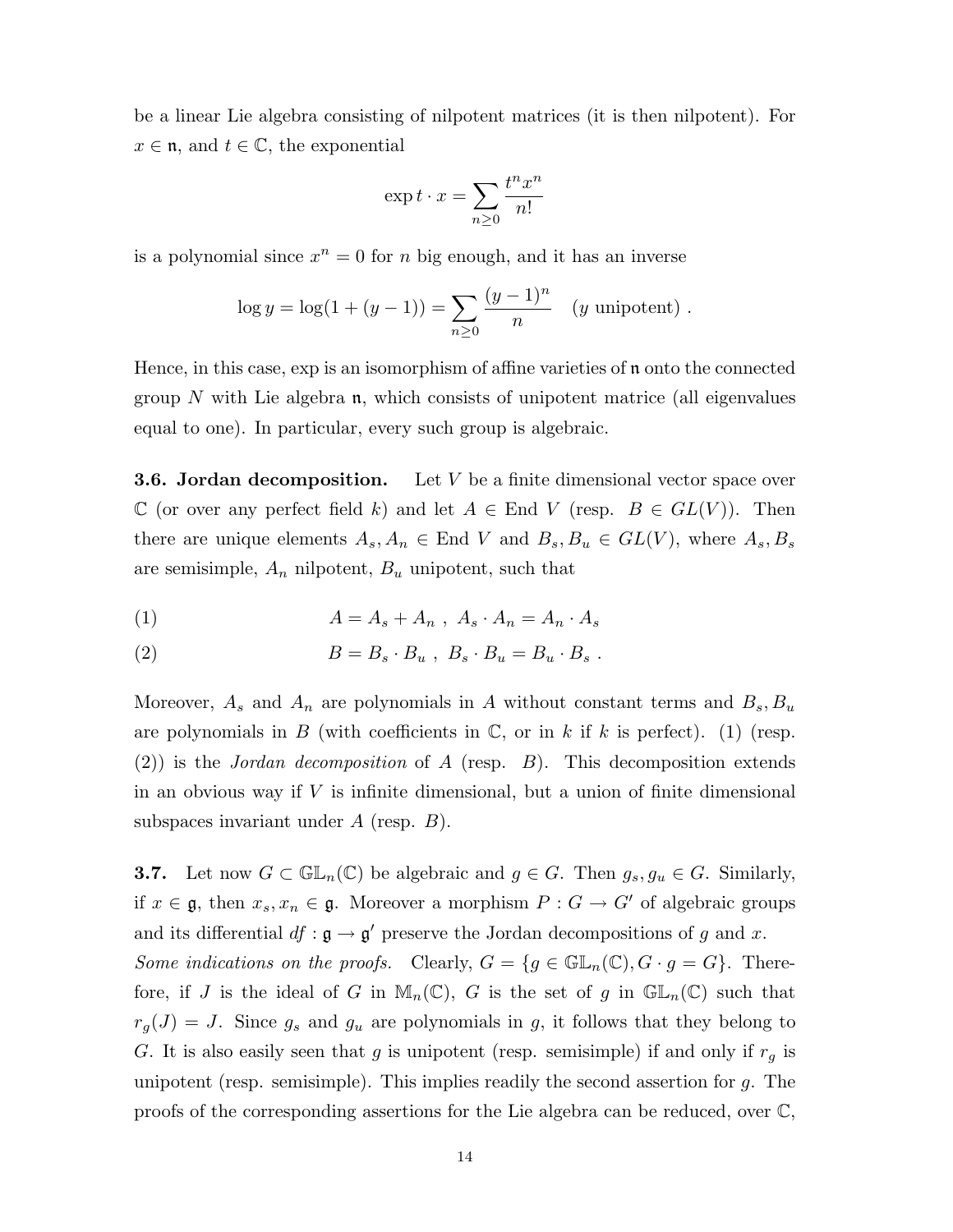be a linear Lie algebra consisting of nilpotent matrices (it is then nilpotent). For $x \in \mathfrak{n}$, and $t \in \mathbb{C}$, the exponential

$$\exp t \cdot x = \sum_{n \geq 0} \frac{t^n x^n}{n!}$$

is a polynomial since $x^n = 0$ for $n$ big enough, and it has an inverse

$$\log y = \log(1 + (y-1)) = \sum_{n \geq 0} \frac{(y-1)^n}{n} \quad (y \text{ unipotent}) \ .$$

Hence, in this case, exp is an isomorphism of affine varieties of $\mathfrak{n}$ onto the connected group $N$ with Lie algebra $\mathfrak{n}$, which consists of unipotent matrice (all eigenvalues equal to one). In particular, every such group is algebraic.

**3.6. Jordan decomposition.** Let $V$ be a finite dimensional vector space over $\mathbb{C}$ (or over any perfect field $k$) and let $A \in \text{End } V$ (resp. $B \in GL(V)$). Then there are unique elements $A_s, A_n \in \text{End } V$ and $B_s, B_u \in GL(V)$, where $A_s, B_s$ are semisimple, $A_n$ nilpotent, $B_u$ unipotent, such that

$$A = A_s + A_n \ , \ A_s \cdot A_n = A_n \cdot A_s \tag{1}$$

$$B = B_s \cdot B_u \ , \ B_s \cdot B_u = B_u \cdot B_s \ . \tag{2}$$

Moreover, $A_s$ and $A_n$ are polynomials in $A$ without constant terms and $B_s, B_u$ are polynomials in $B$ (with coefficients in $\mathbb{C}$, or in $k$ if $k$ is perfect). (1) (resp. (2)) is the *Jordan decomposition* of $A$ (resp. $B$). This decomposition extends in an obvious way if $V$ is infinite dimensional, but a union of finite dimensional subspaces invariant under $A$ (resp. $B$).

**3.7.** Let now $G \subset \mathbb{GL}_n(\mathbb{C})$ be algebraic and $g \in G$. Then $g_s, g_u \in G$. Similarly, if $x \in \mathfrak{g}$, then $x_s, x_n \in \mathfrak{g}$. Moreover a morphism $P : G \to G'$ of algebraic groups and its differential $df : \mathfrak{g} \to \mathfrak{g}'$ preserve the Jordan decompositions of $g$ and $x$.

*Some indications on the proofs.* Clearly, $G = \{g \in \mathbb{GL}_n(\mathbb{C}), G \cdot g = G\}$. Therefore, if $J$ is the ideal of $G$ in $\mathbb{M}_n(\mathbb{C})$, $G$ is the set of $g$ in $\mathbb{GL}_n(\mathbb{C})$ such that $r_g(J) = J$. Since $g_s$ and $g_u$ are polynomials in $g$, it follows that they belong to $G$. It is also easily seen that $g$ is unipotent (resp. semisimple) if and only if $r_g$ is unipotent (resp. semisimple). This implies readily the second assertion for $g$. The proofs of the corresponding assertions for the Lie algebra can be reduced, over $\mathbb{C}$,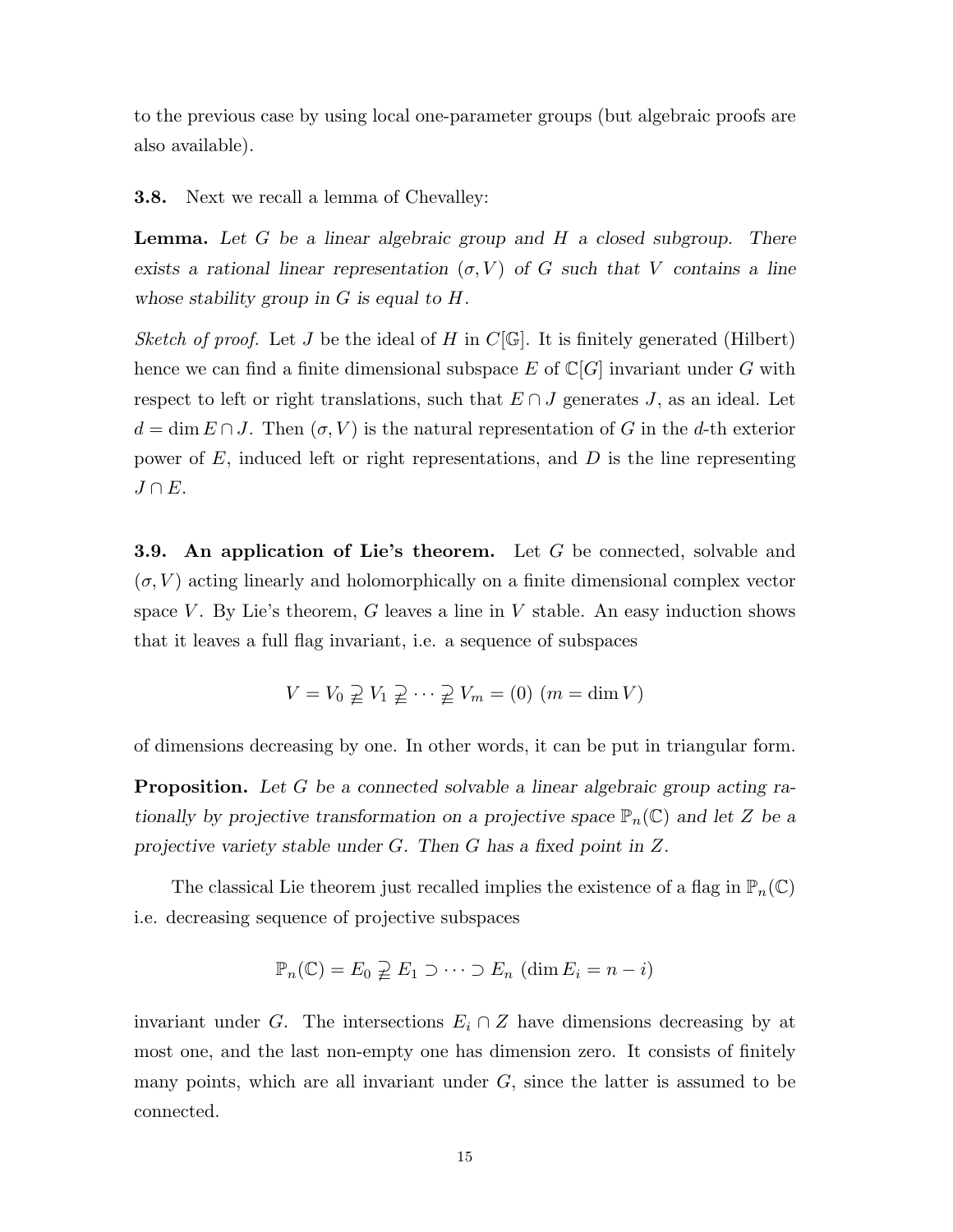to the previous case by using local one-parameter groups (but algebraic proofs are also available).

**3.8.** Next we recall a lemma of Chevalley:

**Lemma.** *Let $G$ be a linear algebraic group and $H$ a closed subgroup. There exists a rational linear representation $(\sigma, V)$ of $G$ such that $V$ contains a line whose stability group in $G$ is equal to $H$.*

*Sketch of proof.* Let $J$ be the ideal of $H$ in $C[\mathbb{G}]$. It is finitely generated (Hilbert) hence we can find a finite dimensional subspace $E$ of $\mathbb{C}[G]$ invariant under $G$ with respect to left or right translations, such that $E \cap J$ generates $J$, as an ideal. Let $d = \dim E \cap J$. Then $(\sigma, V)$ is the natural representation of $G$ in the $d$-th exterior power of $E$, induced left or right representations, and $D$ is the line representing $J \cap E$.

**3.9. An application of Lie's theorem.** Let $G$ be connected, solvable and $(\sigma, V)$ acting linearly and holomorphically on a finite dimensional complex vector space $V$. By Lie's theorem, $G$ leaves a line in $V$ stable. An easy induction shows that it leaves a full flag invariant, i.e. a sequence of subspaces

$$V = V_0 \supsetneqq V_1 \supsetneqq \cdots \supsetneqq V_m = (0) \ (m = \dim V)$$

of dimensions decreasing by one. In other words, it can be put in triangular form.

**Proposition.** *Let $G$ be a connected solvable a linear algebraic group acting rationally by projective transformation on a projective space $\mathbb{P}_n(\mathbb{C})$ and let $Z$ be a projective variety stable under $G$. Then $G$ has a fixed point in $Z$.*

The classical Lie theorem just recalled implies the existence of a flag in $\mathbb{P}_n(\mathbb{C})$ i.e. decreasing sequence of projective subspaces

$$\mathbb{P}_n(\mathbb{C}) = E_0 \supsetneqq E_1 \supset \cdots \supset E_n \ (\dim E_i = n - i)$$

invariant under $G$. The intersections $E_i \cap Z$ have dimensions decreasing by at most one, and the last non-empty one has dimension zero. It consists of finitely many points, which are all invariant under $G$, since the latter is assumed to be connected.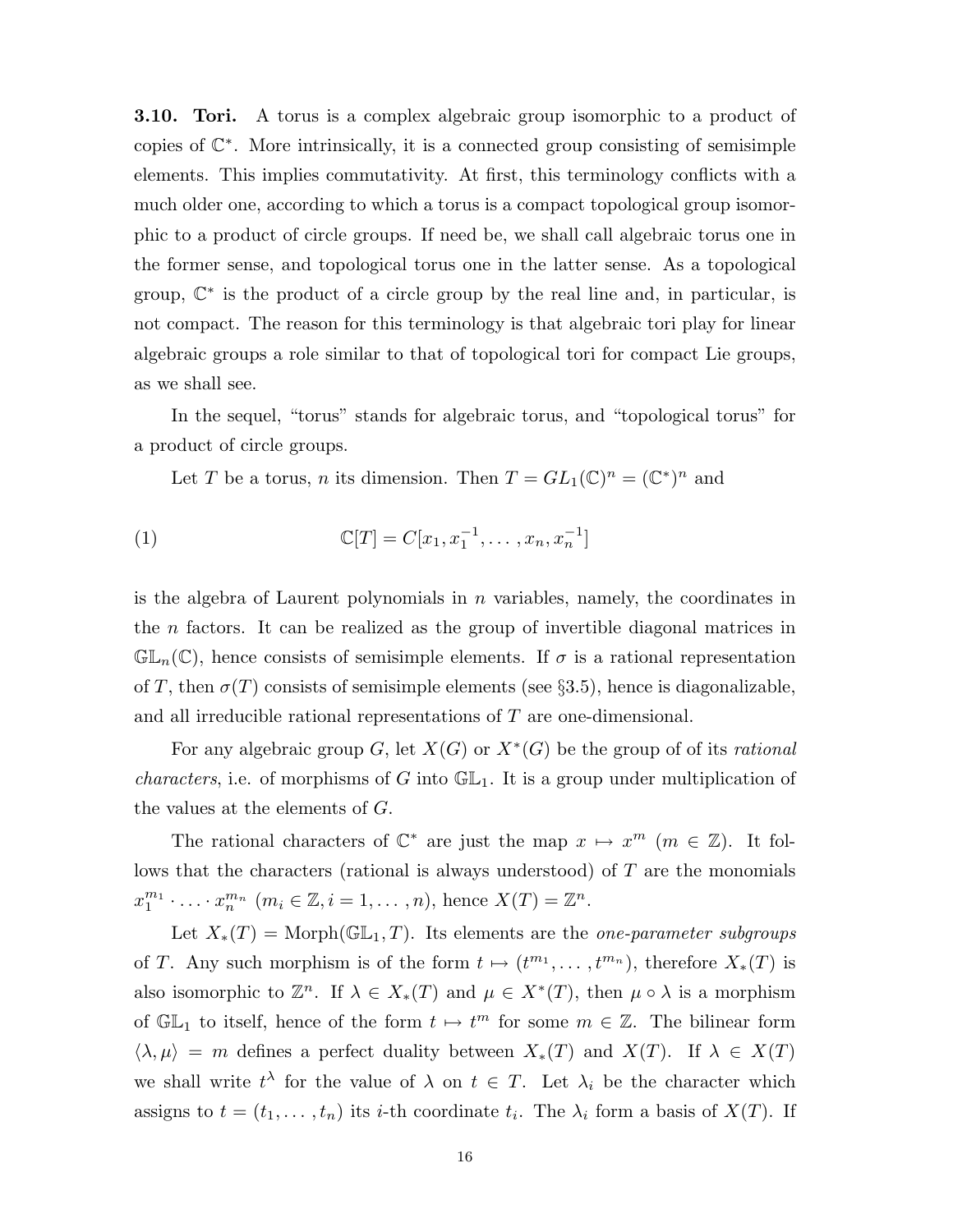**3.10. Tori.** A torus is a complex algebraic group isomorphic to a product of copies of $\mathbb{C}^*$. More intrinsically, it is a connected group consisting of semisimple elements. This implies commutativity. At first, this terminology conflicts with a much older one, according to which a torus is a compact topological group isomorphic to a product of circle groups. If need be, we shall call algebraic torus one in the former sense, and topological torus one in the latter sense. As a topological group, $\mathbb{C}^*$ is the product of a circle group by the real line and, in particular, is not compact. The reason for this terminology is that algebraic tori play for linear algebraic groups a role similar to that of topological tori for compact Lie groups, as we shall see.

In the sequel, "torus" stands for algebraic torus, and "topological torus" for a product of circle groups.

Let $T$ be a torus, $n$ its dimension. Then $T = GL_1(\mathbb{C})^n = (\mathbb{C}^*)^n$ and

$$\mathbb{C}[T] = C[x_1, x_1^{-1}, \ldots, x_n, x_n^{-1}] \tag{1}$$

is the algebra of Laurent polynomials in $n$ variables, namely, the coordinates in the $n$ factors. It can be realized as the group of invertible diagonal matrices in $\mathbb{GL}_n(\mathbb{C})$, hence consists of semisimple elements. If $\sigma$ is a rational representation of $T$, then $\sigma(T)$ consists of semisimple elements (see §3.5), hence is diagonalizable, and all irreducible rational representations of $T$ are one-dimensional.

For any algebraic group $G$, let $X(G)$ or $X^*(G)$ be the group of of its *rational characters*, i.e. of morphisms of $G$ into $\mathbb{GL}_1$. It is a group under multiplication of the values at the elements of $G$.

The rational characters of $\mathbb{C}^*$ are just the map $x \mapsto x^m$ $(m \in \mathbb{Z})$. It follows that the characters (rational is always understood) of $T$ are the monomials $x_1^{m_1} \cdot \ldots \cdot x_n^{m_n}$ $(m_i \in \mathbb{Z}, i = 1, \ldots, n)$, hence $X(T) = \mathbb{Z}^n$.

Let $X_*(T) = \mathrm{Morph}(\mathbb{GL}_1, T)$. Its elements are the *one-parameter subgroups* of $T$. Any such morphism is of the form $t \mapsto (t^{m_1}, \ldots, t^{m_n})$, therefore $X_*(T)$ is also isomorphic to $\mathbb{Z}^n$. If $\lambda \in X_*(T)$ and $\mu \in X^*(T)$, then $\mu \circ \lambda$ is a morphism of $\mathbb{GL}_1$ to itself, hence of the form $t \mapsto t^m$ for some $m \in \mathbb{Z}$. The bilinear form $\langle \lambda, \mu \rangle = m$ defines a perfect duality between $X_*(T)$ and $X(T)$. If $\lambda \in X(T)$ we shall write $t^\lambda$ for the value of $\lambda$ on $t \in T$. Let $\lambda_i$ be the character which assigns to $t = (t_1, \ldots, t_n)$ its $i$-th coordinate $t_i$. The $\lambda_i$ form a basis of $X(T)$. If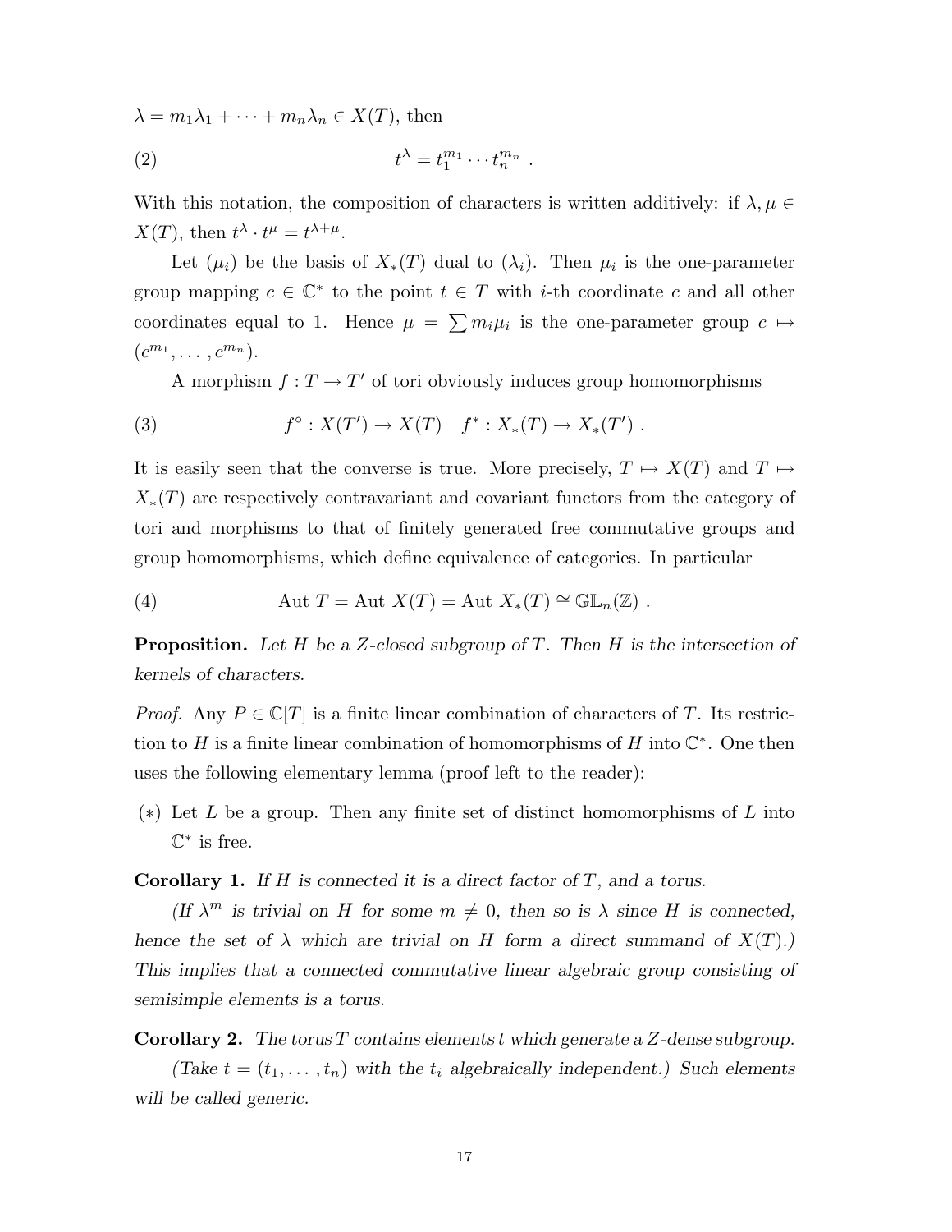$\lambda = m_1\lambda_1 + \cdots + m_n\lambda_n \in X(T)$, then

$$t^\lambda = t_1^{m_1} \cdots t_n^{m_n} \ . \tag{2}$$

With this notation, the composition of characters is written additively: if $\lambda, \mu \in X(T)$, then $t^\lambda \cdot t^\mu = t^{\lambda+\mu}$.

Let $(\mu_i)$ be the basis of $X_*(T)$ dual to $(\lambda_i)$. Then $\mu_i$ is the one-parameter group mapping $c \in \mathbb{C}^*$ to the point $t \in T$ with $i$-th coordinate $c$ and all other coordinates equal to 1. Hence $\mu = \sum m_i \mu_i$ is the one-parameter group $c \mapsto (c^{m_1}, \ldots, c^{m_n})$.

A morphism $f : T \to T'$ of tori obviously induces group homomorphisms

$$f^\circ : X(T') \to X(T) \quad f^* : X_*(T) \to X_*(T') \ . \tag{3}$$

It is easily seen that the converse is true. More precisely, $T \mapsto X(T)$ and $T \mapsto X_*(T)$ are respectively contravariant and covariant functors from the category of tori and morphisms to that of finitely generated free commutative groups and group homomorphisms, which define equivalence of categories. In particular

$$\mathrm{Aut}\ T = \mathrm{Aut}\ X(T) = \mathrm{Aut}\ X_*(T) \cong \mathbb{GL}_n(\mathbb{Z}) \ . \tag{4}$$

**Proposition.** *Let $H$ be a Z-closed subgroup of $T$. Then $H$ is the intersection of kernels of characters.*

*Proof.* Any $P \in \mathbb{C}[T]$ is a finite linear combination of characters of $T$. Its restriction to $H$ is a finite linear combination of homomorphisms of $H$ into $\mathbb{C}^*$. One then uses the following elementary lemma (proof left to the reader):

(∗) Let $L$ be a group. Then any finite set of distinct homomorphisms of $L$ into $\mathbb{C}^*$ is free.

**Corollary 1.** *If $H$ is connected it is a direct factor of $T$, and a torus.*

*(If $\lambda^m$ is trivial on $H$ for some $m \neq 0$, then so is $\lambda$ since $H$ is connected, hence the set of $\lambda$ which are trivial on $H$ form a direct summand of $X(T)$.) This implies that a connected commutative linear algebraic group consisting of semisimple elements is a torus.*

**Corollary 2.** *The torus $T$ contains elements $t$ which generate a Z-dense subgroup.*

*(Take $t = (t_1, \ldots, t_n)$ with the $t_i$ algebraically independent.) Such elements will be called generic.*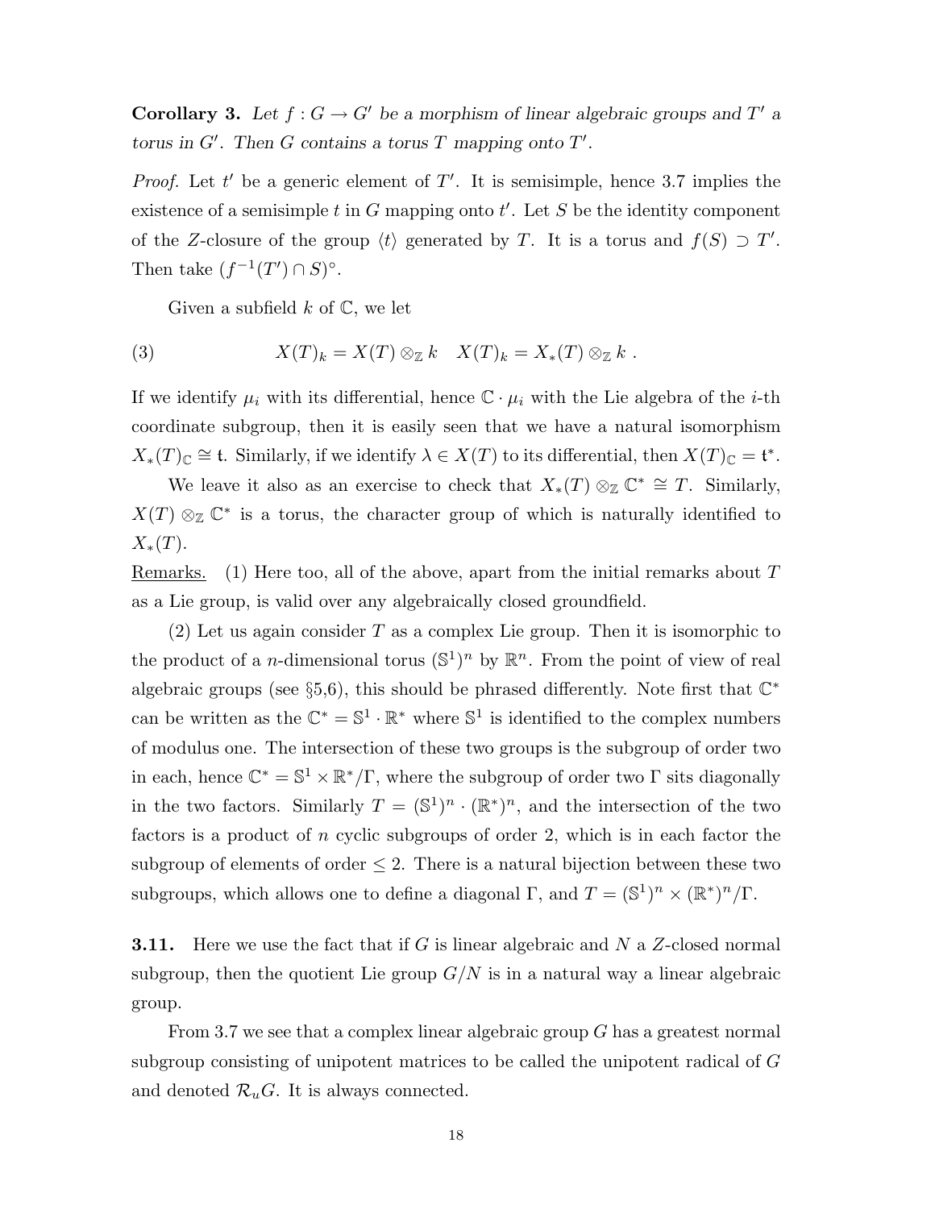**Corollary 3.** *Let $f : G \to G'$ be a morphism of linear algebraic groups and $T'$ a torus in $G'$. Then $G$ contains a torus $T$ mapping onto $T'$.*

*Proof.* Let $t'$ be a generic element of $T'$. It is semisimple, hence 3.7 implies the existence of a semisimple $t$ in $G$ mapping onto $t'$. Let $S$ be the identity component of the $Z$-closure of the group $\langle t \rangle$ generated by $T$. It is a torus and $f(S) \supset T'$. Then take $(f^{-1}(T') \cap S)^{\circ}$.

Given a subfield $k$ of $\mathbb{C}$, we let

$$X(T)_k = X(T) \otimes_{\mathbb{Z}} k \quad X(T)_k = X_*(T) \otimes_{\mathbb{Z}} k \ . \tag{3}$$

If we identify $\mu_i$ with its differential, hence $\mathbb{C} \cdot \mu_i$ with the Lie algebra of the $i$-th coordinate subgroup, then it is easily seen that we have a natural isomorphism $X_*(T)_{\mathbb{C}} \cong \mathfrak{t}$. Similarly, if we identify $\lambda \in X(T)$ to its differential, then $X(T)_{\mathbb{C}} = \mathfrak{t}^*$.

We leave it also as an exercise to check that $X_*(T) \otimes_{\mathbb{Z}} \mathbb{C}^* \cong T$. Similarly, $X(T) \otimes_{\mathbb{Z}} \mathbb{C}^*$ is a torus, the character group of which is naturally identified to $X_*(T)$.

Remarks. (1) Here too, all of the above, apart from the initial remarks about $T$ as a Lie group, is valid over any algebraically closed groundfield.

(2) Let us again consider $T$ as a complex Lie group. Then it is isomorphic to the product of a $n$-dimensional torus $(\mathbb{S}^1)^n$ by $\mathbb{R}^n$. From the point of view of real algebraic groups (see §5,6), this should be phrased differently. Note first that $\mathbb{C}^*$ can be written as the $\mathbb{C}^* = \mathbb{S}^1 \cdot \mathbb{R}^*$ where $\mathbb{S}^1$ is identified to the complex numbers of modulus one. The intersection of these two groups is the subgroup of order two in each, hence $\mathbb{C}^* = \mathbb{S}^1 \times \mathbb{R}^*/\Gamma$, where the subgroup of order two $\Gamma$ sits diagonally in the two factors. Similarly $T = (\mathbb{S}^1)^n \cdot (\mathbb{R}^*)^n$, and the intersection of the two factors is a product of $n$ cyclic subgroups of order 2, which is in each factor the subgroup of elements of order $\leq 2$. There is a natural bijection between these two subgroups, which allows one to define a diagonal $\Gamma$, and $T = (\mathbb{S}^1)^n \times (\mathbb{R}^*)^n/\Gamma$.

**3.11.** Here we use the fact that if $G$ is linear algebraic and $N$ a $Z$-closed normal subgroup, then the quotient Lie group $G/N$ is in a natural way a linear algebraic group.

From 3.7 we see that a complex linear algebraic group $G$ has a greatest normal subgroup consisting of unipotent matrices to be called the unipotent radical of $G$ and denoted $\mathcal{R}_u G$. It is always connected.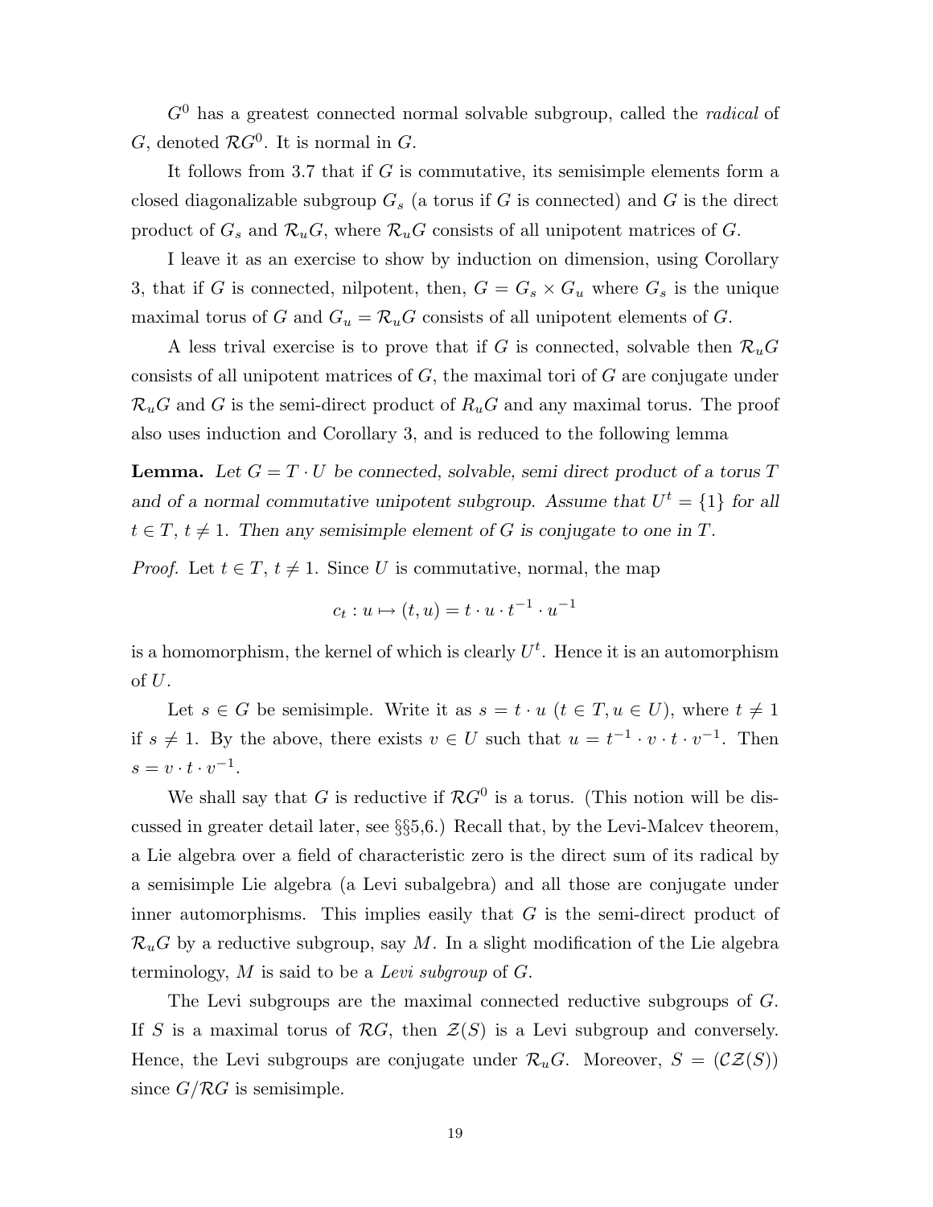$G^0$ has a greatest connected normal solvable subgroup, called the *radical* of $G$, denoted $\mathcal{R}G^0$. It is normal in $G$.

It follows from 3.7 that if $G$ is commutative, its semisimple elements form a closed diagonalizable subgroup $G_s$ (a torus if $G$ is connected) and $G$ is the direct product of $G_s$ and $\mathcal{R}_u G$, where $\mathcal{R}_u G$ consists of all unipotent matrices of $G$.

I leave it as an exercise to show by induction on dimension, using Corollary 3, that if $G$ is connected, nilpotent, then, $G = G_s \times G_u$ where $G_s$ is the unique maximal torus of $G$ and $G_u = \mathcal{R}_u G$ consists of all unipotent elements of $G$.

A less trival exercise is to prove that if $G$ is connected, solvable then $\mathcal{R}_u G$ consists of all unipotent matrices of $G$, the maximal tori of $G$ are conjugate under $\mathcal{R}_u G$ and $G$ is the semi-direct product of $R_u G$ and any maximal torus. The proof also uses induction and Corollary 3, and is reduced to the following lemma

**Lemma.** *Let $G = T \cdot U$ be connected, solvable, semi direct product of a torus $T$ and of a normal commutative unipotent subgroup. Assume that $U^t = \{1\}$ for all $t \in T$, $t \neq 1$. Then any semisimple element of $G$ is conjugate to one in $T$.*

*Proof.* Let $t \in T$, $t \neq 1$. Since $U$ is commutative, normal, the map

$$c_t : u \mapsto (t, u) = t \cdot u \cdot t^{-1} \cdot u^{-1}$$

is a homomorphism, the kernel of which is clearly $U^t$. Hence it is an automorphism of $U$.

Let $s \in G$ be semisimple. Write it as $s = t \cdot u$ ($t \in T, u \in U$), where $t \neq 1$ if $s \neq 1$. By the above, there exists $v \in U$ such that $u = t^{-1} \cdot v \cdot t \cdot v^{-1}$. Then $s = v \cdot t \cdot v^{-1}$.

We shall say that $G$ is reductive if $\mathcal{R}G^0$ is a torus. (This notion will be discussed in greater detail later, see §§5,6.) Recall that, by the Levi-Malcev theorem, a Lie algebra over a field of characteristic zero is the direct sum of its radical by a semisimple Lie algebra (a Levi subalgebra) and all those are conjugate under inner automorphisms. This implies easily that $G$ is the semi-direct product of $\mathcal{R}_u G$ by a reductive subgroup, say $M$. In a slight modification of the Lie algebra terminology, $M$ is said to be a *Levi subgroup* of $G$.

The Levi subgroups are the maximal connected reductive subgroups of $G$. If $S$ is a maximal torus of $\mathcal{R}G$, then $\mathcal{Z}(S)$ is a Levi subgroup and conversely. Hence, the Levi subgroups are conjugate under $\mathcal{R}_u G$. Moreover, $S = (\mathcal{C}\mathcal{Z}(S))$ since $G/\mathcal{R}G$ is semisimple.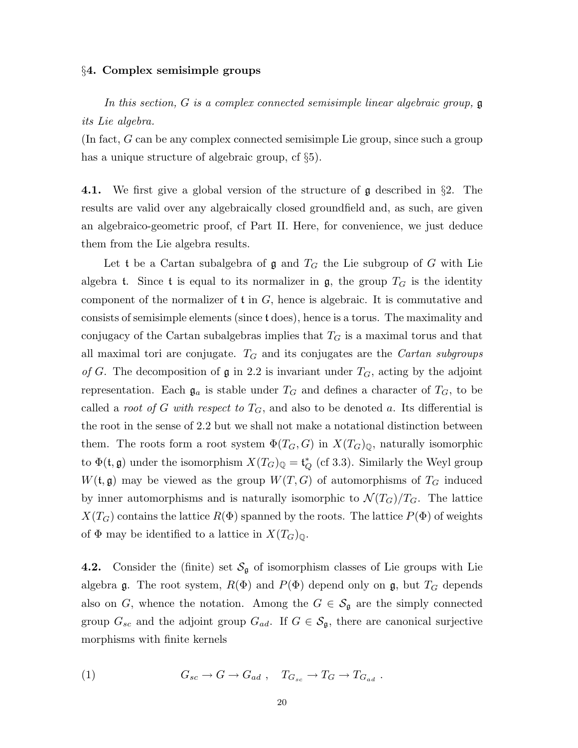## §4. Complex semisimple groups

*In this section, $G$ is a complex connected semisimple linear algebraic group, $\mathfrak{g}$ its Lie algebra.*

(In fact, $G$ can be any complex connected semisimple Lie group, since such a group has a unique structure of algebraic group, cf §5).

**4.1.** We first give a global version of the structure of $\mathfrak{g}$ described in §2. The results are valid over any algebraically closed groundfield and, as such, are given an algebraico-geometric proof, cf Part II. Here, for convenience, we just deduce them from the Lie algebra results.

Let $\mathfrak{t}$ be a Cartan subalgebra of $\mathfrak{g}$ and $T_G$ the Lie subgroup of $G$ with Lie algebra $\mathfrak{t}$. Since $\mathfrak{t}$ is equal to its normalizer in $\mathfrak{g}$, the group $T_G$ is the identity component of the normalizer of $\mathfrak{t}$ in $G$, hence is algebraic. It is commutative and consists of semisimple elements (since $\mathfrak{t}$ does), hence is a torus. The maximality and conjugacy of the Cartan subalgebras implies that $T_G$ is a maximal torus and that all maximal tori are conjugate. $T_G$ and its conjugates are the *Cartan subgroups of $G$*. The decomposition of $\mathfrak{g}$ in 2.2 is invariant under $T_G$, acting by the adjoint representation. Each $\mathfrak{g}_a$ is stable under $T_G$ and defines a character of $T_G$, to be called a *root of $G$ with respect to $T_G$*, and also to be denoted $a$. Its differential is the root in the sense of 2.2 but we shall not make a notational distinction between them. The roots form a root system $\Phi(T_G, G)$ in $X(T_G)_{\mathbb{Q}}$, naturally isomorphic to $\Phi(\mathfrak{t}, \mathfrak{g})$ under the isomorphism $X(T_G)_{\mathbb{Q}} = \mathfrak{t}^*_Q$ (cf 3.3). Similarly the Weyl group $W(\mathfrak{t}, \mathfrak{g})$ may be viewed as the group $W(T, G)$ of automorphisms of $T_G$ induced by inner automorphisms and is naturally isomorphic to $\mathcal{N}(T_G)/T_G$. The lattice $X(T_G)$ contains the lattice $R(\Phi)$ spanned by the roots. The lattice $P(\Phi)$ of weights of $\Phi$ may be identified to a lattice in $X(T_G)_{\mathbb{Q}}$.

**4.2.** Consider the (finite) set $\mathcal{S}_{\mathfrak{g}}$ of isomorphism classes of Lie groups with Lie algebra $\mathfrak{g}$. The root system, $R(\Phi)$ and $P(\Phi)$ depend only on $\mathfrak{g}$, but $T_G$ depends also on $G$, whence the notation. Among the $G \in \mathcal{S}_{\mathfrak{g}}$ are the simply connected group $G_{sc}$ and the adjoint group $G_{ad}$. If $G \in \mathcal{S}_{\mathfrak{g}}$, there are canonical surjective morphisms with finite kernels

$$G_{sc} \to G \to G_{ad}\ , \quad T_{G_{sc}} \to T_G \to T_{G_{ad}}\ . \tag{1}$$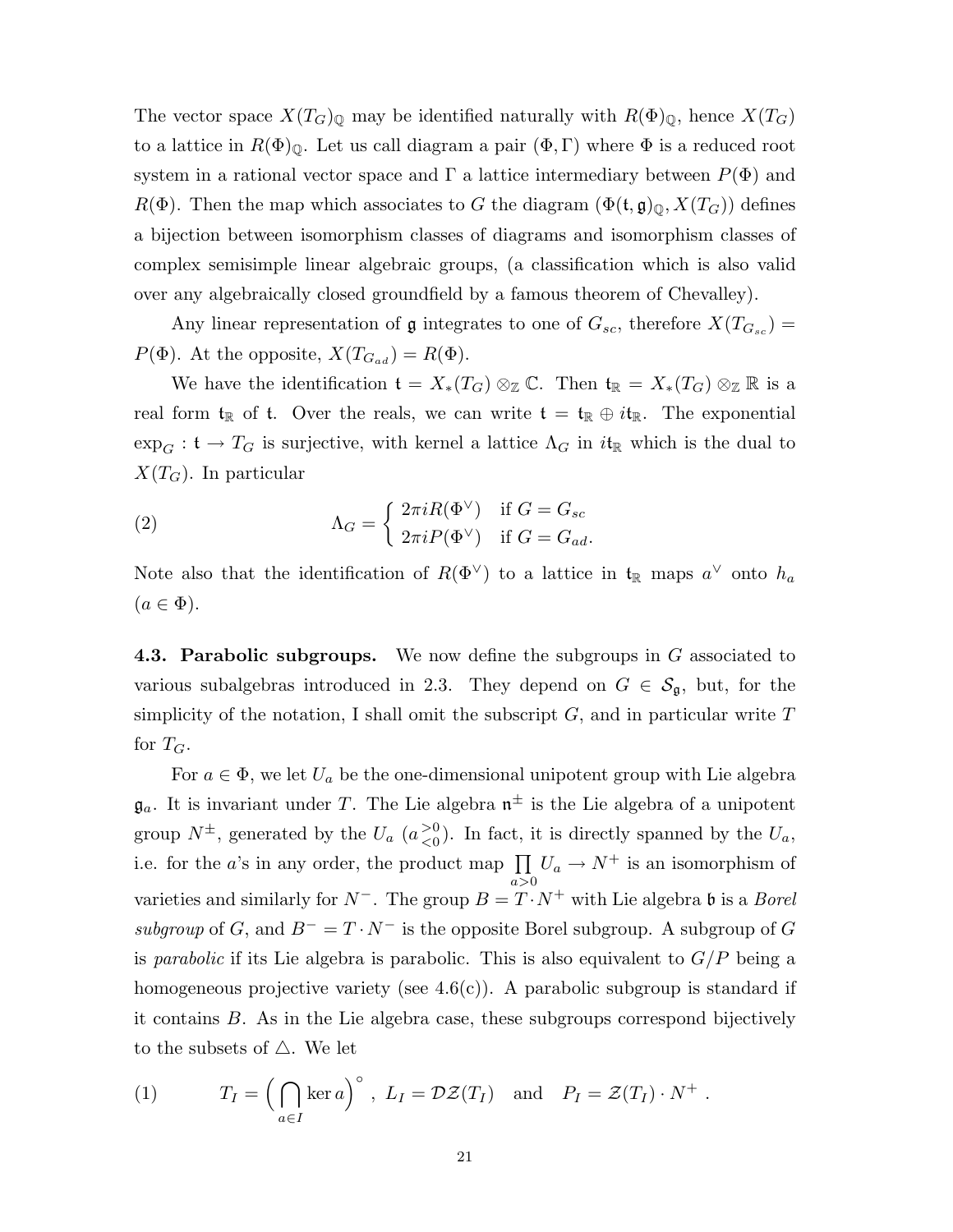The vector space $X(T_G)_{\mathbb{Q}}$ may be identified naturally with $R(\Phi)_{\mathbb{Q}}$, hence $X(T_G)$ to a lattice in $R(\Phi)_{\mathbb{Q}}$. Let us call diagram a pair $(\Phi, \Gamma)$ where $\Phi$ is a reduced root system in a rational vector space and $\Gamma$ a lattice intermediary between $P(\Phi)$ and $R(\Phi)$. Then the map which associates to $G$ the diagram $(\Phi(\mathfrak{t}, \mathfrak{g})_{\mathbb{Q}}, X(T_G))$ defines a bijection between isomorphism classes of diagrams and isomorphism classes of complex semisimple linear algebraic groups, (a classification which is also valid over any algebraically closed groundfield by a famous theorem of Chevalley).

Any linear representation of $\mathfrak{g}$ integrates to one of $G_{sc}$, therefore $X(T_{G_{sc}}) = P(\Phi)$. At the opposite, $X(T_{G_{ad}}) = R(\Phi)$.

We have the identification $\mathfrak{t} = X_*(T_G) \otimes_{\mathbb{Z}} \mathbb{C}$. Then $\mathfrak{t}_{\mathbb{R}} = X_*(T_G) \otimes_{\mathbb{Z}} \mathbb{R}$ is a real form $\mathfrak{t}_{\mathbb{R}}$ of $\mathfrak{t}$. Over the reals, we can write $\mathfrak{t} = \mathfrak{t}_{\mathbb{R}} \oplus i\mathfrak{t}_{\mathbb{R}}$. The exponential $\exp_G : \mathfrak{t} \to T_G$ is surjective, with kernel a lattice $\Lambda_G$ in $i\mathfrak{t}_{\mathbb{R}}$ which is the dual to $X(T_G)$. In particular

$$\Lambda_G = \begin{cases} 2\pi i R(\Phi^\vee) & \text{if } G = G_{sc} \\ 2\pi i P(\Phi^\vee) & \text{if } G = G_{ad}. \end{cases} \tag{2}$$

Note also that the identification of $R(\Phi^\vee)$ to a lattice in $\mathfrak{t}_{\mathbb{R}}$ maps $a^\vee$ onto $h_a$ ($a \in \Phi$).

**4.3. Parabolic subgroups.** We now define the subgroups in $G$ associated to various subalgebras introduced in 2.3. They depend on $G \in \mathcal{S}_{\mathfrak{g}}$, but, for the simplicity of the notation, I shall omit the subscript $G$, and in particular write $T$ for $T_G$.

For $a \in \Phi$, we let $U_a$ be the one-dimensional unipotent group with Lie algebra $\mathfrak{g}_a$. It is invariant under $T$. The Lie algebra $\mathfrak{n}^{\pm}$ is the Lie algebra of a unipotent group $N^{\pm}$, generated by the $U_a$ ($a \,{}^{>0}_{<0}$). In fact, it is directly spanned by the $U_a$, i.e. for the $a$'s in any order, the product map $\prod_{a>0} U_a \to N^+$ is an isomorphism of varieties and similarly for $N^-$. The group $B = T \cdot N^+$ with Lie algebra $\mathfrak{b}$ is a *Borel subgroup* of $G$, and $B^- = T \cdot N^-$ is the opposite Borel subgroup. A subgroup of $G$ is *parabolic* if its Lie algebra is parabolic. This is also equivalent to $G/P$ being a homogeneous projective variety (see 4.6(c)). A parabolic subgroup is standard if it contains $B$. As in the Lie algebra case, these subgroups correspond bijectively to the subsets of $\triangle$. We let

$$T_I = \Big(\bigcap_{a \in I} \ker a\Big)^\circ, \quad L_I = \mathcal{D}\mathcal{Z}(T_I) \quad \text{and} \quad P_I = \mathcal{Z}(T_I) \cdot N^+ . \tag{1}$$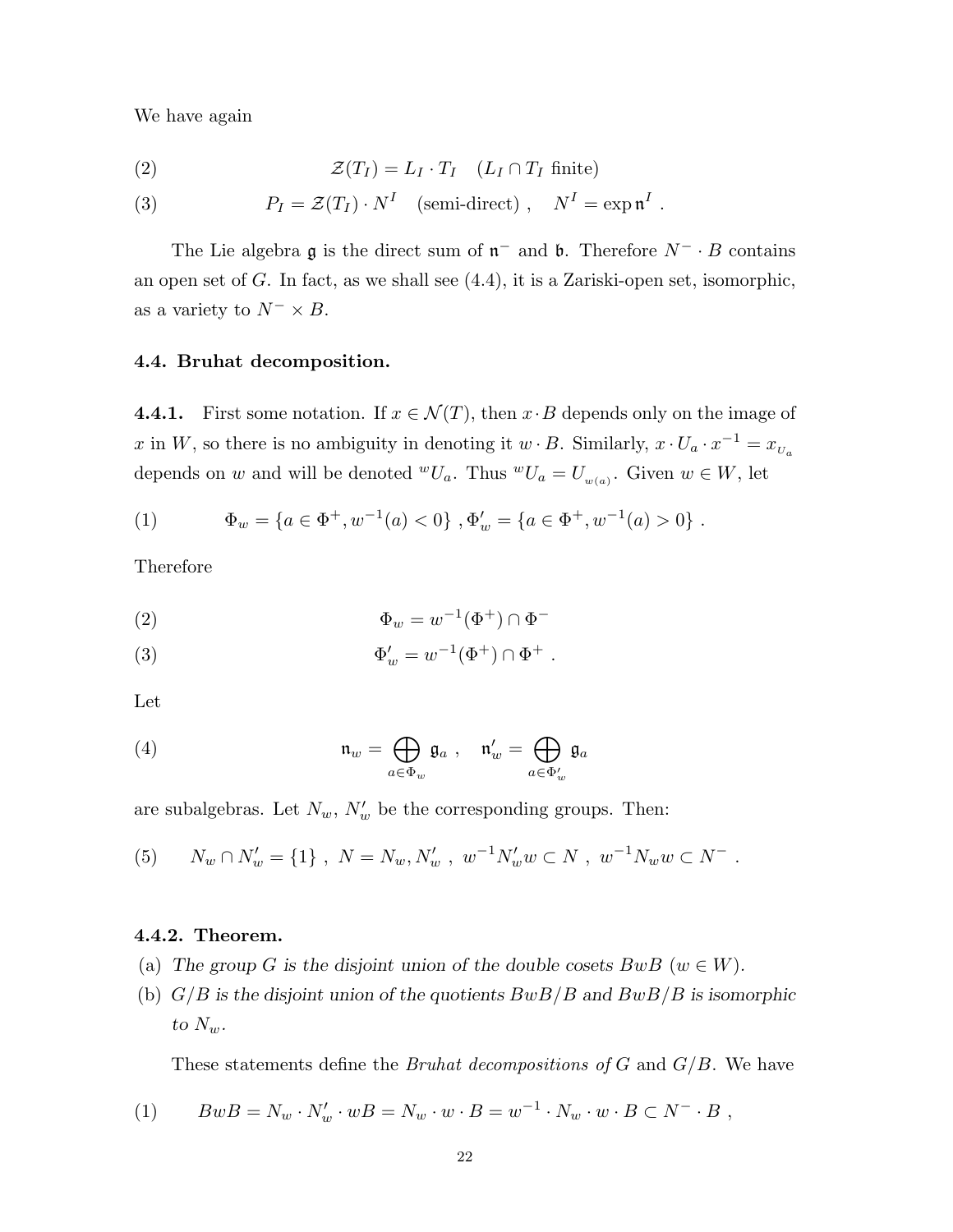We have again

$$(2) \qquad \mathcal{Z}(T_I) = L_I \cdot T_I \quad (L_I \cap T_I \text{ finite})$$

$$(3) \qquad P_I = \mathcal{Z}(T_I) \cdot N^I \quad \text{(semi-direct)} \ , \quad N^I = \exp \mathfrak{n}^I \ .$$

The Lie algebra $\mathfrak{g}$ is the direct sum of $\mathfrak{n}^-$ and $\mathfrak{b}$. Therefore $N^- \cdot B$ contains an open set of $G$. In fact, as we shall see (4.4), it is a Zariski-open set, isomorphic, as a variety to $N^- \times B$.

### 4.4. Bruhat decomposition.

**4.4.1.** First some notation. If $x \in \mathcal{N}(T)$, then $x \cdot B$ depends only on the image of $x$ in $W$, so there is no ambiguity in denoting it $w \cdot B$. Similarly, $x \cdot U_a \cdot x^{-1} = x_{U_a}$ depends on $w$ and will be denoted ${}^w U_a$. Thus ${}^w U_a = U_{w(a)}$. Given $w \in W$, let

$$(1) \qquad \Phi_w = \{a \in \Phi^+, w^{-1}(a) < 0\} \ , \Phi'_w = \{a \in \Phi^+, w^{-1}(a) > 0\} \ .$$

Therefore

$$(2) \qquad \Phi_w = w^{-1}(\Phi^+) \cap \Phi^-$$

$$(3) \qquad \Phi'_w = w^{-1}(\Phi^+) \cap \Phi^+ \ .$$

Let

$$(4) \qquad \mathfrak{n}_w = \bigoplus_{a \in \Phi_w} \mathfrak{g}_a \ , \quad \mathfrak{n}'_w = \bigoplus_{a \in \Phi'_w} \mathfrak{g}_a$$

are subalgebras. Let $N_w$, $N'_w$ be the corresponding groups. Then:

$$(5) \qquad N_w \cap N'_w = \{1\} \ , \ N = N_w, N'_w \ , \ w^{-1} N'_w w \subset N \ , \ w^{-1} N_w w \subset N^- \ .$$

**4.4.2. Theorem.**

(a) *The group $G$ is the disjoint union of the double cosets $BwB$ ($w \in W$).*

(b) *$G/B$ is the disjoint union of the quotients $BwB/B$ and $BwB/B$ is isomorphic to $N_w$.*

These statements define the *Bruhat decompositions of* $G$ and $G/B$. We have

$$(1) \qquad BwB = N_w \cdot N'_w \cdot wB = N_w \cdot w \cdot B = w^{-1} \cdot N_w \cdot w \cdot B \subset N^- \cdot B \ ,$$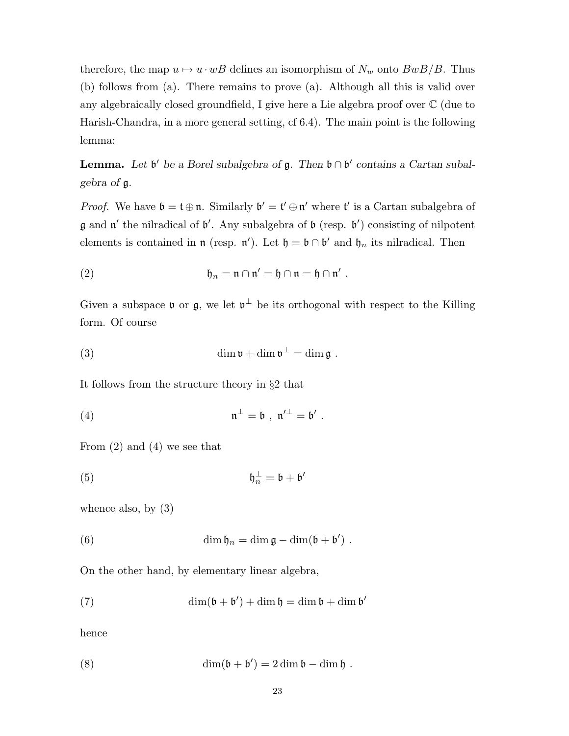therefore, the map $u \mapsto u \cdot wB$ defines an isomorphism of $N_w$ onto $BwB/B$. Thus (b) follows from (a). There remains to prove (a). Although all this is valid over any algebraically closed groundfield, I give here a Lie algebra proof over $\mathbb{C}$ (due to Harish-Chandra, in a more general setting, cf 6.4). The main point is the following lemma:

**Lemma.** *Let $\mathfrak{b}'$ be a Borel subalgebra of $\mathfrak{g}$. Then $\mathfrak{b} \cap \mathfrak{b}'$ contains a Cartan subalgebra of $\mathfrak{g}$.*

*Proof.* We have $\mathfrak{b} = \mathfrak{t} \oplus \mathfrak{n}$. Similarly $\mathfrak{b}' = \mathfrak{t}' \oplus \mathfrak{n}'$ where $\mathfrak{t}'$ is a Cartan subalgebra of $\mathfrak{g}$ and $\mathfrak{n}'$ the nilradical of $\mathfrak{b}'$. Any subalgebra of $\mathfrak{b}$ (resp. $\mathfrak{b}'$) consisting of nilpotent elements is contained in $\mathfrak{n}$ (resp. $\mathfrak{n}'$). Let $\mathfrak{h} = \mathfrak{b} \cap \mathfrak{b}'$ and $\mathfrak{h}_n$ its nilradical. Then

$$\mathfrak{h}_n = \mathfrak{n} \cap \mathfrak{n}' = \mathfrak{h} \cap \mathfrak{n} = \mathfrak{h} \cap \mathfrak{n}' \ . \tag{2}$$

Given a subspace $\mathfrak{v}$ or $\mathfrak{g}$, we let $\mathfrak{v}^\perp$ be its orthogonal with respect to the Killing form. Of course

$$\dim \mathfrak{v} + \dim \mathfrak{v}^\perp = \dim \mathfrak{g} \ . \tag{3}$$

It follows from the structure theory in §2 that

$$\mathfrak{n}^\perp = \mathfrak{b} \ , \ \mathfrak{n}'^\perp = \mathfrak{b}' \ . \tag{4}$$

From (2) and (4) we see that

$$\mathfrak{h}_n^\perp = \mathfrak{b} + \mathfrak{b}' \tag{5}$$

whence also, by (3)

$$\dim \mathfrak{h}_n = \dim \mathfrak{g} - \dim(\mathfrak{b} + \mathfrak{b}') \ . \tag{6}$$

On the other hand, by elementary linear algebra,

$$\dim(\mathfrak{b} + \mathfrak{b}') + \dim \mathfrak{h} = \dim \mathfrak{b} + \dim \mathfrak{b}' \tag{7}$$

hence

$$\dim(\mathfrak{b} + \mathfrak{b}') = 2 \dim \mathfrak{b} - \dim \mathfrak{h} \ . \tag{8}$$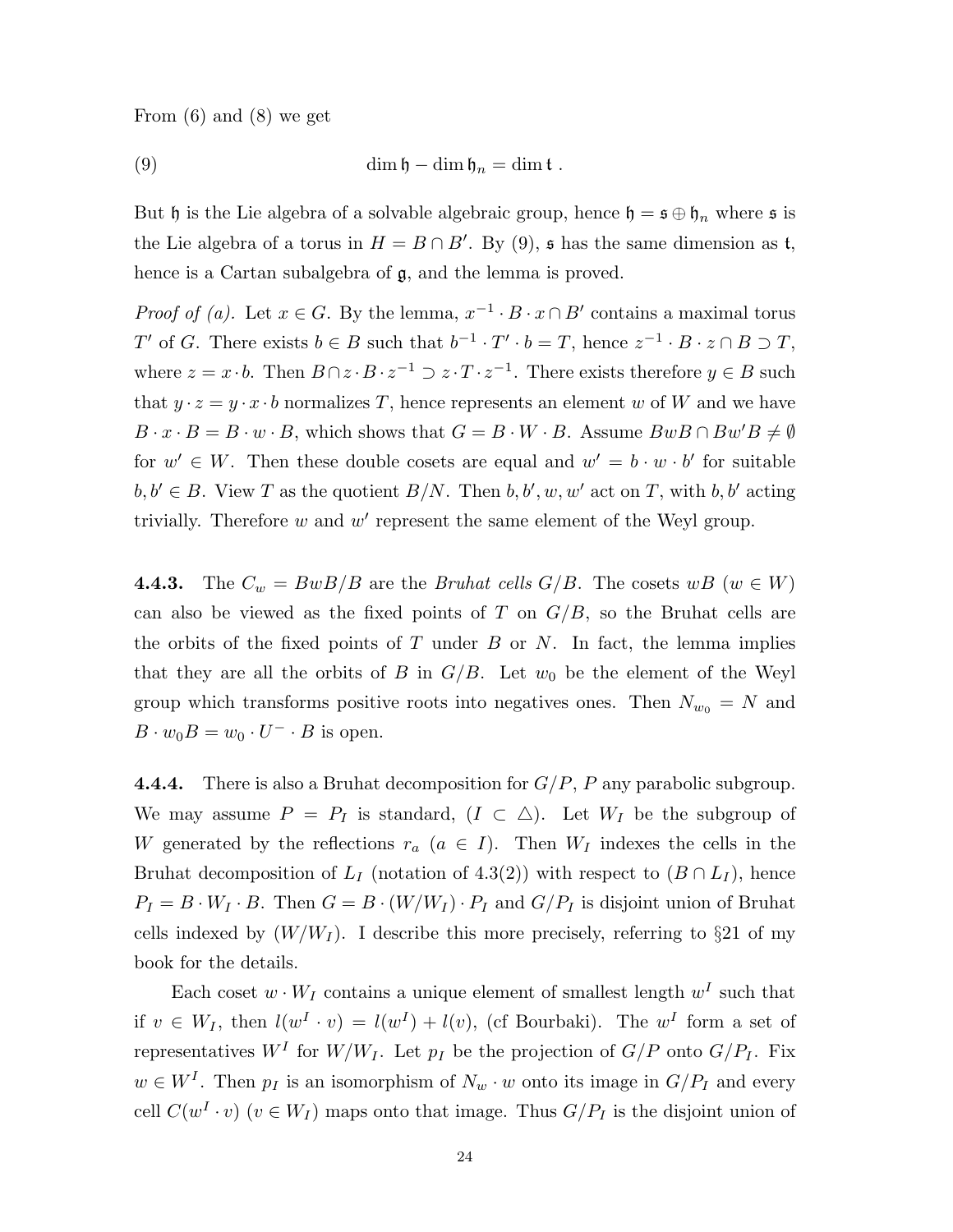From (6) and (8) we get

$$\dim \mathfrak{h} - \dim \mathfrak{h}_n = \dim \mathfrak{t}\ . \tag{9}$$

But $\mathfrak{h}$ is the Lie algebra of a solvable algebraic group, hence $\mathfrak{h} = \mathfrak{s} \oplus \mathfrak{h}_n$ where $\mathfrak{s}$ is the Lie algebra of a torus in $H = B \cap B'$. By (9), $\mathfrak{s}$ has the same dimension as $\mathfrak{t}$, hence is a Cartan subalgebra of $\mathfrak{g}$, and the lemma is proved.

*Proof of (a).* Let $x \in G$. By the lemma, $x^{-1} \cdot B \cdot x \cap B'$ contains a maximal torus $T'$ of $G$. There exists $b \in B$ such that $b^{-1} \cdot T' \cdot b = T$, hence $z^{-1} \cdot B \cdot z \cap B \supset T$, where $z = x \cdot b$. Then $B \cap z \cdot B \cdot z^{-1} \supset z \cdot T \cdot z^{-1}$. There exists therefore $y \in B$ such that $y \cdot z = y \cdot x \cdot b$ normalizes $T$, hence represents an element $w$ of $W$ and we have $B \cdot x \cdot B = B \cdot w \cdot B$, which shows that $G = B \cdot W \cdot B$. Assume $BwB \cap Bw'B \neq \emptyset$ for $w' \in W$. Then these double cosets are equal and $w' = b \cdot w \cdot b'$ for suitable $b, b' \in B$. View $T$ as the quotient $B/N$. Then $b, b', w, w'$ act on $T$, with $b, b'$ acting trivially. Therefore $w$ and $w'$ represent the same element of the Weyl group.

**4.4.3.** The $C_w = BwB/B$ are the *Bruhat cells* $G/B$. The cosets $wB$ ($w \in W$) can also be viewed as the fixed points of $T$ on $G/B$, so the Bruhat cells are the orbits of the fixed points of $T$ under $B$ or $N$. In fact, the lemma implies that they are all the orbits of $B$ in $G/B$. Let $w_0$ be the element of the Weyl group which transforms positive roots into negatives ones. Then $N_{w_0} = N$ and $B \cdot w_0 B = w_0 \cdot U^- \cdot B$ is open.

**4.4.4.** There is also a Bruhat decomposition for $G/P$, $P$ any parabolic subgroup. We may assume $P = P_I$ is standard, ($I \subset \triangle$). Let $W_I$ be the subgroup of $W$ generated by the reflections $r_a$ ($a \in I$). Then $W_I$ indexes the cells in the Bruhat decomposition of $L_I$ (notation of 4.3(2)) with respect to $(B \cap L_I)$, hence $P_I = B \cdot W_I \cdot B$. Then $G = B \cdot (W/W_I) \cdot P_I$ and $G/P_I$ is disjoint union of Bruhat cells indexed by $(W/W_I)$. I describe this more precisely, referring to §21 of my book for the details.

Each coset $w \cdot W_I$ contains a unique element of smallest length $w^I$ such that if $v \in W_I$, then $l(w^I \cdot v) = l(w^I) + l(v)$, (cf Bourbaki). The $w^I$ form a set of representatives $W^I$ for $W/W_I$. Let $p_I$ be the projection of $G/P$ onto $G/P_I$. Fix $w \in W^I$. Then $p_I$ is an isomorphism of $N_w \cdot w$ onto its image in $G/P_I$ and every cell $C(w^I \cdot v)$ ($v \in W_I$) maps onto that image. Thus $G/P_I$ is the disjoint union of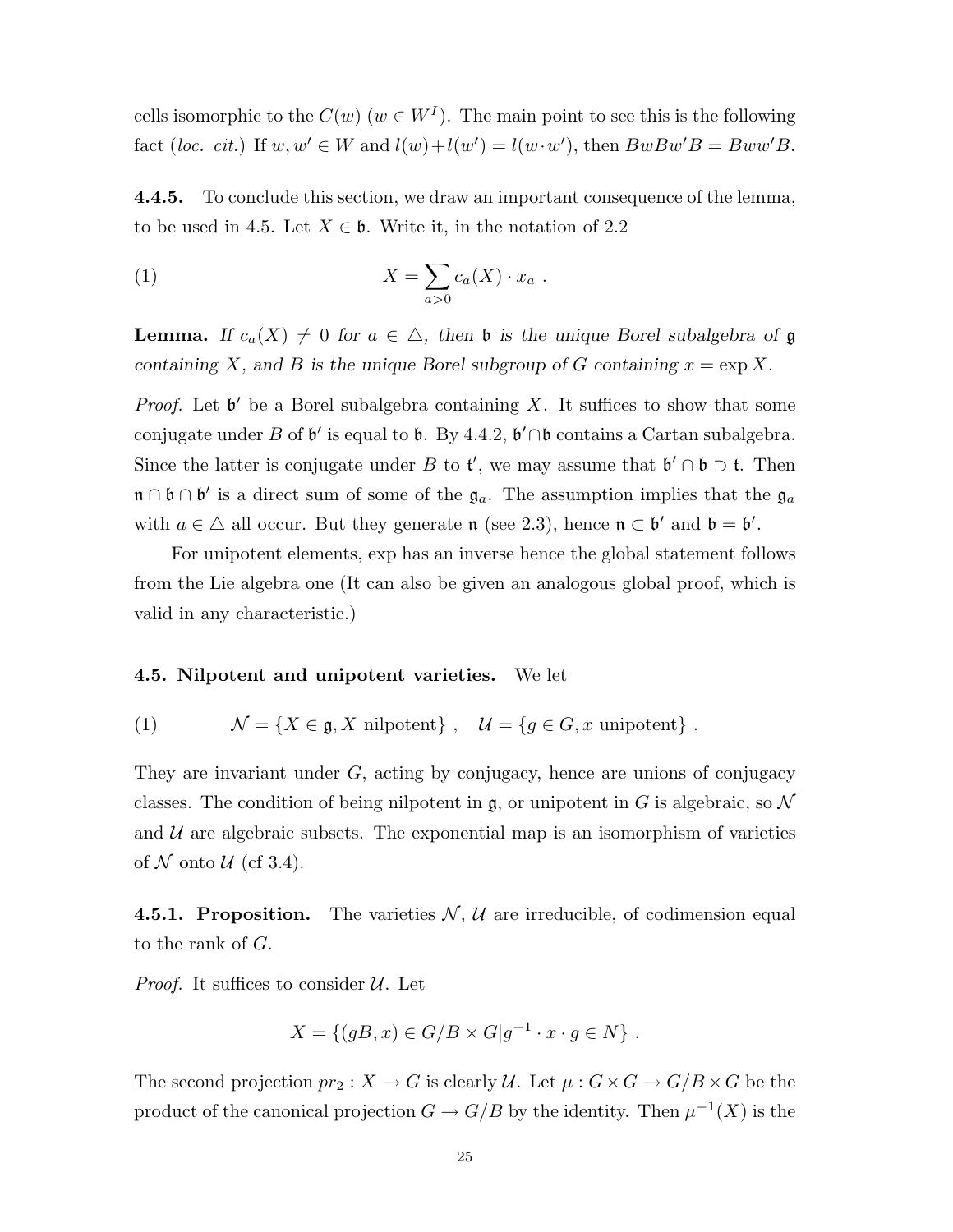cells isomorphic to the $C(w)$ ($w \in W^I$). The main point to see this is the following fact (*loc. cit.*) If $w, w' \in W$ and $l(w)+l(w') = l(w \cdot w')$, then $BwBw'B = Bww'B$.

**4.4.5.** To conclude this section, we draw an important consequence of the lemma, to be used in 4.5. Let $X \in \mathfrak{b}$. Write it, in the notation of 2.2

$$X = \sum_{a>0} c_a(X) \cdot x_a \ . \tag{1}$$

**Lemma.** *If $c_a(X) \neq 0$ for $a \in \triangle$, then $\mathfrak{b}$ is the unique Borel subalgebra of $\mathfrak{g}$ containing $X$, and $B$ is the unique Borel subgroup of $G$ containing $x = \exp X$.*

*Proof.* Let $\mathfrak{b}'$ be a Borel subalgebra containing $X$. It suffices to show that some conjugate under $B$ of $\mathfrak{b}'$ is equal to $\mathfrak{b}$. By 4.4.2, $\mathfrak{b}' \cap \mathfrak{b}$ contains a Cartan subalgebra. Since the latter is conjugate under $B$ to $\mathfrak{t}'$, we may assume that $\mathfrak{b}' \cap \mathfrak{b} \supset \mathfrak{t}$. Then $\mathfrak{n} \cap \mathfrak{b} \cap \mathfrak{b}'$ is a direct sum of some of the $\mathfrak{g}_a$. The assumption implies that the $\mathfrak{g}_a$ with $a \in \triangle$ all occur. But they generate $\mathfrak{n}$ (see 2.3), hence $\mathfrak{n} \subset \mathfrak{b}'$ and $\mathfrak{b} = \mathfrak{b}'$.

For unipotent elements, exp has an inverse hence the global statement follows from the Lie algebra one (It can also be given an analogous global proof, which is valid in any characteristic.)

### 4.5. Nilpotent and unipotent varieties.

We let

$$\mathcal{N} = \{X \in \mathfrak{g}, X \text{ nilpotent}\} \ , \quad \mathcal{U} = \{g \in G, x \text{ unipotent}\} \ . \tag{1}$$

They are invariant under $G$, acting by conjugacy, hence are unions of conjugacy classes. The condition of being nilpotent in $\mathfrak{g}$, or unipotent in $G$ is algebraic, so $\mathcal{N}$ and $\mathcal{U}$ are algebraic subsets. The exponential map is an isomorphism of varieties of $\mathcal{N}$ onto $\mathcal{U}$ (cf 3.4).

**4.5.1. Proposition.** The varieties $\mathcal{N}$, $\mathcal{U}$ are irreducible, of codimension equal to the rank of $G$.

*Proof.* It suffices to consider $\mathcal{U}$. Let

$$X = \{(gB, x) \in G/B \times G | g^{-1} \cdot x \cdot g \in N\} \ .$$

The second projection $pr_2 : X \to G$ is clearly $\mathcal{U}$. Let $\mu : G \times G \to G/B \times G$ be the product of the canonical projection $G \to G/B$ by the identity. Then $\mu^{-1}(X)$ is the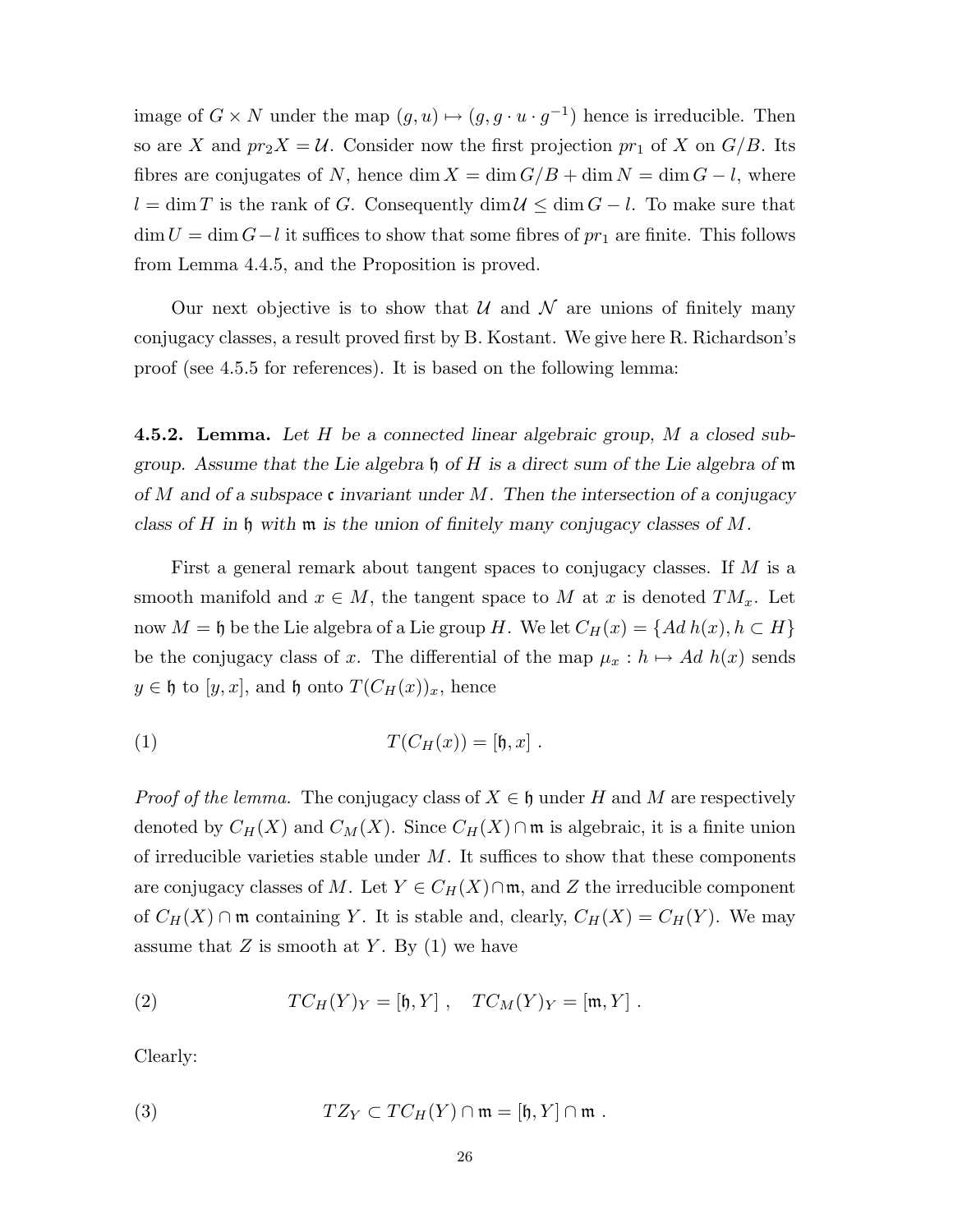image of $G \times N$ under the map $(g, u) \mapsto (g, g \cdot u \cdot g^{-1})$ hence is irreducible. Then so are $X$ and $pr_2 X = \mathcal{U}$. Consider now the first projection $pr_1$ of $X$ on $G/B$. Its fibres are conjugates of $N$, hence $\dim X = \dim G/B + \dim N = \dim G - l$, where $l = \dim T$ is the rank of $G$. Consequently $\dim \mathcal{U} \leq \dim G - l$. To make sure that $\dim U = \dim G - l$ it suffices to show that some fibres of $pr_1$ are finite. This follows from Lemma 4.4.5, and the Proposition is proved.

Our next objective is to show that $\mathcal{U}$ and $\mathcal{N}$ are unions of finitely many conjugacy classes, a result proved first by B. Kostant. We give here R. Richardson's proof (see 4.5.5 for references). It is based on the following lemma:

**4.5.2. Lemma.** *Let $H$ be a connected linear algebraic group, $M$ a closed subgroup. Assume that the Lie algebra $\mathfrak{h}$ of $H$ is a direct sum of the Lie algebra of $\mathfrak{m}$ of $M$ and of a subspace $\mathfrak{c}$ invariant under $M$. Then the intersection of a conjugacy class of $H$ in $\mathfrak{h}$ with $\mathfrak{m}$ is the union of finitely many conjugacy classes of $M$.*

First a general remark about tangent spaces to conjugacy classes. If $M$ is a smooth manifold and $x \in M$, the tangent space to $M$ at $x$ is denoted $TM_x$. Let now $M = \mathfrak{h}$ be the Lie algebra of a Lie group $H$. We let $C_H(x) = \{Ad\, h(x), h \subset H\}$ be the conjugacy class of $x$. The differential of the map $\mu_x : h \mapsto Ad\; h(x)$ sends $y \in \mathfrak{h}$ to $[y, x]$, and $\mathfrak{h}$ onto $T(C_H(x))_x$, hence

$$T(C_H(x)) = [\mathfrak{h}, x] \; . \tag{1}$$

*Proof of the lemma.* The conjugacy class of $X \in \mathfrak{h}$ under $H$ and $M$ are respectively denoted by $C_H(X)$ and $C_M(X)$. Since $C_H(X) \cap \mathfrak{m}$ is algebraic, it is a finite union of irreducible varieties stable under $M$. It suffices to show that these components are conjugacy classes of $M$. Let $Y \in C_H(X) \cap \mathfrak{m}$, and $Z$ the irreducible component of $C_H(X) \cap \mathfrak{m}$ containing $Y$. It is stable and, clearly, $C_H(X) = C_H(Y)$. We may assume that $Z$ is smooth at $Y$. By (1) we have

$$TC_H(Y)_Y = [\mathfrak{h}, Y] \; , \quad TC_M(Y)_Y = [\mathfrak{m}, Y] \; . \tag{2}$$

Clearly:

$$TZ_Y \subset TC_H(Y) \cap \mathfrak{m} = [\mathfrak{h}, Y] \cap \mathfrak{m} \; . \tag{3}$$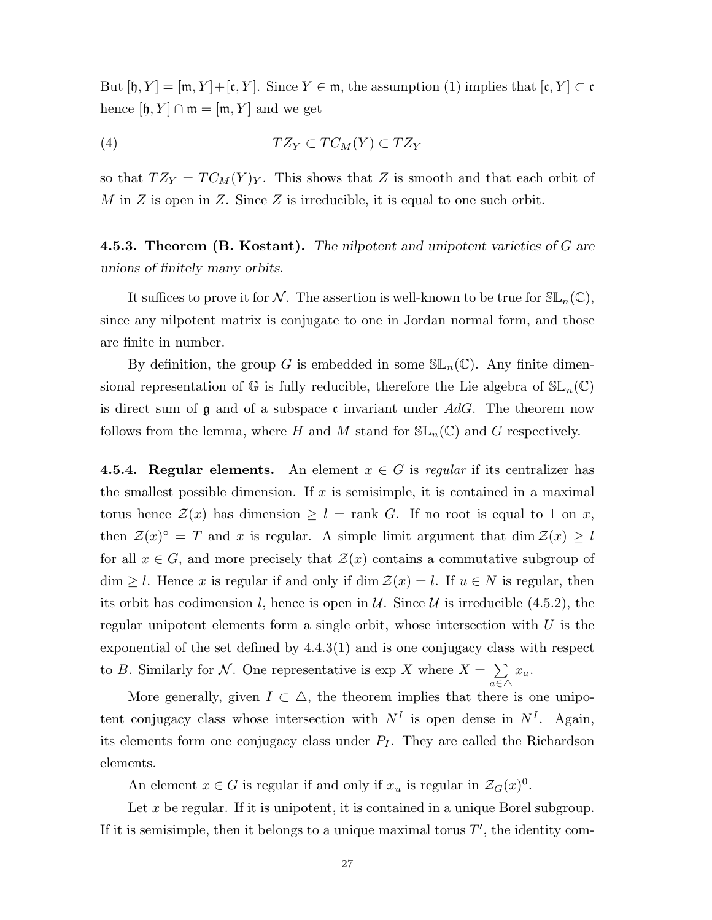But $[\mathfrak{h}, Y] = [\mathfrak{m}, Y] + [\mathfrak{c}, Y]$. Since $Y \in \mathfrak{m}$, the assumption (1) implies that $[\mathfrak{c}, Y] \subset \mathfrak{c}$ hence $[\mathfrak{h}, Y] \cap \mathfrak{m} = [\mathfrak{m}, Y]$ and we get

$$TZ_Y \subset TC_M(Y) \subset TZ_Y \tag{4}$$

so that $TZ_Y = TC_M(Y)_Y$. This shows that $Z$ is smooth and that each orbit of $M$ in $Z$ is open in $Z$. Since $Z$ is irreducible, it is equal to one such orbit.

**4.5.3. Theorem (B. Kostant).** *The nilpotent and unipotent varieties of $G$ are unions of finitely many orbits.*

It suffices to prove it for $\mathcal{N}$. The assertion is well-known to be true for $\mathbb{SL}_n(\mathbb{C})$, since any nilpotent matrix is conjugate to one in Jordan normal form, and those are finite in number.

By definition, the group $G$ is embedded in some $\mathbb{SL}_n(\mathbb{C})$. Any finite dimensional representation of $\mathbb{G}$ is fully reducible, therefore the Lie algebra of $\mathbb{SL}_n(\mathbb{C})$ is direct sum of $\mathfrak{g}$ and of a subspace $\mathfrak{c}$ invariant under $AdG$. The theorem now follows from the lemma, where $H$ and $M$ stand for $\mathbb{SL}_n(\mathbb{C})$ and $G$ respectively.

**4.5.4. Regular elements.** An element $x \in G$ is *regular* if its centralizer has the smallest possible dimension. If $x$ is semisimple, it is contained in a maximal torus hence $\mathcal{Z}(x)$ has dimension $\geq l$ = rank $G$. If no root is equal to 1 on $x$, then $\mathcal{Z}(x)^\circ = T$ and $x$ is regular. A simple limit argument that $\dim \mathcal{Z}(x) \geq l$ for all $x \in G$, and more precisely that $\mathcal{Z}(x)$ contains a commutative subgroup of $\dim \geq l$. Hence $x$ is regular if and only if $\dim \mathcal{Z}(x) = l$. If $u \in N$ is regular, then its orbit has codimension $l$, hence is open in $\mathcal{U}$. Since $\mathcal{U}$ is irreducible (4.5.2), the regular unipotent elements form a single orbit, whose intersection with $U$ is the exponential of the set defined by 4.4.3(1) and is one conjugacy class with respect to $B$. Similarly for $\mathcal{N}$. One representative is $\exp X$ where $X = \sum_{a \in \triangle} x_a$.

More generally, given $I \subset \triangle$, the theorem implies that there is one unipotent conjugacy class whose intersection with $N^I$ is open dense in $N^I$. Again, its elements form one conjugacy class under $P_I$. They are called the Richardson elements.

An element $x \in G$ is regular if and only if $x_u$ is regular in $\mathcal{Z}_G(x)^0$.

Let $x$ be regular. If it is unipotent, it is contained in a unique Borel subgroup. If it is semisimple, then it belongs to a unique maximal torus $T'$, the identity com-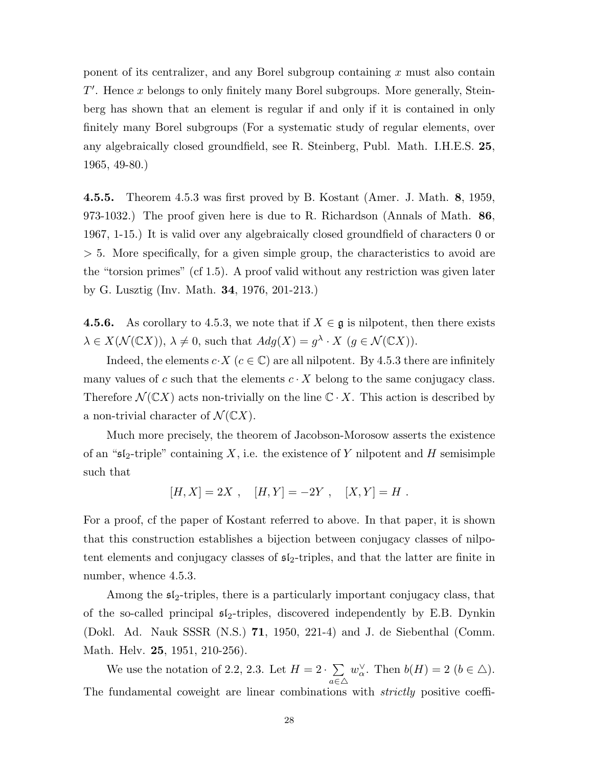ponent of its centralizer, and any Borel subgroup containing $x$ must also contain $T'$. Hence $x$ belongs to only finitely many Borel subgroups. More generally, Steinberg has shown that an element is regular if and only if it is contained in only finitely many Borel subgroups (For a systematic study of regular elements, over any algebraically closed groundfield, see R. Steinberg, Publ. Math. I.H.E.S. **25**, 1965, 49-80.)

**4.5.5.** Theorem 4.5.3 was first proved by B. Kostant (Amer. J. Math. **8**, 1959, 973-1032.) The proof given here is due to R. Richardson (Annals of Math. **86**, 1967, 1-15.) It is valid over any algebraically closed groundfield of characters 0 or $> 5$. More specifically, for a given simple group, the characteristics to avoid are the "torsion primes" (cf 1.5). A proof valid without any restriction was given later by G. Lusztig (Inv. Math. **34**, 1976, 201-213.)

**4.5.6.** As corollary to 4.5.3, we note that if $X \in \mathfrak{g}$ is nilpotent, then there exists $\lambda \in X(\mathcal{N}(\mathbb{C}X))$, $\lambda \neq 0$, such that $Adg(X) = g^\lambda \cdot X$ $(g \in \mathcal{N}(\mathbb{C}X))$.

Indeed, the elements $c \cdot X$ $(c \in \mathbb{C})$ are all nilpotent. By 4.5.3 there are infinitely many values of $c$ such that the elements $c \cdot X$ belong to the same conjugacy class. Therefore $\mathcal{N}(\mathbb{C}X)$ acts non-trivially on the line $\mathbb{C} \cdot X$. This action is described by a non-trivial character of $\mathcal{N}(\mathbb{C}X)$.

Much more precisely, the theorem of Jacobson-Morosow asserts the existence of an "$\mathfrak{sl}_2$-triple" containing $X$, i.e. the existence of $Y$ nilpotent and $H$ semisimple such that

$$[H, X] = 2X \ , \quad [H, Y] = -2Y \ , \quad [X, Y] = H \ .$$

For a proof, cf the paper of Kostant referred to above. In that paper, it is shown that this construction establishes a bijection between conjugacy classes of nilpotent elements and conjugacy classes of $\mathfrak{sl}_2$-triples, and that the latter are finite in number, whence 4.5.3.

Among the $\mathfrak{sl}_2$-triples, there is a particularly important conjugacy class, that of the so-called principal $\mathfrak{sl}_2$-triples, discovered independently by E.B. Dynkin (Dokl. Ad. Nauk SSSR (N.S.) **71**, 1950, 221-4) and J. de Siebenthal (Comm. Math. Helv. **25**, 1951, 210-256).

We use the notation of 2.2, 2.3. Let $H = 2 \cdot \sum\limits_{a \in \triangle} w_\alpha^\vee$. Then $b(H) = 2$ $(b \in \triangle)$. The fundamental coweight are linear combinations with *strictly* positive coeffi-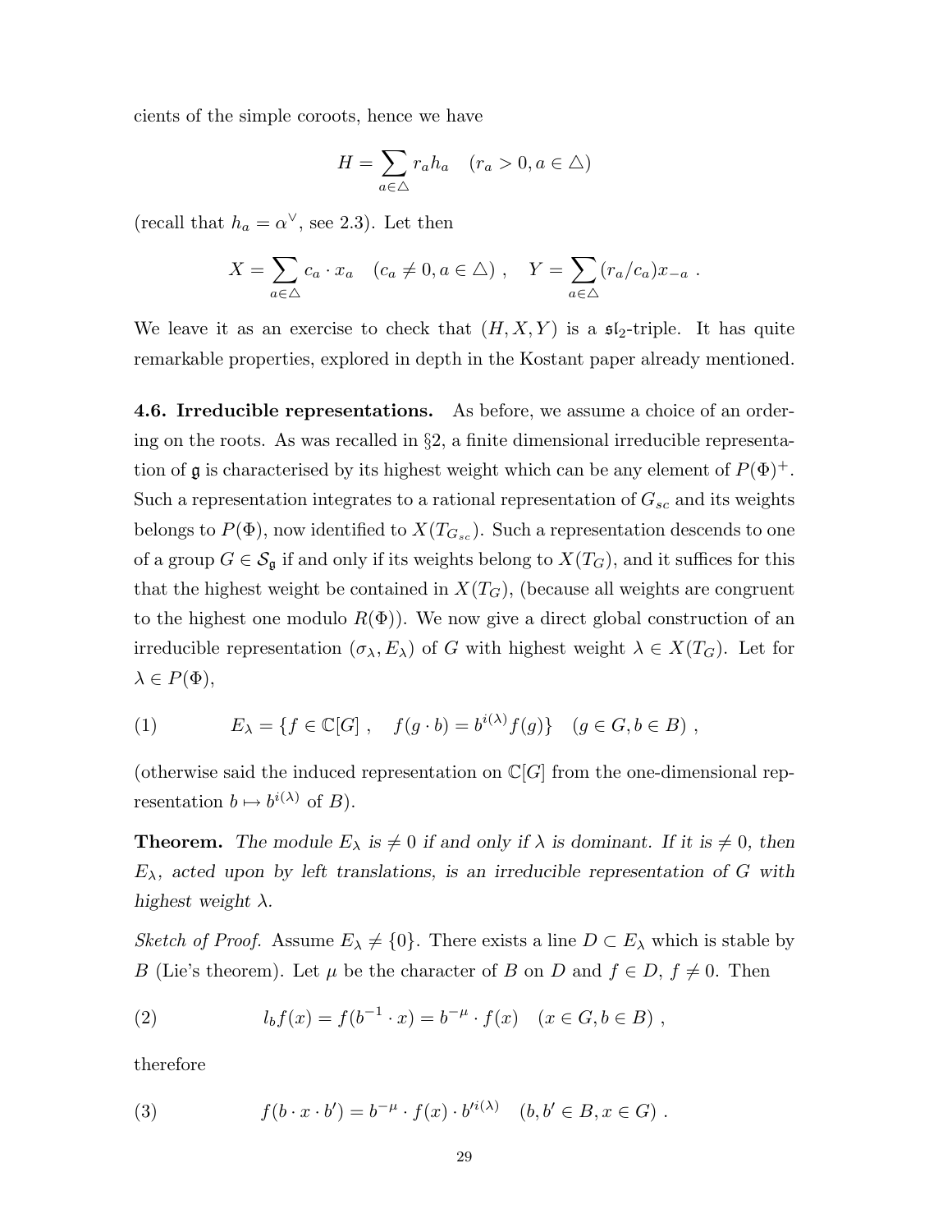cients of the simple coroots, hence we have

$$H = \sum_{a \in \triangle} r_a h_a \quad (r_a > 0, a \in \triangle)$$

(recall that $h_a = \alpha^\vee$, see 2.3). Let then

$$X = \sum_{a \in \triangle} c_a \cdot x_a \quad (c_a \neq 0, a \in \triangle) \ , \quad Y = \sum_{a \in \triangle} (r_a / c_a) x_{-a} \ .$$

We leave it as an exercise to check that $(H, X, Y)$ is a $\mathfrak{sl}_2$-triple. It has quite remarkable properties, explored in depth in the Kostant paper already mentioned.

**4.6. Irreducible representations.** As before, we assume a choice of an ordering on the roots. As was recalled in §2, a finite dimensional irreducible representation of $\mathfrak{g}$ is characterised by its highest weight which can be any element of $P(\Phi)^+$. Such a representation integrates to a rational representation of $G_{sc}$ and its weights belongs to $P(\Phi)$, now identified to $X(T_{G_{sc}})$. Such a representation descends to one of a group $G \in \mathcal{S}_\mathfrak{g}$ if and only if its weights belong to $X(T_G)$, and it suffices for this that the highest weight be contained in $X(T_G)$, (because all weights are congruent to the highest one modulo $R(\Phi)$). We now give a direct global construction of an irreducible representation $(\sigma_\lambda, E_\lambda)$ of $G$ with highest weight $\lambda \in X(T_G)$. Let for $\lambda \in P(\Phi)$,

$$E_\lambda = \{ f \in \mathbb{C}[G] \ , \quad f(g \cdot b) = b^{i(\lambda)} f(g) \} \quad (g \in G, b \in B) \ , \tag{1}$$

(otherwise said the induced representation on $\mathbb{C}[G]$ from the one-dimensional representation $b \mapsto b^{i(\lambda)}$ of $B$).

**Theorem.** *The module $E_\lambda$ is $\neq 0$ if and only if $\lambda$ is dominant. If it is $\neq 0$, then $E_\lambda$, acted upon by left translations, is an irreducible representation of $G$ with highest weight $\lambda$.*

*Sketch of Proof.* Assume $E_\lambda \neq \{0\}$. There exists a line $D \subset E_\lambda$ which is stable by $B$ (Lie's theorem). Let $\mu$ be the character of $B$ on $D$ and $f \in D$, $f \neq 0$. Then

$$l_b f(x) = f(b^{-1} \cdot x) = b^{-\mu} \cdot f(x) \quad (x \in G, b \in B) \ , \tag{2}$$

therefore

$$f(b \cdot x \cdot b') = b^{-\mu} \cdot f(x) \cdot b'^{i(\lambda)} \quad (b, b' \in B, x \in G) \ . \tag{3}$$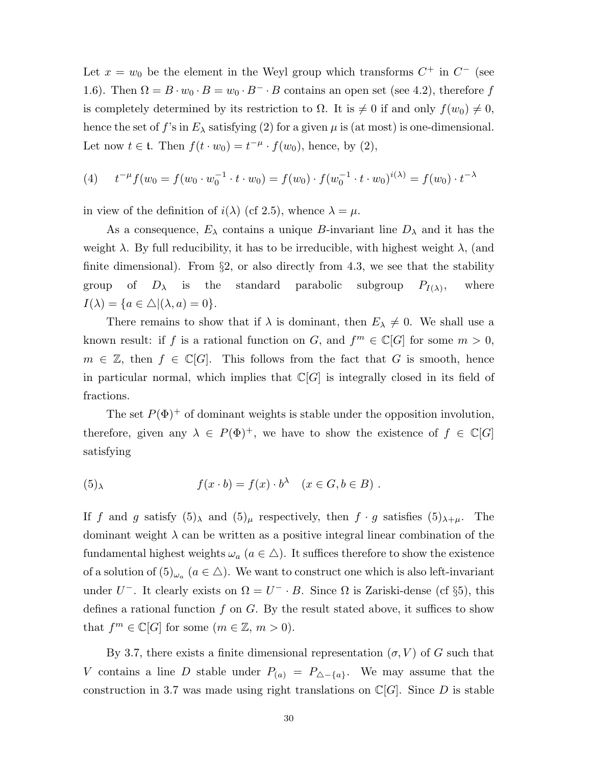Let $x = w_0$ be the element in the Weyl group which transforms $C^+$ in $C^-$ (see 1.6). Then $\Omega = B \cdot w_0 \cdot B = w_0 \cdot B^- \cdot B$ contains an open set (see 4.2), therefore $f$ is completely determined by its restriction to $\Omega$. It is $\neq 0$ if and only $f(w_0) \neq 0$, hence the set of $f$'s in $E_\lambda$ satisfying (2) for a given $\mu$ is (at most) is one-dimensional. Let now $t \in \mathfrak{t}$. Then $f(t \cdot w_0) = t^{-\mu} \cdot f(w_0)$, hence, by (2),

$$(4) \qquad t^{-\mu} f(w_0 = f(w_0 \cdot w_0^{-1} \cdot t \cdot w_0) = f(w_0) \cdot f(w_0^{-1} \cdot t \cdot w_0)^{i(\lambda)} = f(w_0) \cdot t^{-\lambda}$$

in view of the definition of $i(\lambda)$ (cf 2.5), whence $\lambda = \mu$.

As a consequence, $E_\lambda$ contains a unique $B$-invariant line $D_\lambda$ and it has the weight $\lambda$. By full reducibility, it has to be irreducible, with highest weight $\lambda$, (and finite dimensional). From §2, or also directly from 4.3, we see that the stability group of $D_\lambda$ is the standard parabolic subgroup $P_{I(\lambda)}$, where $I(\lambda) = \{a \in \triangle | (\lambda, a) = 0\}$.

There remains to show that if $\lambda$ is dominant, then $E_\lambda \neq 0$. We shall use a known result: if $f$ is a rational function on $G$, and $f^m \in \mathbb{C}[G]$ for some $m > 0$, $m \in \mathbb{Z}$, then $f \in \mathbb{C}[G]$. This follows from the fact that $G$ is smooth, hence in particular normal, which implies that $\mathbb{C}[G]$ is integrally closed in its field of fractions.

The set $P(\Phi)^+$ of dominant weights is stable under the opposition involution, therefore, given any $\lambda \in P(\Phi)^+$, we have to show the existence of $f \in \mathbb{C}[G]$ satisfying

$$(5)_\lambda \qquad f(x \cdot b) = f(x) \cdot b^\lambda \quad (x \in G, b \in B) \ .$$

If $f$ and $g$ satisfy $(5)_\lambda$ and $(5)_\mu$ respectively, then $f \cdot g$ satisfies $(5)_{\lambda+\mu}$. The dominant weight $\lambda$ can be written as a positive integral linear combination of the fundamental highest weights $\omega_a$ ($a \in \triangle$). It suffices therefore to show the existence of a solution of $(5)_{\omega_a}$ ($a \in \triangle$). We want to construct one which is also left-invariant under $U^-$. It clearly exists on $\Omega = U^- \cdot B$. Since $\Omega$ is Zariski-dense (cf §5), this defines a rational function $f$ on $G$. By the result stated above, it suffices to show that $f^m \in \mathbb{C}[G]$ for some ($m \in \mathbb{Z}$, $m > 0$).

By 3.7, there exists a finite dimensional representation $(\sigma, V)$ of $G$ such that $V$ contains a line $D$ stable under $P_{(a)} = P_{\triangle - \{a\}}$. We may assume that the construction in 3.7 was made using right translations on $\mathbb{C}[G]$. Since $D$ is stable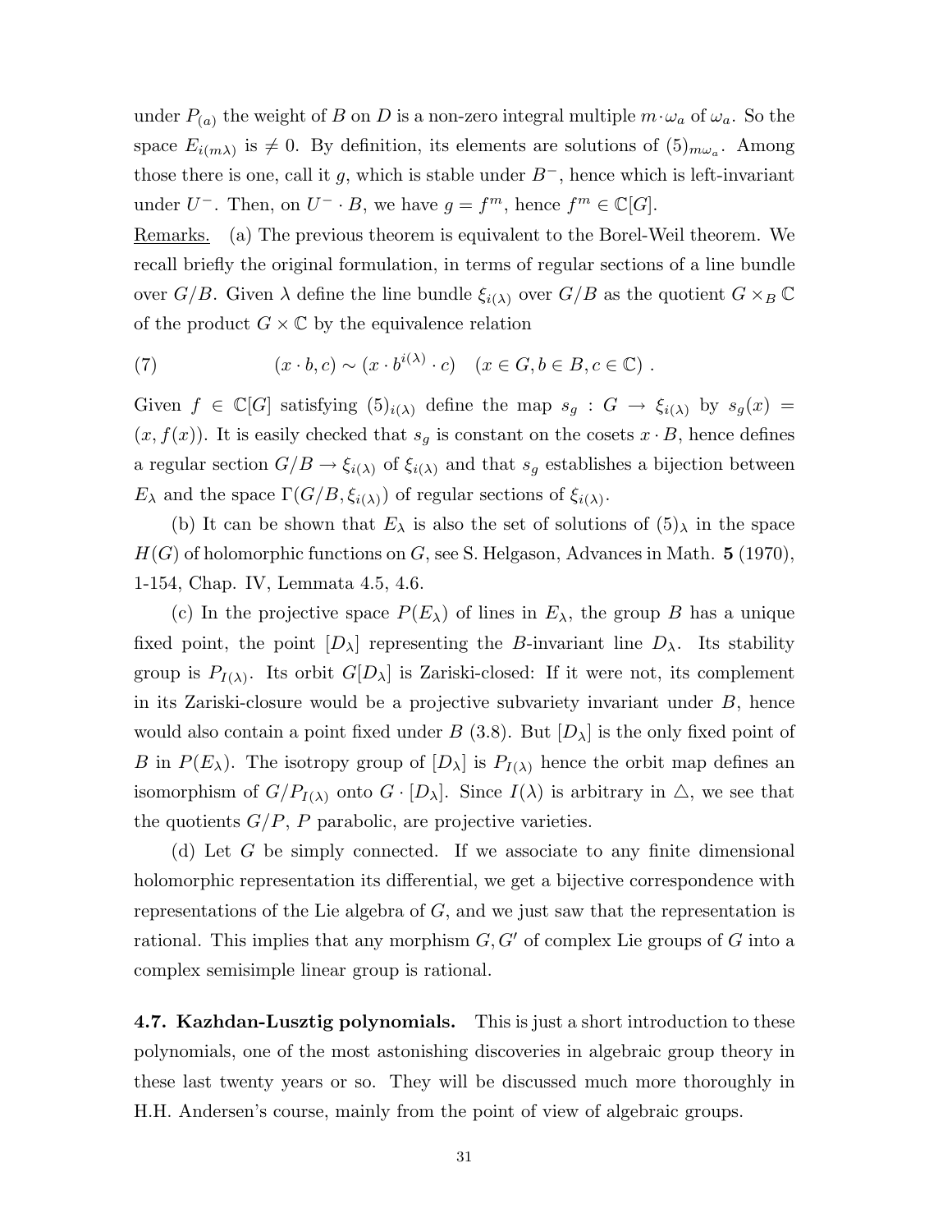under $P_{(a)}$ the weight of $B$ on $D$ is a non-zero integral multiple $m \cdot \omega_a$ of $\omega_a$. So the space $E_{i(m\lambda)}$ is $\neq 0$. By definition, its elements are solutions of $(5)_{m\omega_a}$. Among those there is one, call it $g$, which is stable under $B^-$, hence which is left-invariant under $U^-$. Then, on $U^- \cdot B$, we have $g = f^m$, hence $f^m \in \mathbb{C}[G]$.

Remarks. (a) The previous theorem is equivalent to the Borel-Weil theorem. We recall briefly the original formulation, in terms of regular sections of a line bundle over $G/B$. Given $\lambda$ define the line bundle $\xi_{i(\lambda)}$ over $G/B$ as the quotient $G \times_B \mathbb{C}$ of the product $G \times \mathbb{C}$ by the equivalence relation

$$(x \cdot b, c) \sim (x \cdot b^{i(\lambda)} \cdot c) \quad (x \in G, b \in B, c \in \mathbb{C}) \ . \tag{7}$$

Given $f \in \mathbb{C}[G]$ satisfying $(5)_{i(\lambda)}$ define the map $s_g : G \to \xi_{i(\lambda)}$ by $s_g(x) = (x, f(x))$. It is easily checked that $s_g$ is constant on the cosets $x \cdot B$, hence defines a regular section $G/B \to \xi_{i(\lambda)}$ of $\xi_{i(\lambda)}$ and that $s_g$ establishes a bijection between $E_\lambda$ and the space $\Gamma(G/B, \xi_{i(\lambda)})$ of regular sections of $\xi_{i(\lambda)}$.

(b) It can be shown that $E_\lambda$ is also the set of solutions of $(5)_\lambda$ in the space $H(G)$ of holomorphic functions on $G$, see S. Helgason, Advances in Math. **5** (1970), 1-154, Chap. IV, Lemmata 4.5, 4.6.

(c) In the projective space $P(E_\lambda)$ of lines in $E_\lambda$, the group $B$ has a unique fixed point, the point $[D_\lambda]$ representing the $B$-invariant line $D_\lambda$. Its stability group is $P_{I(\lambda)}$. Its orbit $G[D_\lambda]$ is Zariski-closed: If it were not, its complement in its Zariski-closure would be a projective subvariety invariant under $B$, hence would also contain a point fixed under $B$ (3.8). But $[D_\lambda]$ is the only fixed point of $B$ in $P(E_\lambda)$. The isotropy group of $[D_\lambda]$ is $P_{I(\lambda)}$ hence the orbit map defines an isomorphism of $G/P_{I(\lambda)}$ onto $G \cdot [D_\lambda]$. Since $I(\lambda)$ is arbitrary in $\triangle$, we see that the quotients $G/P$, $P$ parabolic, are projective varieties.

(d) Let $G$ be simply connected. If we associate to any finite dimensional holomorphic representation its differential, we get a bijective correspondence with representations of the Lie algebra of $G$, and we just saw that the representation is rational. This implies that any morphism $G, G'$ of complex Lie groups of $G$ into a complex semisimple linear group is rational.

**4.7. Kazhdan-Lusztig polynomials.** This is just a short introduction to these polynomials, one of the most astonishing discoveries in algebraic group theory in these last twenty years or so. They will be discussed much more thoroughly in H.H. Andersen's course, mainly from the point of view of algebraic groups.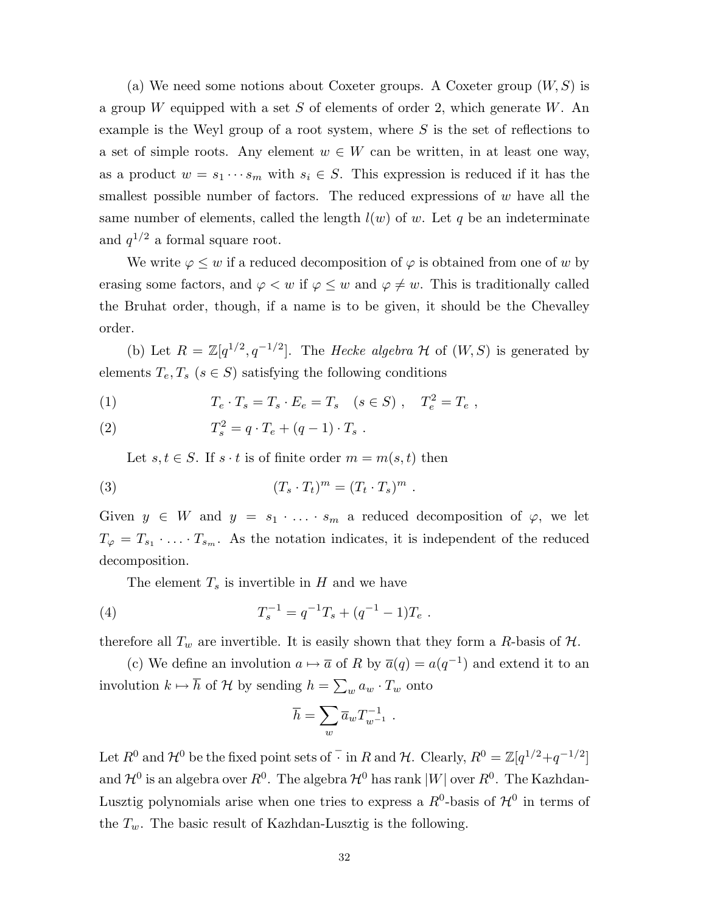(a) We need some notions about Coxeter groups. A Coxeter group $(W, S)$ is a group $W$ equipped with a set $S$ of elements of order 2, which generate $W$. An example is the Weyl group of a root system, where $S$ is the set of reflections to a set of simple roots. Any element $w \in W$ can be written, in at least one way, as a product $w = s_1 \cdots s_m$ with $s_i \in S$. This expression is reduced if it has the smallest possible number of factors. The reduced expressions of $w$ have all the same number of elements, called the length $l(w)$ of $w$. Let $q$ be an indeterminate and $q^{1/2}$ a formal square root.

We write $\varphi \leq w$ if a reduced decomposition of $\varphi$ is obtained from one of $w$ by erasing some factors, and $\varphi < w$ if $\varphi \leq w$ and $\varphi \neq w$. This is traditionally called the Bruhat order, though, if a name is to be given, it should be the Chevalley order.

(b) Let $R = \mathbb{Z}[q^{1/2}, q^{-1/2}]$. The *Hecke algebra* $\mathcal{H}$ of $(W, S)$ is generated by elements $T_e, T_s$ $(s \in S)$ satisfying the following conditions

$$T_e \cdot T_s = T_s \cdot E_e = T_s \quad (s \in S) \ , \quad T_e^2 = T_e \ , \tag{1}$$

$$T_s^2 = q \cdot T_e + (q-1) \cdot T_s \ . \tag{2}$$

Let $s, t \in S$. If $s \cdot t$ is of finite order $m = m(s,t)$ then

$$(T_s \cdot T_t)^m = (T_t \cdot T_s)^m \ . \tag{3}$$

Given $y \in W$ and $y = s_1 \cdot \ldots \cdot s_m$ a reduced decomposition of $\varphi$, we let $T_\varphi = T_{s_1} \cdot \ldots \cdot T_{s_m}$. As the notation indicates, it is independent of the reduced decomposition.

The element $T_s$ is invertible in $H$ and we have

$$T_s^{-1} = q^{-1} T_s + (q^{-1} - 1) T_e \ . \tag{4}$$

therefore all $T_w$ are invertible. It is easily shown that they form a $R$-basis of $\mathcal{H}$.

(c) We define an involution $a \mapsto \overline{a}$ of $R$ by $\overline{a}(q) = a(q^{-1})$ and extend it to an involution $k \mapsto \overline{h}$ of $\mathcal{H}$ by sending $h = \sum_w a_w \cdot T_w$ onto

$$\overline{h} = \sum_w \overline{a}_w T_{w^{-1}}^{-1} \ .$$

Let $R^0$ and $\mathcal{H}^0$ be the fixed point sets of $\bar{\cdot}$ in $R$ and $\mathcal{H}$. Clearly, $R^0 = \mathbb{Z}[q^{1/2} + q^{-1/2}]$ and $\mathcal{H}^0$ is an algebra over $R^0$. The algebra $\mathcal{H}^0$ has rank $|W|$ over $R^0$. The Kazhdan-Lusztig polynomials arise when one tries to express a $R^0$-basis of $\mathcal{H}^0$ in terms of the $T_w$. The basic result of Kazhdan-Lusztig is the following.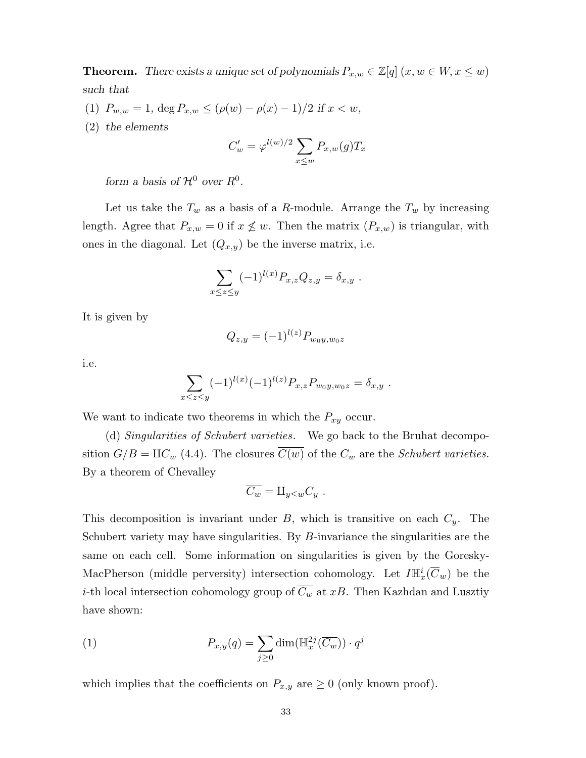**Theorem.** *There exists a unique set of polynomials $P_{x,w} \in \mathbb{Z}[q]$ $(x, w \in W, x \leq w)$ such that*

*(1) $P_{w,w} = 1$, $\deg P_{x,w} \leq (\rho(w) - \rho(x) - 1)/2$ if $x < w$,*

*(2) the elements*

$$C'_w = \varphi^{l(w)/2} \sum_{x \leq w} P_{x,w}(g) T_x$$

*form a basis of $\mathcal{H}^0$ over $R^0$.*

Let us take the $T_w$ as a basis of a $R$-module. Arrange the $T_w$ by increasing length. Agree that $P_{x,w} = 0$ if $x \not\leq w$. Then the matrix $(P_{x,w})$ is triangular, with ones in the diagonal. Let $(Q_{x,y})$ be the inverse matrix, i.e.

$$\sum_{x \leq z \leq y} (-1)^{l(x)} P_{x,z} Q_{z,y} = \delta_{x,y} \ .$$

It is given by

$$Q_{z,y} = (-1)^{l(z)} P_{w_0 y, w_0 z}$$

i.e.

$$\sum_{x \leq z \leq y} (-1)^{l(x)} (-1)^{l(z)} P_{x,z} P_{w_0 y, w_0 z} = \delta_{x,y} \ .$$

We want to indicate two theorems in which the $P_{xy}$ occur.

(d) *Singularities of Schubert varieties.* We go back to the Bruhat decomposition $G/B = \amalg C_w$ (4.4). The closures $\overline{C(w)}$ of the $C_w$ are the *Schubert varieties.* By a theorem of Chevalley

$$\overline{C_w} = \amalg_{y \leq w} C_y \ .$$

This decomposition is invariant under $B$, which is transitive on each $C_y$. The Schubert variety may have singularities. By $B$-invariance the singularities are the same on each cell. Some information on singularities is given by the Goresky-MacPherson (middle perversity) intersection cohomology. Let $I\mathbb{H}^i_x(\overline{C}_w)$ be the $i$-th local intersection cohomology group of $\overline{C_w}$ at $xB$. Then Kazhdan and Lusztiy have shown:

$$P_{x,y}(q) = \sum_{j \geq 0} \dim(\mathbb{H}^{2j}_x(\overline{C_w})) \cdot q^j \tag{1}$$

which implies that the coefficients on $P_{x,y}$ are $\geq 0$ (only known proof).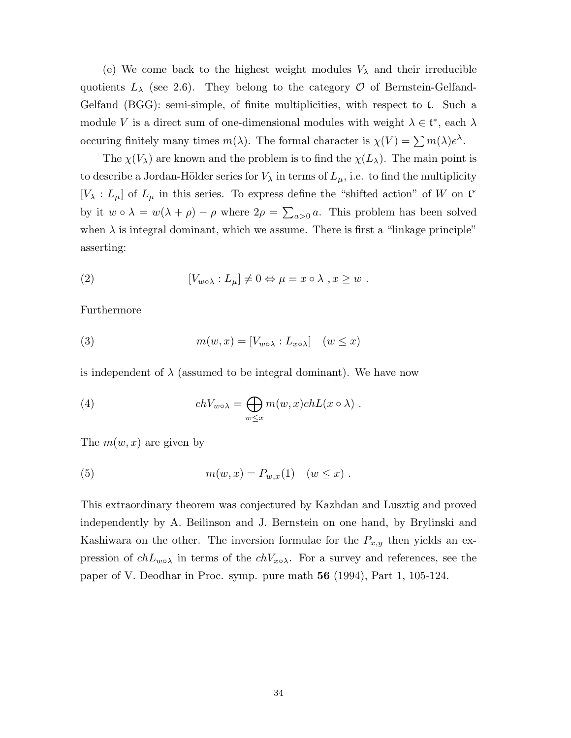(e) We come back to the highest weight modules $V_\lambda$ and their irreducible quotients $L_\lambda$ (see 2.6). They belong to the category $\mathcal{O}$ of Bernstein-Gelfand-Gelfand (BGG): semi-simple, of finite multiplicities, with respect to $\mathfrak{t}$. Such a module $V$ is a direct sum of one-dimensional modules with weight $\lambda \in \mathfrak{t}^*$, each $\lambda$ occuring finitely many times $m(\lambda)$. The formal character is $\chi(V) = \sum m(\lambda) e^\lambda$.

The $\chi(V_\lambda)$ are known and the problem is to find the $\chi(L_\lambda)$. The main point is to describe a Jordan-Hölder series for $V_\lambda$ in terms of $L_\mu$, i.e. to find the multiplicity $[V_\lambda : L_\mu]$ of $L_\mu$ in this series. To express define the "shifted action" of $W$ on $\mathfrak{t}^*$ by it $w \circ \lambda = w(\lambda + \rho) - \rho$ where $2\rho = \sum_{a>0} a$. This problem has been solved when $\lambda$ is integral dominant, which we assume. There is first a "linkage principle" asserting:

$$
(2) \qquad [V_{w\circ\lambda} : L_\mu] \neq 0 \Leftrightarrow \mu = x \circ \lambda \, , x \geq w \; .
$$

Furthermore

$$
(3) \qquad m(w,x) = [V_{w\circ\lambda} : L_{x\circ\lambda}] \quad (w \leq x)
$$

is independent of $\lambda$ (assumed to be integral dominant). We have now

$$
(4) \qquad chV_{w\circ\lambda} = \bigoplus_{w\leq x} m(w,x) chL(x \circ \lambda) \; .
$$

The $m(w,x)$ are given by

$$
(5) \qquad m(w,x) = P_{w,x}(1) \quad (w \leq x) \; .
$$

This extraordinary theorem was conjectured by Kazhdan and Lusztig and proved independently by A. Beïlinson and J. Bernstein on one hand, by Brylinski and Kashiwara on the other. The inversion formulae for the $P_{x,y}$ then yields an expression of $chL_{w\circ\lambda}$ in terms of the $chV_{x\circ\lambda}$. For a survey and references, see the paper of V. Deodhar in Proc. symp. pure math **56** (1994), Part 1, 105-124.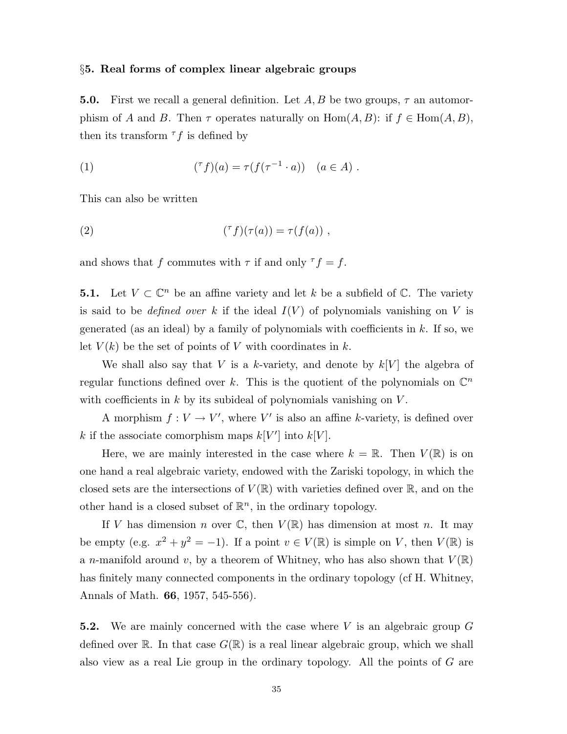## §5. Real forms of complex linear algebraic groups

**5.0.** First we recall a general definition. Let $A, B$ be two groups, $\tau$ an automorphism of $A$ and $B$. Then $\tau$ operates naturally on $\mathrm{Hom}(A, B)$: if $f \in \mathrm{Hom}(A, B)$, then its transform ${}^{\tau}f$ is defined by

$$(1) \qquad ({}^{\tau}f)(a) = \tau(f(\tau^{-1} \cdot a)) \quad (a \in A)\ .$$

This can also be written

$$(2) \qquad ({}^{\tau}f)(\tau(a)) = \tau(f(a))\ ,$$

and shows that $f$ commutes with $\tau$ if and only ${}^{\tau}f = f$.

**5.1.** Let $V \subset \mathbb{C}^n$ be an affine variety and let $k$ be a subfield of $\mathbb{C}$. The variety is said to be *defined over* $k$ if the ideal $I(V)$ of polynomials vanishing on $V$ is generated (as an ideal) by a family of polynomials with coefficients in $k$. If so, we let $V(k)$ be the set of points of $V$ with coordinates in $k$.

We shall also say that $V$ is a $k$-variety, and denote by $k[V]$ the algebra of regular functions defined over $k$. This is the quotient of the polynomials on $\mathbb{C}^n$ with coefficients in $k$ by its subideal of polynomials vanishing on $V$.

A morphism $f : V \to V'$, where $V'$ is also an affine $k$-variety, is defined over $k$ if the associate comorphism maps $k[V']$ into $k[V]$.

Here, we are mainly interested in the case where $k = \mathbb{R}$. Then $V(\mathbb{R})$ is on one hand a real algebraic variety, endowed with the Zariski topology, in which the closed sets are the intersections of $V(\mathbb{R})$ with varieties defined over $\mathbb{R}$, and on the other hand is a closed subset of $\mathbb{R}^n$, in the ordinary topology.

If $V$ has dimension $n$ over $\mathbb{C}$, then $V(\mathbb{R})$ has dimension at most $n$. It may be empty (e.g. $x^2 + y^2 = -1$). If a point $v \in V(\mathbb{R})$ is simple on $V$, then $V(\mathbb{R})$ is a $n$-manifold around $v$, by a theorem of Whitney, who has also shown that $V(\mathbb{R})$ has finitely many connected components in the ordinary topology (cf H. Whitney, Annals of Math. **66**, 1957, 545-556).

**5.2.** We are mainly concerned with the case where $V$ is an algebraic group $G$ defined over $\mathbb{R}$. In that case $G(\mathbb{R})$ is a real linear algebraic group, which we shall also view as a real Lie group in the ordinary topology. All the points of $G$ are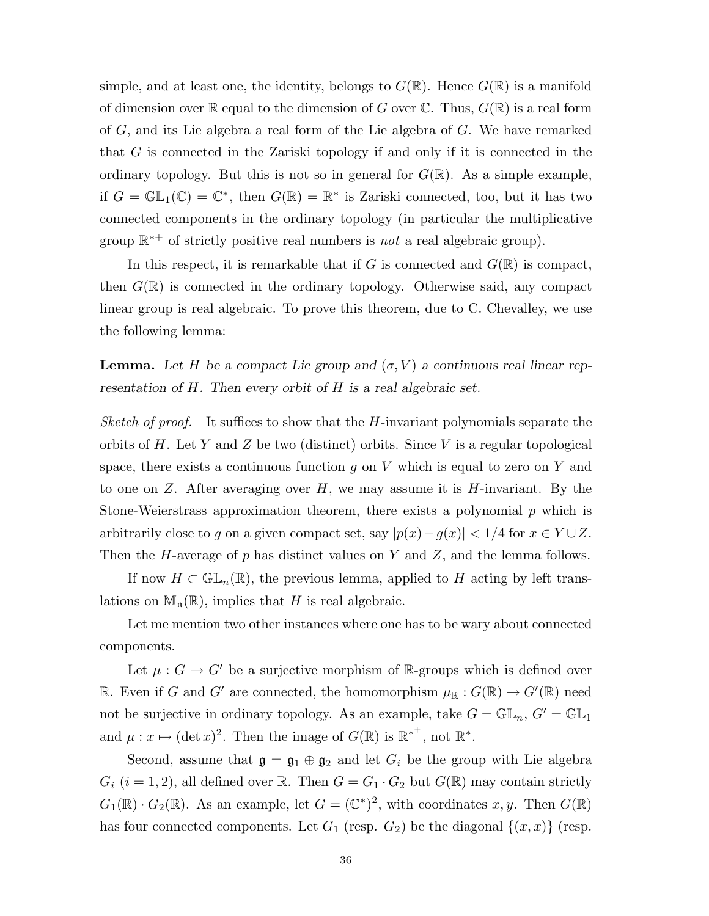simple, and at least one, the identity, belongs to $G(\mathbb{R})$. Hence $G(\mathbb{R})$ is a manifold of dimension over $\mathbb{R}$ equal to the dimension of $G$ over $\mathbb{C}$. Thus, $G(\mathbb{R})$ is a real form of $G$, and its Lie algebra a real form of the Lie algebra of $G$. We have remarked that $G$ is connected in the Zariski topology if and only if it is connected in the ordinary topology. But this is not so in general for $G(\mathbb{R})$. As a simple example, if $G = \mathbb{GL}_1(\mathbb{C}) = \mathbb{C}^*$, then $G(\mathbb{R}) = \mathbb{R}^*$ is Zariski connected, too, but it has two connected components in the ordinary topology (in particular the multiplicative group $\mathbb{R}^{*+}$ of strictly positive real numbers is *not* a real algebraic group).

In this respect, it is remarkable that if $G$ is connected and $G(\mathbb{R})$ is compact, then $G(\mathbb{R})$ is connected in the ordinary topology. Otherwise said, any compact linear group is real algebraic. To prove this theorem, due to C. Chevalley, we use the following lemma:

**Lemma.** *Let $H$ be a compact Lie group and $(\sigma, V)$ a continuous real linear representation of $H$. Then every orbit of $H$ is a real algebraic set.*

*Sketch of proof.* It suffices to show that the $H$-invariant polynomials separate the orbits of $H$. Let $Y$ and $Z$ be two (distinct) orbits. Since $V$ is a regular topological space, there exists a continuous function $g$ on $V$ which is equal to zero on $Y$ and to one on $Z$. After averaging over $H$, we may assume it is $H$-invariant. By the Stone-Weierstrass approximation theorem, there exists a polynomial $p$ which is arbitrarily close to $g$ on a given compact set, say $|p(x) - g(x)| < 1/4$ for $x \in Y \cup Z$. Then the $H$-average of $p$ has distinct values on $Y$ and $Z$, and the lemma follows.

If now $H \subset \mathbb{GL}_n(\mathbb{R})$, the previous lemma, applied to $H$ acting by left translations on $\mathbb{M}_{\mathfrak{n}}(\mathbb{R})$, implies that $H$ is real algebraic.

Let me mention two other instances where one has to be wary about connected components.

Let $\mu : G \to G'$ be a surjective morphism of $\mathbb{R}$-groups which is defined over $\mathbb{R}$. Even if $G$ and $G'$ are connected, the homomorphism $\mu_{\mathbb{R}} : G(\mathbb{R}) \to G'(\mathbb{R})$ need not be surjective in ordinary topology. As an example, take $G = \mathbb{GL}_n$, $G' = \mathbb{GL}_1$ and $\mu : x \mapsto (\det x)^2$. Then the image of $G(\mathbb{R})$ is $\mathbb{R}^{*^+}$, not $\mathbb{R}^*$.

Second, assume that $\mathfrak{g} = \mathfrak{g}_1 \oplus \mathfrak{g}_2$ and let $G_i$ be the group with Lie algebra $G_i$ $(i = 1, 2)$, all defined over $\mathbb{R}$. Then $G = G_1 \cdot G_2$ but $G(\mathbb{R})$ may contain strictly $G_1(\mathbb{R}) \cdot G_2(\mathbb{R})$. As an example, let $G = (\mathbb{C}^*)^2$, with coordinates $x, y$. Then $G(\mathbb{R})$ has four connected components. Let $G_1$ (resp. $G_2$) be the diagonal $\{(x, x)\}$ (resp.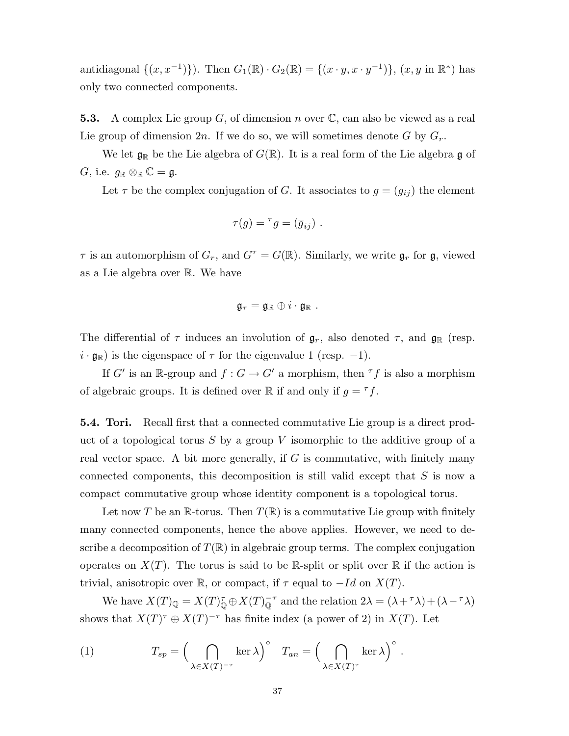antidiagonal $\{(x, x^{-1})\}$). Then $G_1(\mathbb{R}) \cdot G_2(\mathbb{R}) = \{(x \cdot y, x \cdot y^{-1})\}$, ($x, y$ in $\mathbb{R}^*$) has only two connected components.

**5.3.** A complex Lie group $G$, of dimension $n$ over $\mathbb{C}$, can also be viewed as a real Lie group of dimension $2n$. If we do so, we will sometimes denote $G$ by $G_r$.

We let $\mathfrak{g}_{\mathbb{R}}$ be the Lie algebra of $G(\mathbb{R})$. It is a real form of the Lie algebra $\mathfrak{g}$ of $G$, i.e. $g_{\mathbb{R}} \otimes_{\mathbb{R}} \mathbb{C} = \mathfrak{g}$.

Let $\tau$ be the complex conjugation of $G$. It associates to $g = (g_{ij})$ the element

$$\tau(g) = {}^\tau g = (\overline{g}_{ij}) \ .$$

$\tau$ is an automorphism of $G_r$, and $G^\tau = G(\mathbb{R})$. Similarly, we write $\mathfrak{g}_r$ for $\mathfrak{g}$, viewed as a Lie algebra over $\mathbb{R}$. We have

$$\mathfrak{g}_\tau = \mathfrak{g}_{\mathbb{R}} \oplus i \cdot \mathfrak{g}_{\mathbb{R}} \ .$$

The differential of $\tau$ induces an involution of $\mathfrak{g}_r$, also denoted $\tau$, and $\mathfrak{g}_{\mathbb{R}}$ (resp. $i \cdot \mathfrak{g}_{\mathbb{R}}$) is the eigenspace of $\tau$ for the eigenvalue 1 (resp. $-1$).

If $G'$ is an $\mathbb{R}$-group and $f : G \to G'$ a morphism, then ${}^\tau f$ is also a morphism of algebraic groups. It is defined over $\mathbb{R}$ if and only if $g = {}^\tau f$.

**5.4. Tori.** Recall first that a connected commutative Lie group is a direct product of a topological torus $S$ by a group $V$ isomorphic to the additive group of a real vector space. A bit more generally, if $G$ is commutative, with finitely many connected components, this decomposition is still valid except that $S$ is now a compact commutative group whose identity component is a topological torus.

Let now $T$ be an $\mathbb{R}$-torus. Then $T(\mathbb{R})$ is a commutative Lie group with finitely many connected components, hence the above applies. However, we need to describe a decomposition of $T(\mathbb{R})$ in algebraic group terms. The complex conjugation operates on $X(T)$. The torus is said to be $\mathbb{R}$-split or split over $\mathbb{R}$ if the action is trivial, anisotropic over $\mathbb{R}$, or compact, if $\tau$ equal to $-Id$ on $X(T)$.

We have $X(T)_{\mathbb{Q}} = X(T)^\tau_{\mathbb{Q}} \oplus X(T)^{-\tau}_{\mathbb{Q}}$ and the relation $2\lambda = (\lambda + {}^\tau\lambda) + (\lambda - {}^\tau\lambda)$ shows that $X(T)^\tau \oplus X(T)^{-\tau}$ has finite index (a power of 2) in $X(T)$. Let

$$(1) \qquad T_{sp} = \Big( \bigcap_{\lambda \in X(T)^{-\tau}} \ker \lambda \Big)^\circ \quad T_{an} = \Big( \bigcap_{\lambda \in X(T)^{\tau}} \ker \lambda \Big)^\circ \ .$$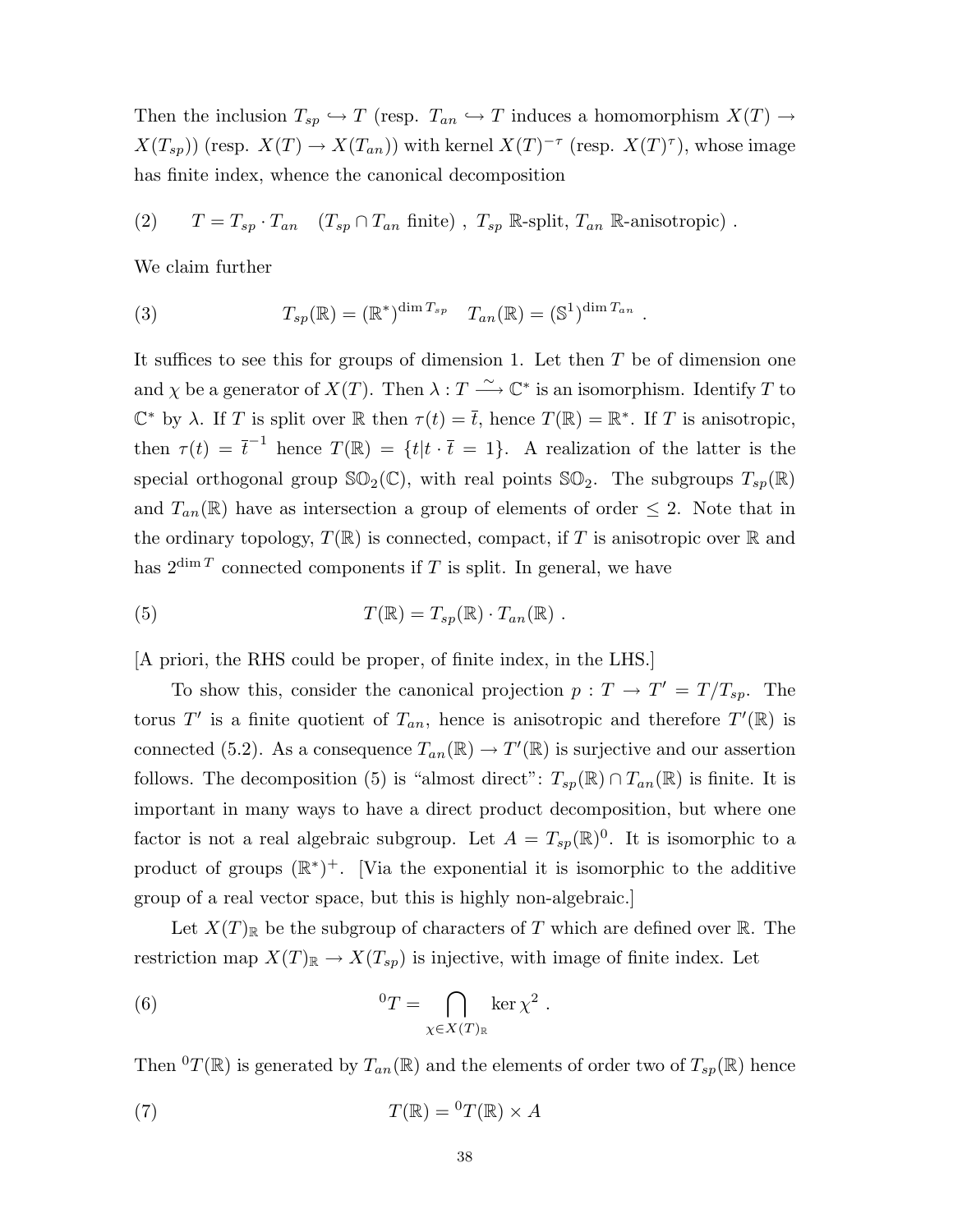Then the inclusion $T_{sp} \hookrightarrow T$ (resp. $T_{an} \hookrightarrow T$ induces a homomorphism $X(T) \to X(T_{sp})$) (resp. $X(T) \to X(T_{an})$) with kernel $X(T)^{-\tau}$ (resp. $X(T)^{\tau}$), whose image has finite index, whence the canonical decomposition

$$(2) \qquad T = T_{sp} \cdot T_{an} \quad (T_{sp} \cap T_{an} \text{ finite}) \ , \ T_{sp} \ \mathbb{R}\text{-split}, \ T_{an} \ \mathbb{R}\text{-anisotropic}) \ .$$

We claim further

$$(3) \qquad T_{sp}(\mathbb{R}) = (\mathbb{R}^*)^{\dim T_{sp}} \quad T_{an}(\mathbb{R}) = (\mathbb{S}^1)^{\dim T_{an}} \ .$$

It suffices to see this for groups of dimension 1. Let then $T$ be of dimension one and $\chi$ be a generator of $X(T)$. Then $\lambda : T \xrightarrow{\sim} \mathbb{C}^*$ is an isomorphism. Identify $T$ to $\mathbb{C}^*$ by $\lambda$. If $T$ is split over $\mathbb{R}$ then $\tau(t) = \overline{t}$, hence $T(\mathbb{R}) = \mathbb{R}^*$. If $T$ is anisotropic, then $\tau(t) = \overline{t}^{-1}$ hence $T(\mathbb{R}) = \{t | t \cdot \overline{t} = 1\}$. A realization of the latter is the special orthogonal group $\mathbb{SO}_2(\mathbb{C})$, with real points $\mathbb{SO}_2$. The subgroups $T_{sp}(\mathbb{R})$ and $T_{an}(\mathbb{R})$ have as intersection a group of elements of order $\leq 2$. Note that in the ordinary topology, $T(\mathbb{R})$ is connected, compact, if $T$ is anisotropic over $\mathbb{R}$ and has $2^{\dim T}$ connected components if $T$ is split. In general, we have

$$(5) \qquad T(\mathbb{R}) = T_{sp}(\mathbb{R}) \cdot T_{an}(\mathbb{R}) \ .$$

[A priori, the RHS could be proper, of finite index, in the LHS.]

To show this, consider the canonical projection $p : T \to T' = T/T_{sp}$. The torus $T'$ is a finite quotient of $T_{an}$, hence is anisotropic and therefore $T'(\mathbb{R})$ is connected (5.2). As a consequence $T_{an}(\mathbb{R}) \to T'(\mathbb{R})$ is surjective and our assertion follows. The decomposition (5) is "almost direct": $T_{sp}(\mathbb{R}) \cap T_{an}(\mathbb{R})$ is finite. It is important in many ways to have a direct product decomposition, but where one factor is not a real algebraic subgroup. Let $A = T_{sp}(\mathbb{R})^0$. It is isomorphic to a product of groups $(\mathbb{R}^*)^+$. [Via the exponential it is isomorphic to the additive group of a real vector space, but this is highly non-algebraic.]

Let $X(T)_{\mathbb{R}}$ be the subgroup of characters of $T$ which are defined over $\mathbb{R}$. The restriction map $X(T)_{\mathbb{R}} \to X(T_{sp})$ is injective, with image of finite index. Let

$$(6) \qquad {}^0T = \bigcap_{\chi \in X(T)_{\mathbb{R}}} \ker \chi^2 \ .$$

Then ${}^0T(\mathbb{R})$ is generated by $T_{an}(\mathbb{R})$ and the elements of order two of $T_{sp}(\mathbb{R})$ hence

$$(7) \qquad T(\mathbb{R}) = {}^0T(\mathbb{R}) \times A$$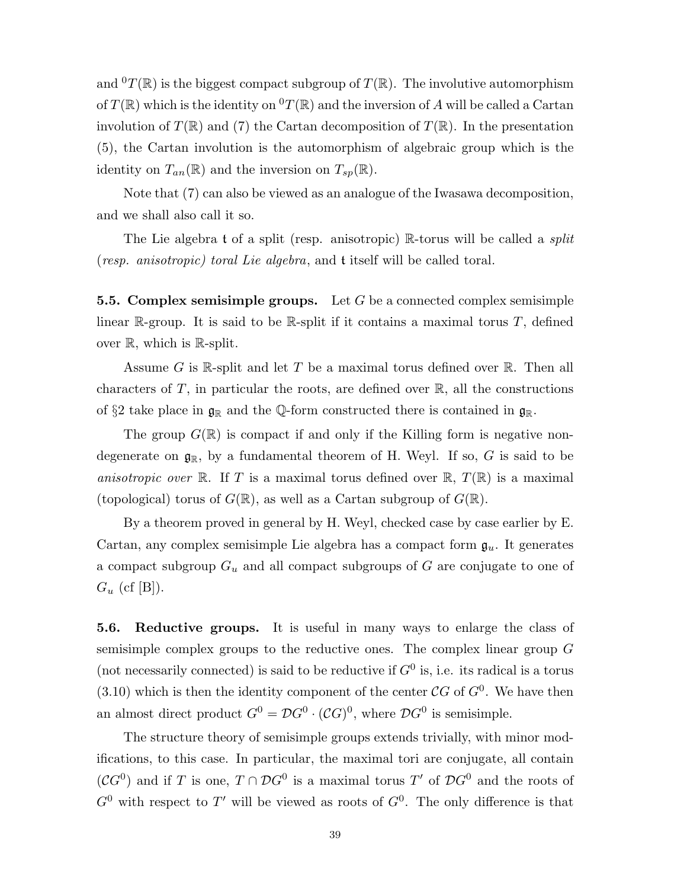and ${}^0T(\mathbb{R})$ is the biggest compact subgroup of $T(\mathbb{R})$. The involutive automorphism of $T(\mathbb{R})$ which is the identity on ${}^0T(\mathbb{R})$ and the inversion of $A$ will be called a Cartan involution of $T(\mathbb{R})$ and (7) the Cartan decomposition of $T(\mathbb{R})$. In the presentation (5), the Cartan involution is the automorphism of algebraic group which is the identity on $T_{an}(\mathbb{R})$ and the inversion on $T_{sp}(\mathbb{R})$.

Note that (7) can also be viewed as an analogue of the Iwasawa decomposition, and we shall also call it so.

The Lie algebra $\mathfrak{t}$ of a split (resp. anisotropic) $\mathbb{R}$-torus will be called a *split* (*resp. anisotropic*) *toral Lie algebra*, and $\mathfrak{t}$ itself will be called toral.

**5.5. Complex semisimple groups.** Let $G$ be a connected complex semisimple linear $\mathbb{R}$-group. It is said to be $\mathbb{R}$-split if it contains a maximal torus $T$, defined over $\mathbb{R}$, which is $\mathbb{R}$-split.

Assume $G$ is $\mathbb{R}$-split and let $T$ be a maximal torus defined over $\mathbb{R}$. Then all characters of $T$, in particular the roots, are defined over $\mathbb{R}$, all the constructions of §2 take place in $\mathfrak{g}_{\mathbb{R}}$ and the $\mathbb{Q}$-form constructed there is contained in $\mathfrak{g}_{\mathbb{R}}$.

The group $G(\mathbb{R})$ is compact if and only if the Killing form is negative non-degenerate on $\mathfrak{g}_{\mathbb{R}}$, by a fundamental theorem of H. Weyl. If so, $G$ is said to be *anisotropic over* $\mathbb{R}$. If $T$ is a maximal torus defined over $\mathbb{R}$, $T(\mathbb{R})$ is a maximal (topological) torus of $G(\mathbb{R})$, as well as a Cartan subgroup of $G(\mathbb{R})$.

By a theorem proved in general by H. Weyl, checked case by case earlier by E. Cartan, any complex semisimple Lie algebra has a compact form $\mathfrak{g}_u$. It generates a compact subgroup $G_u$ and all compact subgroups of $G$ are conjugate to one of $G_u$ (cf [B]).

**5.6. Reductive groups.** It is useful in many ways to enlarge the class of semisimple complex groups to the reductive ones. The complex linear group $G$ (not necessarily connected) is said to be reductive if $G^0$ is, i.e. its radical is a torus (3.10) which is then the identity component of the center $\mathcal{C}G$ of $G^0$. We have then an almost direct product $G^0 = \mathcal{D}G^0 \cdot (\mathcal{C}G)^0$, where $\mathcal{D}G^0$ is semisimple.

The structure theory of semisimple groups extends trivially, with minor modifications, to this case. In particular, the maximal tori are conjugate, all contain $(\mathcal{C}G^0)$ and if $T$ is one, $T \cap \mathcal{D}G^0$ is a maximal torus $T'$ of $\mathcal{D}G^0$ and the roots of $G^0$ with respect to $T'$ will be viewed as roots of $G^0$. The only difference is that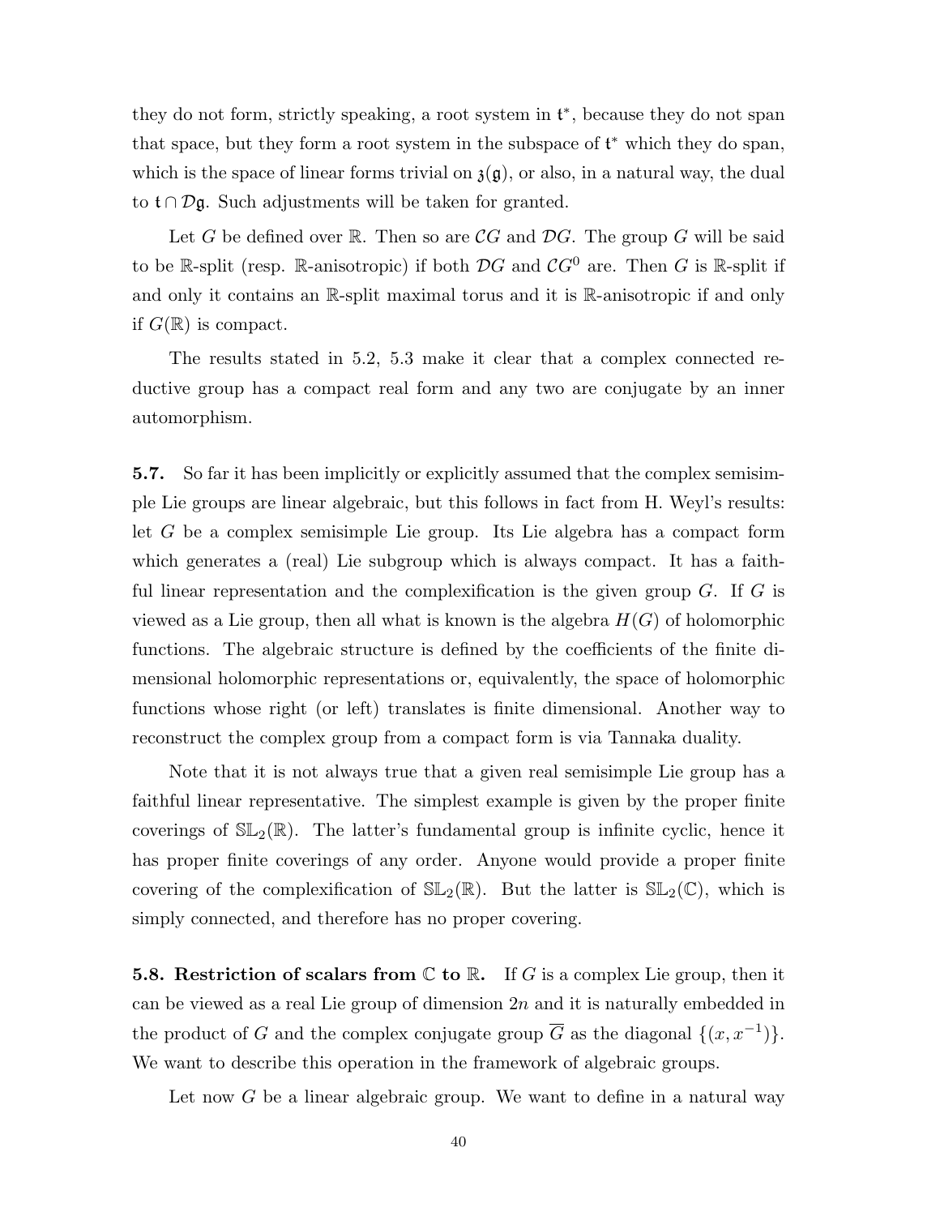they do not form, strictly speaking, a root system in $\mathfrak{t}^*$, because they do not span that space, but they form a root system in the subspace of $\mathfrak{t}^*$ which they do span, which is the space of linear forms trivial on $\mathfrak{z}(\mathfrak{g})$, or also, in a natural way, the dual to $\mathfrak{t} \cap \mathcal{D}\mathfrak{g}$. Such adjustments will be taken for granted.

Let $G$ be defined over $\mathbb{R}$. Then so are $\mathcal{C}G$ and $\mathcal{D}G$. The group $G$ will be said to be $\mathbb{R}$-split (resp. $\mathbb{R}$-anisotropic) if both $\mathcal{D}G$ and $\mathcal{C}G^0$ are. Then $G$ is $\mathbb{R}$-split if and only it contains an $\mathbb{R}$-split maximal torus and it is $\mathbb{R}$-anisotropic if and only if $G(\mathbb{R})$ is compact.

The results stated in 5.2, 5.3 make it clear that a complex connected reductive group has a compact real form and any two are conjugate by an inner automorphism.

**5.7.** So far it has been implicitly or explicitly assumed that the complex semisimple Lie groups are linear algebraic, but this follows in fact from H. Weyl's results: let $G$ be a complex semisimple Lie group. Its Lie algebra has a compact form which generates a (real) Lie subgroup which is always compact. It has a faithful linear representation and the complexification is the given group $G$. If $G$ is viewed as a Lie group, then all what is known is the algebra $H(G)$ of holomorphic functions. The algebraic structure is defined by the coefficients of the finite dimensional holomorphic representations or, equivalently, the space of holomorphic functions whose right (or left) translates is finite dimensional. Another way to reconstruct the complex group from a compact form is via Tannaka duality.

Note that it is not always true that a given real semisimple Lie group has a faithful linear representative. The simplest example is given by the proper finite coverings of $\mathbb{SL}_2(\mathbb{R})$. The latter's fundamental group is infinite cyclic, hence it has proper finite coverings of any order. Anyone would provide a proper finite covering of the complexification of $\mathbb{SL}_2(\mathbb{R})$. But the latter is $\mathbb{SL}_2(\mathbb{C})$, which is simply connected, and therefore has no proper covering.

**5.8. Restriction of scalars from $\mathbb{C}$ to $\mathbb{R}$.** If $G$ is a complex Lie group, then it can be viewed as a real Lie group of dimension $2n$ and it is naturally embedded in the product of $G$ and the complex conjugate group $\overline{G}$ as the diagonal $\{(x, x^{-1})\}$. We want to describe this operation in the framework of algebraic groups.

Let now $G$ be a linear algebraic group. We want to define in a natural way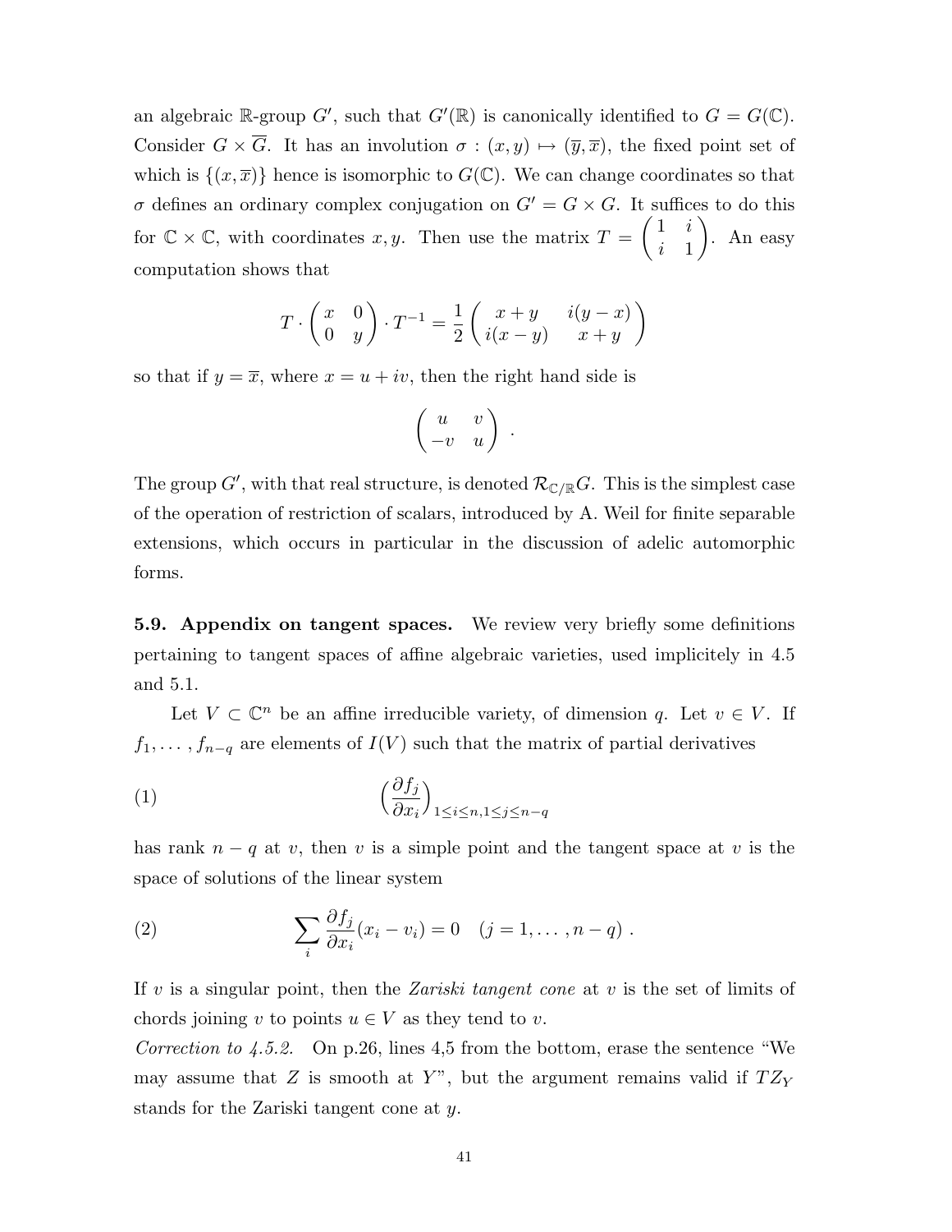an algebraic $\mathbb{R}$-group $G'$, such that $G'(\mathbb{R})$ is canonically identified to $G = G(\mathbb{C})$. Consider $G \times \overline{G}$. It has an involution $\sigma : (x, y) \mapsto (\overline{y}, \overline{x})$, the fixed point set of which is $\{(x, \overline{x})\}$ hence is isomorphic to $G(\mathbb{C})$. We can change coordinates so that $\sigma$ defines an ordinary complex conjugation on $G' = G \times G$. It suffices to do this for $\mathbb{C} \times \mathbb{C}$, with coordinates $x, y$. Then use the matrix $T = \begin{pmatrix} 1 & i \\ i & 1 \end{pmatrix}$. An easy computation shows that

$$T \cdot \begin{pmatrix} x & 0 \\ 0 & y \end{pmatrix} \cdot T^{-1} = \frac{1}{2} \begin{pmatrix} x + y & i(y - x) \\ i(x - y) & x + y \end{pmatrix}$$

so that if $y = \overline{x}$, where $x = u + iv$, then the right hand side is

$$\begin{pmatrix} u & v \\ -v & u \end{pmatrix} .$$

The group $G'$, with that real structure, is denoted $\mathcal{R}_{\mathbb{C}/\mathbb{R}} G$. This is the simplest case of the operation of restriction of scalars, introduced by A. Weil for finite separable extensions, which occurs in particular in the discussion of adelic automorphic forms.

**5.9. Appendix on tangent spaces.** We review very briefly some definitions pertaining to tangent spaces of affine algebraic varieties, used implicitely in 4.5 and 5.1.

Let $V \subset \mathbb{C}^n$ be an affine irreducible variety, of dimension $q$. Let $v \in V$. If $f_1, \ldots, f_{n-q}$ are elements of $I(V)$ such that the matrix of partial derivatives

$$\left(\frac{\partial f_j}{\partial x_i}\right)_{1 \leq i \leq n, 1 \leq j \leq n-q} \tag{1}$$

has rank $n - q$ at $v$, then $v$ is a simple point and the tangent space at $v$ is the space of solutions of the linear system

$$\sum_i \frac{\partial f_j}{\partial x_i}(x_i - v_i) = 0 \quad (j = 1, \ldots, n - q) . \tag{2}$$

If $v$ is a singular point, then the *Zariski tangent cone* at $v$ is the set of limits of chords joining $v$ to points $u \in V$ as they tend to $v$.

*Correction to 4.5.2.* On p.26, lines 4,5 from the bottom, erase the sentence "We may assume that $Z$ is smooth at $Y$", but the argument remains valid if $TZ_Y$ stands for the Zariski tangent cone at $y$.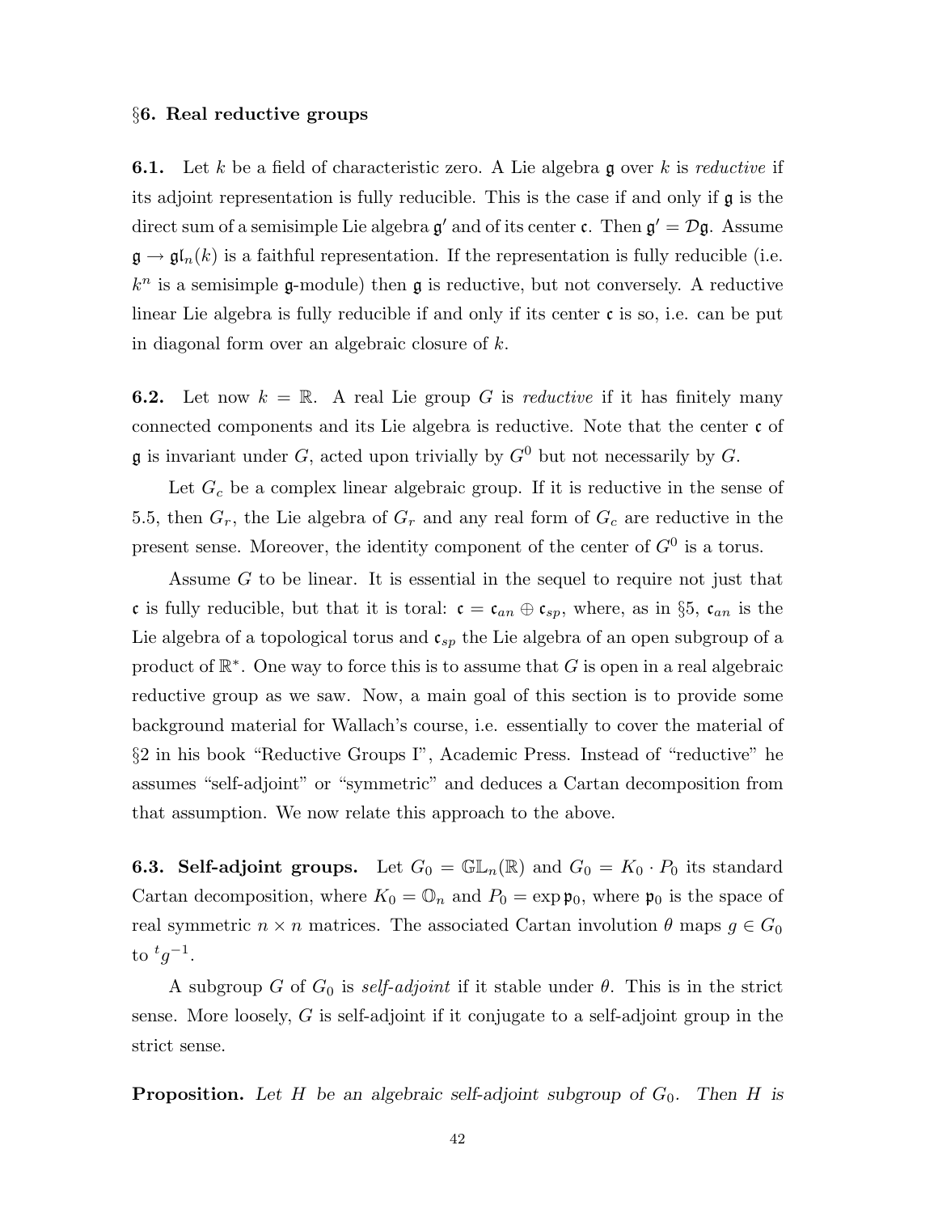## §6. Real reductive groups

**6.1.** Let $k$ be a field of characteristic zero. A Lie algebra $\mathfrak{g}$ over $k$ is *reductive* if its adjoint representation is fully reducible. This is the case if and only if $\mathfrak{g}$ is the direct sum of a semisimple Lie algebra $\mathfrak{g}'$ and of its center $\mathfrak{c}$. Then $\mathfrak{g}' = \mathcal{D}\mathfrak{g}$. Assume $\mathfrak{g} \to \mathfrak{gl}_n(k)$ is a faithful representation. If the representation is fully reducible (i.e. $k^n$ is a semisimple $\mathfrak{g}$-module) then $\mathfrak{g}$ is reductive, but not conversely. A reductive linear Lie algebra is fully reducible if and only if its center $\mathfrak{c}$ is so, i.e. can be put in diagonal form over an algebraic closure of $k$.

**6.2.** Let now $k = \mathbb{R}$. A real Lie group $G$ is *reductive* if it has finitely many connected components and its Lie algebra is reductive. Note that the center $\mathfrak{c}$ of $\mathfrak{g}$ is invariant under $G$, acted upon trivially by $G^0$ but not necessarily by $G$.

Let $G_c$ be a complex linear algebraic group. If it is reductive in the sense of 5.5, then $G_r$, the Lie algebra of $G_r$ and any real form of $G_c$ are reductive in the present sense. Moreover, the identity component of the center of $G^0$ is a torus.

Assume $G$ to be linear. It is essential in the sequel to require not just that $\mathfrak{c}$ is fully reducible, but that it is toral: $\mathfrak{c} = \mathfrak{c}_{an} \oplus \mathfrak{c}_{sp}$, where, as in §5, $\mathfrak{c}_{an}$ is the Lie algebra of a topological torus and $\mathfrak{c}_{sp}$ the Lie algebra of an open subgroup of a product of $\mathbb{R}^*$. One way to force this is to assume that $G$ is open in a real algebraic reductive group as we saw. Now, a main goal of this section is to provide some background material for Wallach's course, i.e. essentially to cover the material of §2 in his book "Reductive Groups I", Academic Press. Instead of "reductive" he assumes "self-adjoint" or "symmetric" and deduces a Cartan decomposition from that assumption. We now relate this approach to the above.

**6.3. Self-adjoint groups.** Let $G_0 = \mathbb{GL}_n(\mathbb{R})$ and $G_0 = K_0 \cdot P_0$ its standard Cartan decomposition, where $K_0 = \mathbb{O}_n$ and $P_0 = \exp \mathfrak{p}_0$, where $\mathfrak{p}_0$ is the space of real symmetric $n \times n$ matrices. The associated Cartan involution $\theta$ maps $g \in G_0$ to ${}^t g^{-1}$.

A subgroup $G$ of $G_0$ is *self-adjoint* if it stable under $\theta$. This is in the strict sense. More loosely, $G$ is self-adjoint if it conjugate to a self-adjoint group in the strict sense.

**Proposition.** *Let $H$ be an algebraic self-adjoint subgroup of $G_0$. Then $H$ is*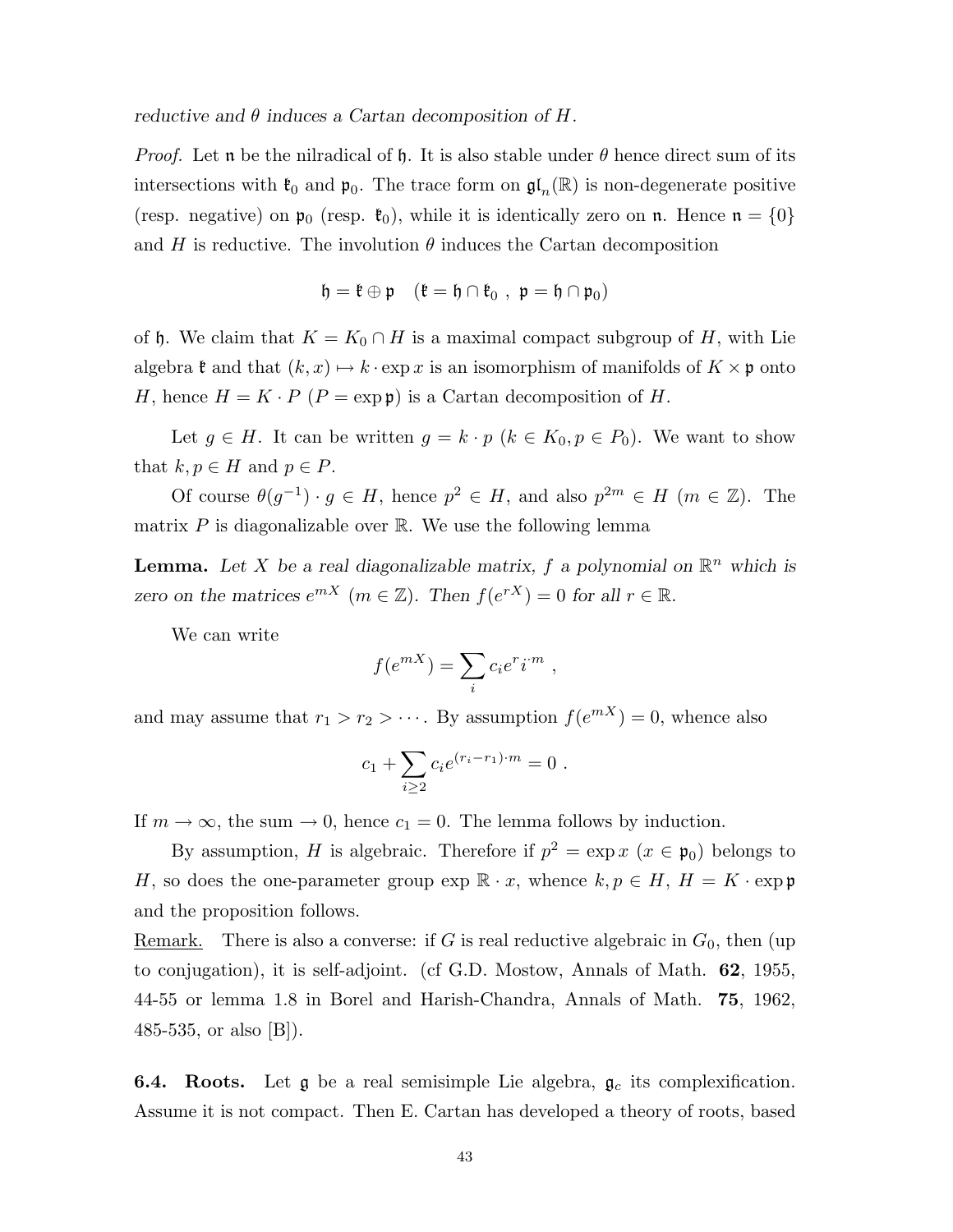*reductive and $\theta$ induces a Cartan decomposition of $H$.*

*Proof.* Let $\mathfrak{n}$ be the nilradical of $\mathfrak{h}$. It is also stable under $\theta$ hence direct sum of its intersections with $\mathfrak{k}_0$ and $\mathfrak{p}_0$. The trace form on $\mathfrak{gl}_n(\mathbb{R})$ is non-degenerate positive (resp. negative) on $\mathfrak{p}_0$ (resp. $\mathfrak{k}_0$), while it is identically zero on $\mathfrak{n}$. Hence $\mathfrak{n} = \{0\}$ and $H$ is reductive. The involution $\theta$ induces the Cartan decomposition

$$\mathfrak{h} = \mathfrak{k} \oplus \mathfrak{p} \quad (\mathfrak{k} = \mathfrak{h} \cap \mathfrak{k}_0 \ , \ \mathfrak{p} = \mathfrak{h} \cap \mathfrak{p}_0)$$

of $\mathfrak{h}$. We claim that $K = K_0 \cap H$ is a maximal compact subgroup of $H$, with Lie algebra $\mathfrak{k}$ and that $(k, x) \mapsto k \cdot \exp x$ is an isomorphism of manifolds of $K \times \mathfrak{p}$ onto $H$, hence $H = K \cdot P$ ($P = \exp \mathfrak{p}$) is a Cartan decomposition of $H$.

Let $g \in H$. It can be written $g = k \cdot p$ ($k \in K_0, p \in P_0$). We want to show that $k, p \in H$ and $p \in P$.

Of course $\theta(g^{-1}) \cdot g \in H$, hence $p^2 \in H$, and also $p^{2m} \in H$ ($m \in \mathbb{Z}$). The matrix $P$ is diagonalizable over $\mathbb{R}$. We use the following lemma

**Lemma.** *Let $X$ be a real diagonalizable matrix, $f$ a polynomial on $\mathbb{R}^n$ which is zero on the matrices $e^{mX}$ ($m \in \mathbb{Z}$). Then $f(e^{rX}) = 0$ for all $r \in \mathbb{R}$.*

We can write

$$f(e^{mX}) = \sum_i c_i e^{r} i^{\cdot m} \ ,$$

and may assume that $r_1 > r_2 > \cdots$. By assumption $f(e^{mX}) = 0$, whence also

$$c_1 + \sum_{i \geq 2} c_i e^{(r_i - r_1) \cdot m} = 0 \ .$$

If $m \to \infty$, the sum $\to 0$, hence $c_1 = 0$. The lemma follows by induction.

By assumption, $H$ is algebraic. Therefore if $p^2 = \exp x$ ($x \in \mathfrak{p}_0$) belongs to $H$, so does the one-parameter group $\exp \mathbb{R} \cdot x$, whence $k, p \in H$, $H = K \cdot \exp \mathfrak{p}$ and the proposition follows.

Remark. There is also a converse: if $G$ is real reductive algebraic in $G_0$, then (up to conjugation), it is self-adjoint. (cf G.D. Mostow, Annals of Math. **62**, 1955, 44-55 or lemma 1.8 in Borel and Harish-Chandra, Annals of Math. **75**, 1962, 485-535, or also [B]).

**6.4. Roots.** Let $\mathfrak{g}$ be a real semisimple Lie algebra, $\mathfrak{g}_c$ its complexification. Assume it is not compact. Then E. Cartan has developed a theory of roots, based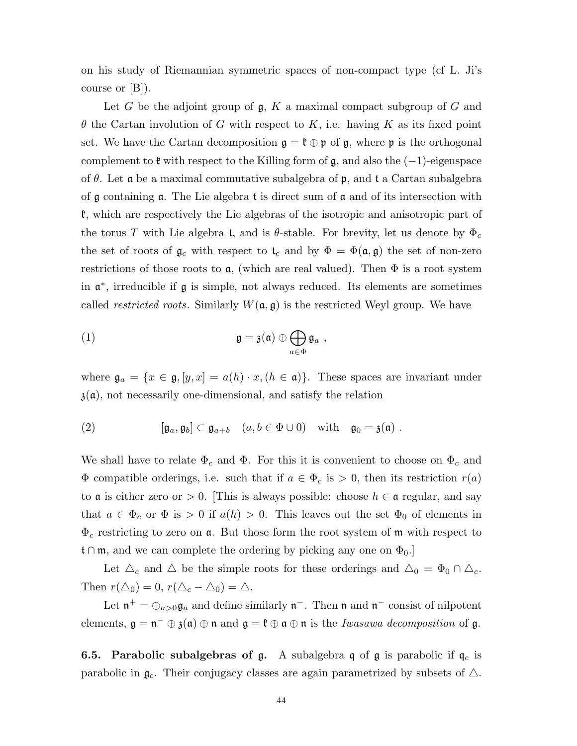on his study of Riemannian symmetric spaces of non-compact type (cf L. Ji's course or [B]).

Let $G$ be the adjoint group of $\mathfrak{g}$, $K$ a maximal compact subgroup of $G$ and $\theta$ the Cartan involution of $G$ with respect to $K$, i.e. having $K$ as its fixed point set. We have the Cartan decomposition $\mathfrak{g} = \mathfrak{k} \oplus \mathfrak{p}$ of $\mathfrak{g}$, where $\mathfrak{p}$ is the orthogonal complement to $\mathfrak{k}$ with respect to the Killing form of $\mathfrak{g}$, and also the $(-1)$-eigenspace of $\theta$. Let $\mathfrak{a}$ be a maximal commutative subalgebra of $\mathfrak{p}$, and $\mathfrak{t}$ a Cartan subalgebra of $\mathfrak{g}$ containing $\mathfrak{a}$. The Lie algebra $\mathfrak{t}$ is direct sum of $\mathfrak{a}$ and of its intersection with $\mathfrak{k}$, which are respectively the Lie algebras of the isotropic and anisotropic part of the torus $T$ with Lie algebra $\mathfrak{t}$, and is $\theta$-stable. For brevity, let us denote by $\Phi_c$ the set of roots of $\mathfrak{g}_c$ with respect to $\mathfrak{t}_c$ and by $\Phi = \Phi(\mathfrak{a}, \mathfrak{g})$ the set of non-zero restrictions of those roots to $\mathfrak{a}$, (which are real valued). Then $\Phi$ is a root system in $\mathfrak{a}^*$, irreducible if $\mathfrak{g}$ is simple, not always reduced. Its elements are sometimes called *restricted roots*. Similarly $W(\mathfrak{a}, \mathfrak{g})$ is the restricted Weyl group. We have

$$\mathfrak{g} = \mathfrak{z}(\mathfrak{a}) \oplus \bigoplus_{a \in \Phi} \mathfrak{g}_a \ , \tag{1}$$

where $\mathfrak{g}_a = \{x \in \mathfrak{g}, [y, x] = a(h) \cdot x, (h \in \mathfrak{a})\}$. These spaces are invariant under $\mathfrak{z}(\mathfrak{a})$, not necessarily one-dimensional, and satisfy the relation

$$[\mathfrak{g}_a, \mathfrak{g}_b] \subset \mathfrak{g}_{a+b} \quad (a, b \in \Phi \cup 0) \quad \text{with} \quad \mathfrak{g}_0 = \mathfrak{z}(\mathfrak{a}) \ . \tag{2}$$

We shall have to relate $\Phi_c$ and $\Phi$. For this it is convenient to choose on $\Phi_c$ and $\Phi$ compatible orderings, i.e. such that if $a \in \Phi_c$ is $> 0$, then its restriction $r(a)$ to $\mathfrak{a}$ is either zero or $> 0$. [This is always possible: choose $h \in \mathfrak{a}$ regular, and say that $a \in \Phi_c$ or $\Phi$ is $> 0$ if $a(h) > 0$. This leaves out the set $\Phi_0$ of elements in $\Phi_c$ restricting to zero on $\mathfrak{a}$. But those form the root system of $\mathfrak{m}$ with respect to $\mathfrak{t} \cap \mathfrak{m}$, and we can complete the ordering by picking any one on $\Phi_0$.]

Let $\triangle_c$ and $\triangle$ be the simple roots for these orderings and $\triangle_0 = \Phi_0 \cap \triangle_c$. Then $r(\triangle_0) = 0$, $r(\triangle_c - \triangle_0) = \triangle$.

Let $\mathfrak{n}^+ = \oplus_{a>0} \mathfrak{g}_a$ and define similarly $\mathfrak{n}^-$. Then $\mathfrak{n}$ and $\mathfrak{n}^-$ consist of nilpotent elements, $\mathfrak{g} = \mathfrak{n}^- \oplus \mathfrak{z}(\mathfrak{a}) \oplus \mathfrak{n}$ and $\mathfrak{g} = \mathfrak{k} \oplus \mathfrak{a} \oplus \mathfrak{n}$ is the *Iwasawa decomposition* of $\mathfrak{g}$.

**6.5. Parabolic subalgebras of $\mathfrak{g}$.** A subalgebra $\mathfrak{q}$ of $\mathfrak{g}$ is parabolic if $\mathfrak{q}_c$ is parabolic in $\mathfrak{g}_c$. Their conjugacy classes are again parametrized by subsets of $\triangle$.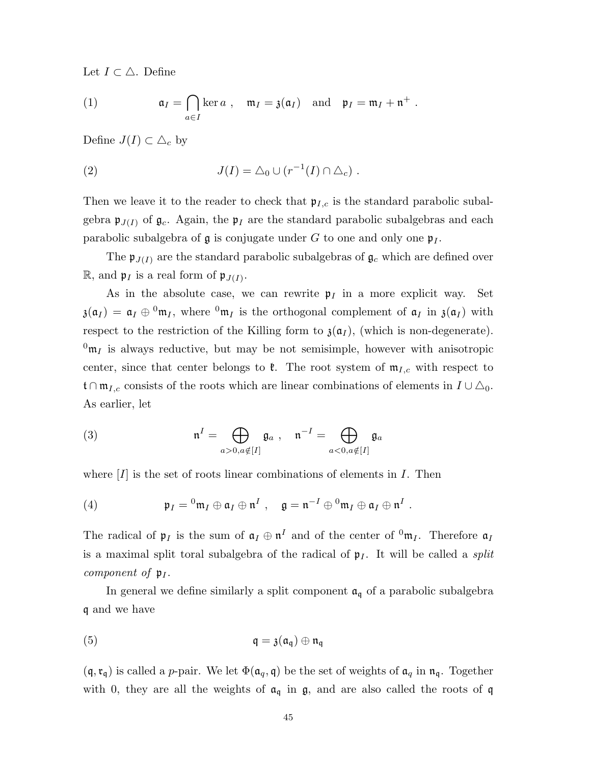Let $I \subset \triangle$. Define

$$\mathfrak{a}_I = \bigcap_{a \in I} \ker a \ , \quad \mathfrak{m}_I = \mathfrak{z}(\mathfrak{a}_I) \quad \text{and} \quad \mathfrak{p}_I = \mathfrak{m}_I + \mathfrak{n}^+ \ . \tag{1}$$

Define $J(I) \subset \triangle_c$ by

$$J(I) = \triangle_0 \cup (r^{-1}(I) \cap \triangle_c) \ . \tag{2}$$

Then we leave it to the reader to check that $\mathfrak{p}_{I,c}$ is the standard parabolic subalgebra $\mathfrak{p}_{J(I)}$ of $\mathfrak{g}_c$. Again, the $\mathfrak{p}_I$ are the standard parabolic subalgebras and each parabolic subalgebra of $\mathfrak{g}$ is conjugate under $G$ to one and only one $\mathfrak{p}_I$.

The $\mathfrak{p}_{J(I)}$ are the standard parabolic subalgebras of $\mathfrak{g}_c$ which are defined over $\mathbb{R}$, and $\mathfrak{p}_I$ is a real form of $\mathfrak{p}_{J(I)}$.

As in the absolute case, we can rewrite $\mathfrak{p}_I$ in a more explicit way. Set $\mathfrak{z}(\mathfrak{a}_I) = \mathfrak{a}_I \oplus {}^0\mathfrak{m}_I$, where ${}^0\mathfrak{m}_I$ is the orthogonal complement of $\mathfrak{a}_I$ in $\mathfrak{z}(\mathfrak{a}_I)$ with respect to the restriction of the Killing form to $\mathfrak{z}(\mathfrak{a}_I)$, (which is non-degenerate). ${}^0\mathfrak{m}_I$ is always reductive, but may be not semisimple, however with anisotropic center, since that center belongs to $\mathfrak{k}$. The root system of $\mathfrak{m}_{I,c}$ with respect to $\mathfrak{t} \cap \mathfrak{m}_{I,c}$ consists of the roots which are linear combinations of elements in $I \cup \triangle_0$. As earlier, let

$$\mathfrak{n}^I = \bigoplus_{a>0, a \notin [I]} \mathfrak{g}_a \ , \quad \mathfrak{n}^{-I} = \bigoplus_{a<0, a \notin [I]} \mathfrak{g}_a \tag{3}$$

where $[I]$ is the set of roots linear combinations of elements in $I$. Then

$$\mathfrak{p}_I = {}^0\mathfrak{m}_I \oplus \mathfrak{a}_I \oplus \mathfrak{n}^I \ , \quad \mathfrak{g} = \mathfrak{n}^{-I} \oplus {}^0\mathfrak{m}_I \oplus \mathfrak{a}_I \oplus \mathfrak{n}^I \ . \tag{4}$$

The radical of $\mathfrak{p}_I$ is the sum of $\mathfrak{a}_I \oplus \mathfrak{n}^I$ and of the center of ${}^0\mathfrak{m}_I$. Therefore $\mathfrak{a}_I$ is a maximal split toral subalgebra of the radical of $\mathfrak{p}_I$. It will be called a *split component of* $\mathfrak{p}_I$.

In general we define similarly a split component $\mathfrak{a}_\mathfrak{q}$ of a parabolic subalgebra $\mathfrak{q}$ and we have

$$\mathfrak{q} = \mathfrak{z}(\mathfrak{a}_\mathfrak{q}) \oplus \mathfrak{n}_\mathfrak{q} \tag{5}$$

$(\mathfrak{q}, \mathfrak{r}_\mathfrak{q})$ is called a *p*-pair. We let $\Phi(\mathfrak{a}_q, \mathfrak{q})$ be the set of weights of $\mathfrak{a}_q$ in $\mathfrak{n}_\mathfrak{q}$. Together with 0, they are all the weights of $\mathfrak{a}_\mathfrak{q}$ in $\mathfrak{g}$, and are also called the roots of $\mathfrak{q}$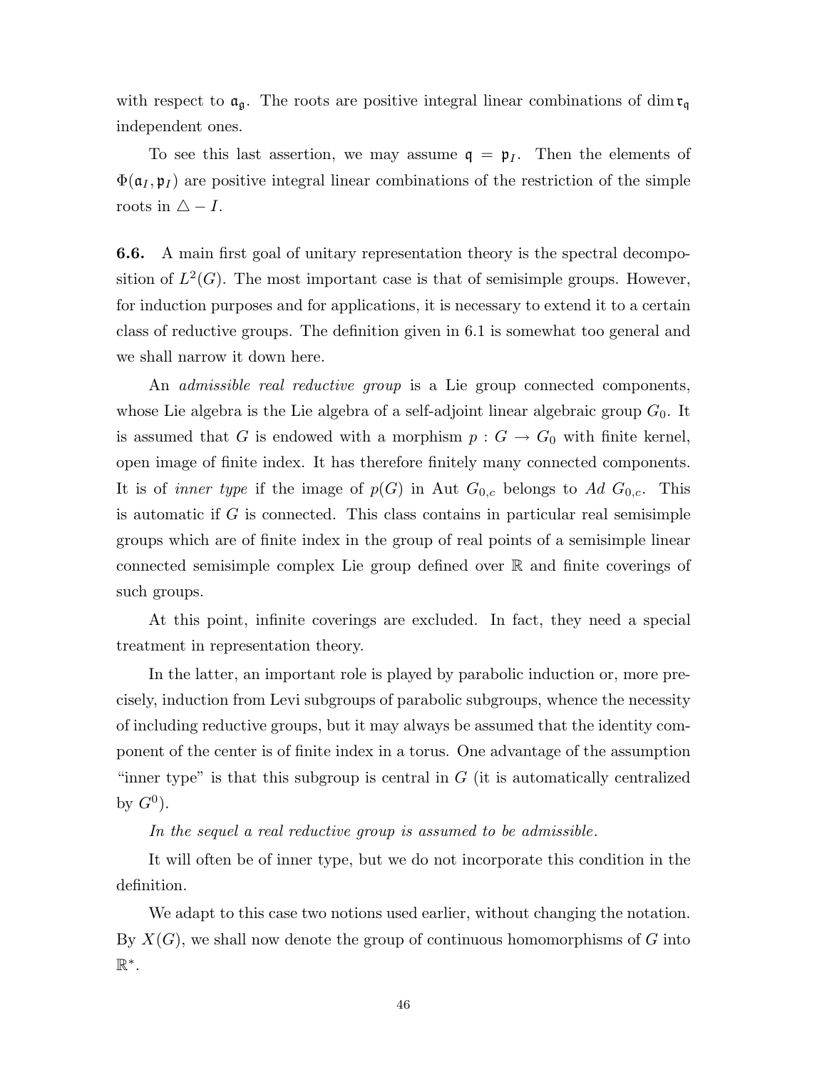with respect to $\mathfrak{a}_\mathfrak{g}$. The roots are positive integral linear combinations of $\dim \mathfrak{r}_\mathfrak{q}$ independent ones.

To see this last assertion, we may assume $\mathfrak{q} = \mathfrak{p}_I$. Then the elements of $\Phi(\mathfrak{a}_I, \mathfrak{p}_I)$ are positive integral linear combinations of the restriction of the simple roots in $\triangle - I$.

**6.6.** A main first goal of unitary representation theory is the spectral decomposition of $L^2(G)$. The most important case is that of semisimple groups. However, for induction purposes and for applications, it is necessary to extend it to a certain class of reductive groups. The definition given in 6.1 is somewhat too general and we shall narrow it down here.

An *admissible real reductive group* is a Lie group connected components, whose Lie algebra is the Lie algebra of a self-adjoint linear algebraic group $G_0$. It is assumed that $G$ is endowed with a morphism $p : G \to G_0$ with finite kernel, open image of finite index. It has therefore finitely many connected components. It is of *inner type* if the image of $p(G)$ in Aut $G_{0,c}$ belongs to $Ad\ G_{0,c}$. This is automatic if $G$ is connected. This class contains in particular real semisimple groups which are of finite index in the group of real points of a semisimple linear connected semisimple complex Lie group defined over $\mathbb{R}$ and finite coverings of such groups.

At this point, infinite coverings are excluded. In fact, they need a special treatment in representation theory.

In the latter, an important role is played by parabolic induction or, more precisely, induction from Levi subgroups of parabolic subgroups, whence the necessity of including reductive groups, but it may always be assumed that the identity component of the center is of finite index in a torus. One advantage of the assumption "inner type" is that this subgroup is central in $G$ (it is automatically centralized by $G^0$).

*In the sequel a real reductive group is assumed to be admissible.*

It will often be of inner type, but we do not incorporate this condition in the definition.

We adapt to this case two notions used earlier, without changing the notation. By $X(G)$, we shall now denote the group of continuous homomorphisms of $G$ into $\mathbb{R}^*$.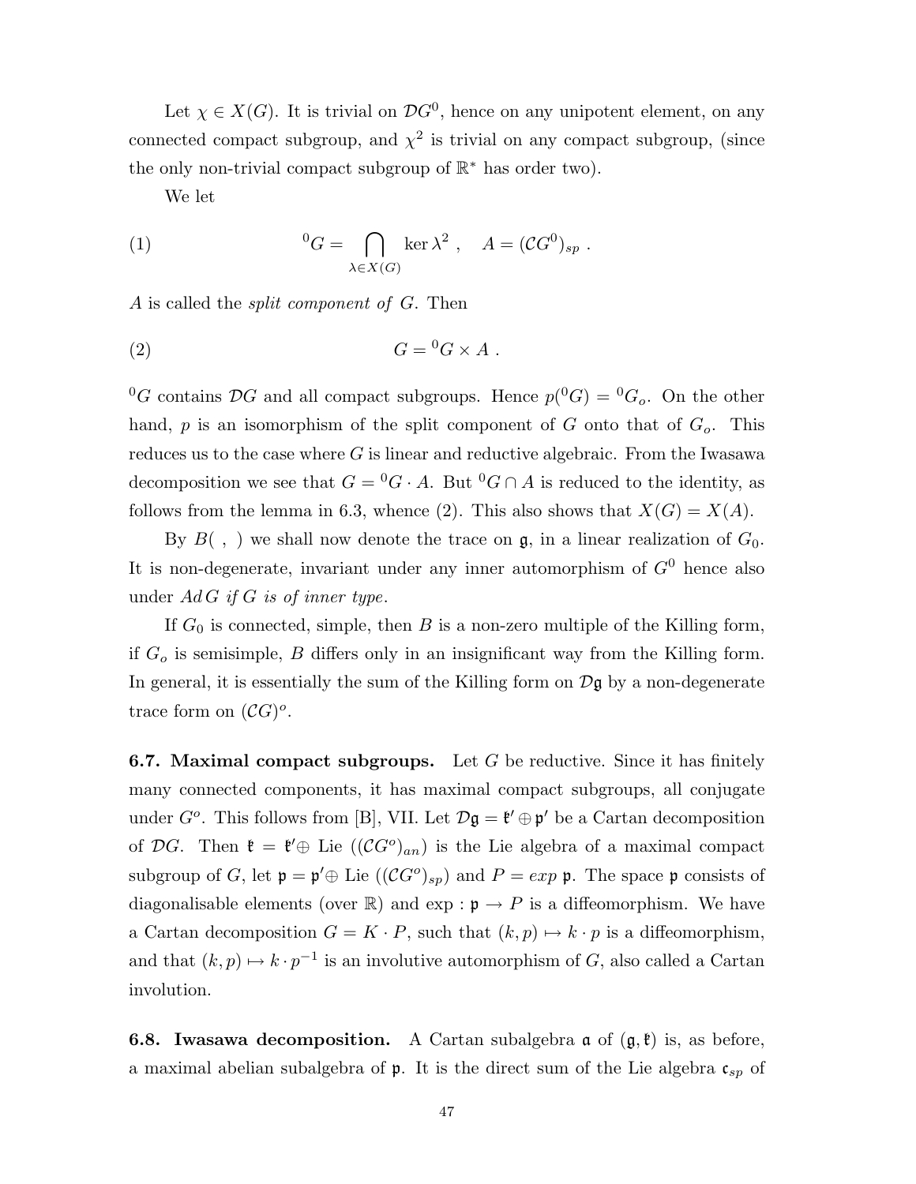Let $\chi \in X(G)$. It is trivial on $\mathcal{D}G^0$, hence on any unipotent element, on any connected compact subgroup, and $\chi^2$ is trivial on any compact subgroup, (since the only non-trivial compact subgroup of $\mathbb{R}^*$ has order two).

We let

$$(1) \qquad {}^0G = \bigcap_{\lambda \in X(G)} \ker \lambda^2 \ , \quad A = (\mathcal{C}G^0)_{sp} \ .$$

$A$ is called the *split component of* $G$. Then

$$(2) \qquad G = {}^0G \times A \ .$$

${}^0G$ contains $\mathcal{D}G$ and all compact subgroups. Hence $p({}^0G) = {}^0G_o$. On the other hand, $p$ is an isomorphism of the split component of $G$ onto that of $G_o$. This reduces us to the case where $G$ is linear and reductive algebraic. From the Iwasawa decomposition we see that $G = {}^0G \cdot A$. But ${}^0G \cap A$ is reduced to the identity, as follows from the lemma in 6.3, whence (2). This also shows that $X(G) = X(A)$.

By $B(\ ,\ )$ we shall now denote the trace on $\mathfrak{g}$, in a linear realization of $G_0$. It is non-degenerate, invariant under any inner automorphism of $G^0$ hence also under $Ad\,G$ *if* $G$ *is of inner type*.

If $G_0$ is connected, simple, then $B$ is a non-zero multiple of the Killing form, if $G_o$ is semisimple, $B$ differs only in an insignificant way from the Killing form. In general, it is essentially the sum of the Killing form on $\mathcal{D}\mathfrak{g}$ by a non-degenerate trace form on $(\mathcal{C}G)^o$.

**6.7. Maximal compact subgroups.** Let $G$ be reductive. Since it has finitely many connected components, it has maximal compact subgroups, all conjugate under $G^o$. This follows from [B], VII. Let $\mathcal{D}\mathfrak{g} = \mathfrak{k}' \oplus \mathfrak{p}'$ be a Cartan decomposition of $\mathcal{D}G$. Then $\mathfrak{k} = \mathfrak{k}' \oplus$ Lie $((\mathcal{C}G^o)_{an})$ is the Lie algebra of a maximal compact subgroup of $G$, let $\mathfrak{p} = \mathfrak{p}' \oplus$ Lie $((\mathcal{C}G^o)_{sp})$ and $P = exp\ \mathfrak{p}$. The space $\mathfrak{p}$ consists of diagonalisable elements (over $\mathbb{R}$) and $\exp : \mathfrak{p} \to P$ is a diffeomorphism. We have a Cartan decomposition $G = K \cdot P$, such that $(k, p) \mapsto k \cdot p$ is a diffeomorphism, and that $(k, p) \mapsto k \cdot p^{-1}$ is an involutive automorphism of $G$, also called a Cartan involution.

**6.8. Iwasawa decomposition.** A Cartan subalgebra $\mathfrak{a}$ of $(\mathfrak{g}, \mathfrak{k})$ is, as before, a maximal abelian subalgebra of $\mathfrak{p}$. It is the direct sum of the Lie algebra $\mathfrak{c}_{sp}$ of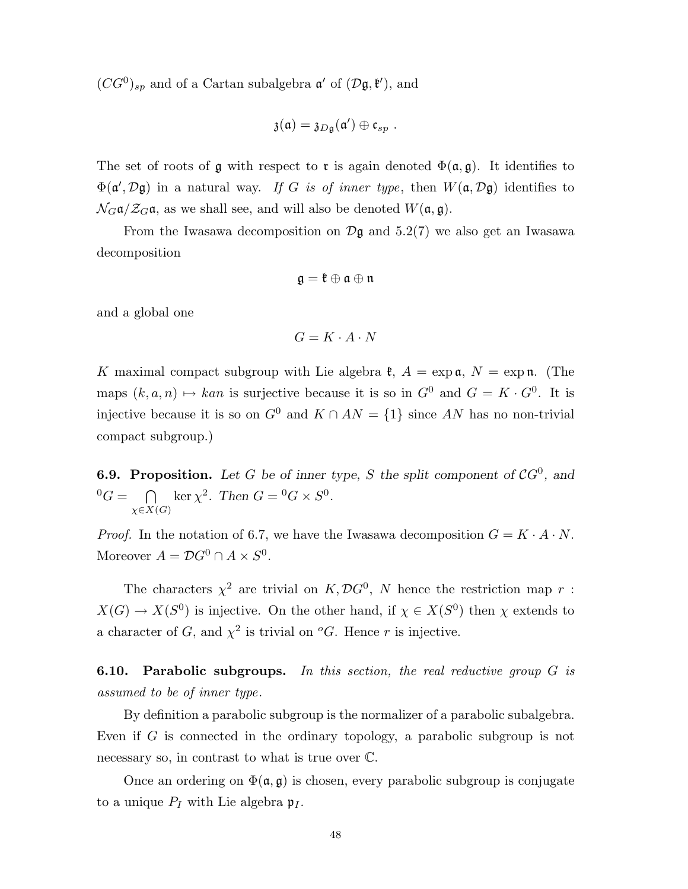$(\mathcal{C}G^0)_{sp}$ and of a Cartan subalgebra $\mathfrak{a}'$ of $(\mathcal{D}\mathfrak{g}, \mathfrak{k}')$, and

$$\mathfrak{z}(\mathfrak{a}) = \mathfrak{z}_{D\mathfrak{g}}(\mathfrak{a}') \oplus \mathfrak{c}_{sp} \ .$$

The set of roots of $\mathfrak{g}$ with respect to $\mathfrak{r}$ is again denoted $\Phi(\mathfrak{a}, \mathfrak{g})$. It identifies to $\Phi(\mathfrak{a}', \mathcal{D}\mathfrak{g})$ in a natural way. *If $G$ is of inner type*, then $W(\mathfrak{a}, \mathcal{D}\mathfrak{g})$ identifies to $\mathcal{N}_G\mathfrak{a}/\mathcal{Z}_G\mathfrak{a}$, as we shall see, and will also be denoted $W(\mathfrak{a}, \mathfrak{g})$.

From the Iwasawa decomposition on $\mathcal{D}\mathfrak{g}$ and 5.2(7) we also get an Iwasawa decomposition

$$\mathfrak{g} = \mathfrak{k} \oplus \mathfrak{a} \oplus \mathfrak{n}$$

and a global one

$$G = K \cdot A \cdot N$$

$K$ maximal compact subgroup with Lie algebra $\mathfrak{k}$, $A = \exp \mathfrak{a}$, $N = \exp \mathfrak{n}$. (The maps $(k, a, n) \mapsto kan$ is surjective because it is so in $G^0$ and $G = K \cdot G^0$. It is injective because it is so on $G^0$ and $K \cap AN = \{1\}$ since $AN$ has no non-trivial compact subgroup.)

**6.9. Proposition.** *Let $G$ be of inner type, $S$ the split component of $\mathcal{C}G^0$, and ${}^0G = \bigcap_{\chi \in X(G)} \ker \chi^2$. Then $G = {}^0G \times S^0$.*

*Proof.* In the notation of 6.7, we have the Iwasawa decomposition $G = K \cdot A \cdot N$. Moreover $A = \mathcal{D}G^0 \cap A \times S^0$.

The characters $\chi^2$ are trivial on $K, \mathcal{D}G^0$, $N$ hence the restriction map $r : X(G) \to X(S^0)$ is injective. On the other hand, if $\chi \in X(S^0)$ then $\chi$ extends to a character of $G$, and $\chi^2$ is trivial on ${}^oG$. Hence $r$ is injective.

**6.10. Parabolic subgroups.** *In this section, the real reductive group $G$ is assumed to be of inner type.*

By definition a parabolic subgroup is the normalizer of a parabolic subalgebra. Even if $G$ is connected in the ordinary topology, a parabolic subgroup is not necessary so, in contrast to what is true over $\mathbb{C}$.

Once an ordering on $\Phi(\mathfrak{a}, \mathfrak{g})$ is chosen, every parabolic subgroup is conjugate to a unique $P_I$ with Lie algebra $\mathfrak{p}_I$.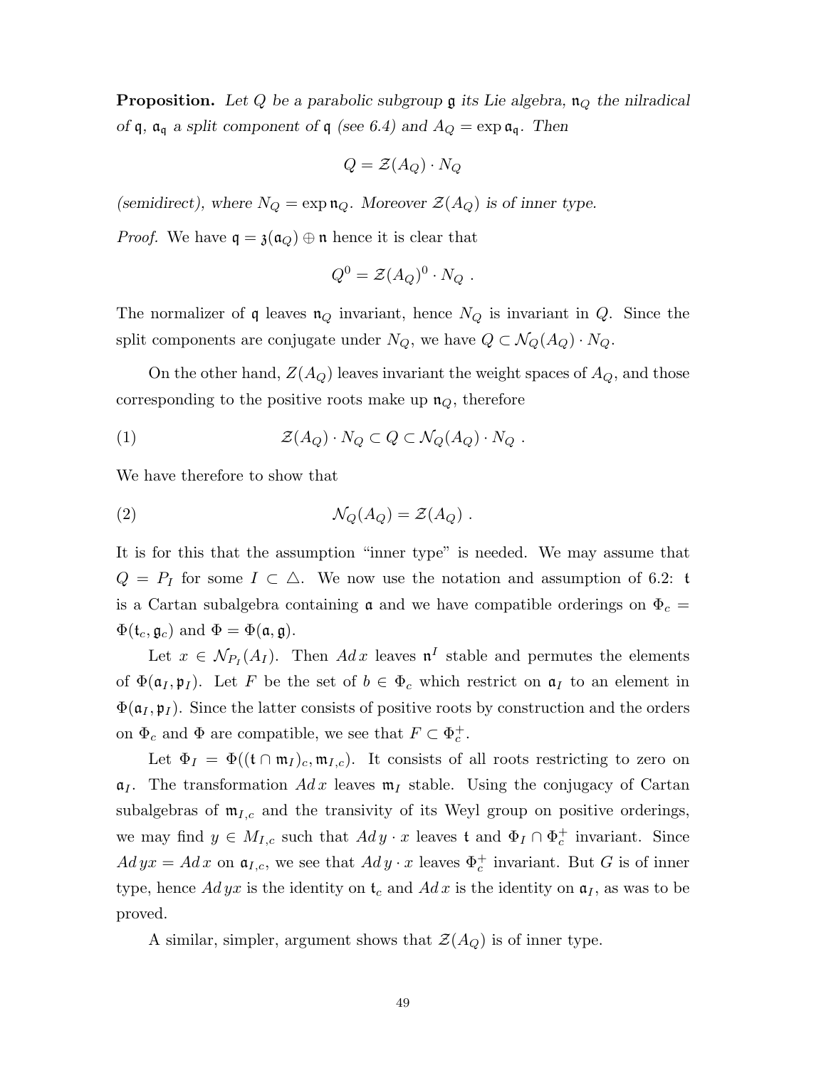**Proposition.** *Let $Q$ be a parabolic subgroup $\mathfrak{g}$ its Lie algebra, $\mathfrak{n}_Q$ the nilradical of $\mathfrak{q}$, $\mathfrak{a}_{\mathfrak{q}}$ a split component of $\mathfrak{q}$ (see 6.4) and $A_Q = \exp \mathfrak{a}_{\mathfrak{q}}$. Then*

$$Q = \mathcal{Z}(A_Q) \cdot N_Q$$

*(semidirect), where $N_Q = \exp \mathfrak{n}_Q$. Moreover $\mathcal{Z}(A_Q)$ is of inner type.*

*Proof.* We have $\mathfrak{q} = \mathfrak{z}(\mathfrak{a}_Q) \oplus \mathfrak{n}$ hence it is clear that

$$Q^0 = \mathcal{Z}(A_Q)^0 \cdot N_Q \ .$$

The normalizer of $\mathfrak{q}$ leaves $\mathfrak{n}_Q$ invariant, hence $N_Q$ is invariant in $Q$. Since the split components are conjugate under $N_Q$, we have $Q \subset \mathcal{N}_Q(A_Q) \cdot N_Q$.

On the other hand, $Z(A_Q)$ leaves invariant the weight spaces of $A_Q$, and those corresponding to the positive roots make up $\mathfrak{n}_Q$, therefore

$$\mathcal{Z}(A_Q) \cdot N_Q \subset Q \subset \mathcal{N}_Q(A_Q) \cdot N_Q \ . \tag{1}$$

We have therefore to show that

$$\mathcal{N}_Q(A_Q) = \mathcal{Z}(A_Q) \ . \tag{2}$$

It is for this that the assumption "inner type" is needed. We may assume that $Q = P_I$ for some $I \subset \triangle$. We now use the notation and assumption of 6.2: $\mathfrak{t}$ is a Cartan subalgebra containing $\mathfrak{a}$ and we have compatible orderings on $\Phi_c = \Phi(\mathfrak{t}_c, \mathfrak{g}_c)$ and $\Phi = \Phi(\mathfrak{a}, \mathfrak{g})$.

Let $x \in \mathcal{N}_{P_I}(A_I)$. Then $Ad\, x$ leaves $\mathfrak{n}^I$ stable and permutes the elements of $\Phi(\mathfrak{a}_I, \mathfrak{p}_I)$. Let $F$ be the set of $b \in \Phi_c$ which restrict on $\mathfrak{a}_I$ to an element in $\Phi(\mathfrak{a}_I, \mathfrak{p}_I)$. Since the latter consists of positive roots by construction and the orders on $\Phi_c$ and $\Phi$ are compatible, we see that $F \subset \Phi_c^+$.

Let $\Phi_I = \Phi((\mathfrak{t} \cap \mathfrak{m}_I)_c, \mathfrak{m}_{I,c})$. It consists of all roots restricting to zero on $\mathfrak{a}_I$. The transformation $Ad\, x$ leaves $\mathfrak{m}_I$ stable. Using the conjugacy of Cartan subalgebras of $\mathfrak{m}_{I,c}$ and the transivity of its Weyl group on positive orderings, we may find $y \in M_{I,c}$ such that $Ad\, y \cdot x$ leaves $\mathfrak{t}$ and $\Phi_I \cap \Phi_c^+$ invariant. Since $Ad\, yx = Ad\, x$ on $\mathfrak{a}_{I,c}$, we see that $Ad\, y \cdot x$ leaves $\Phi_c^+$ invariant. But $G$ is of inner type, hence $Ad\, yx$ is the identity on $\mathfrak{t}_c$ and $Ad\, x$ is the identity on $\mathfrak{a}_I$, as was to be proved.

A similar, simpler, argument shows that $\mathcal{Z}(A_Q)$ is of inner type.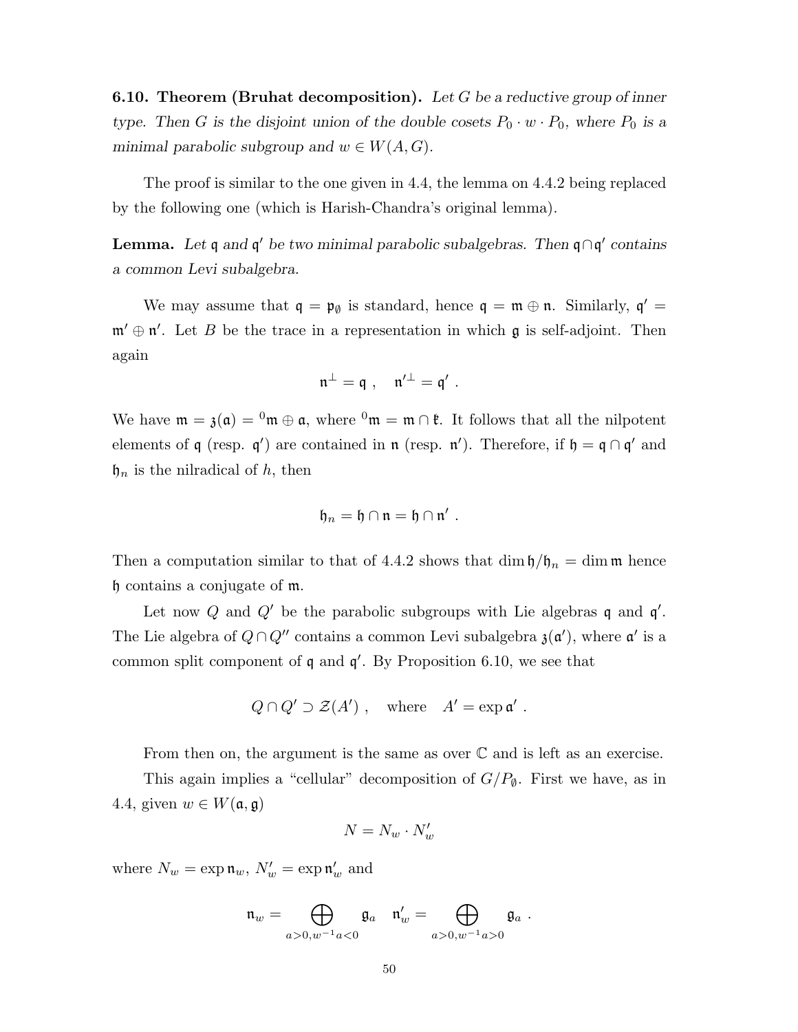**6.10. Theorem (Bruhat decomposition).** *Let $G$ be a reductive group of inner type. Then $G$ is the disjoint union of the double cosets $P_0 \cdot w \cdot P_0$, where $P_0$ is a minimal parabolic subgroup and $w \in W(A, G)$.*

The proof is similar to the one given in 4.4, the lemma on 4.4.2 being replaced by the following one (which is Harish-Chandra's original lemma).

**Lemma.** *Let $\mathfrak{q}$ and $\mathfrak{q}'$ be two minimal parabolic subalgebras. Then $\mathfrak{q} \cap \mathfrak{q}'$ contains a common Levi subalgebra.*

We may assume that $\mathfrak{q} = \mathfrak{p}_\emptyset$ is standard, hence $\mathfrak{q} = \mathfrak{m} \oplus \mathfrak{n}$. Similarly, $\mathfrak{q}' = \mathfrak{m}' \oplus \mathfrak{n}'$. Let $B$ be the trace in a representation in which $\mathfrak{g}$ is self-adjoint. Then again

$$\mathfrak{n}^\perp = \mathfrak{q} \ , \quad \mathfrak{n}'^\perp = \mathfrak{q}' \ .$$

We have $\mathfrak{m} = \mathfrak{z}(\mathfrak{a}) = {}^0\mathfrak{m} \oplus \mathfrak{a}$, where ${}^0\mathfrak{m} = \mathfrak{m} \cap \mathfrak{k}$. It follows that all the nilpotent elements of $\mathfrak{q}$ (resp. $\mathfrak{q}'$) are contained in $\mathfrak{n}$ (resp. $\mathfrak{n}'$). Therefore, if $\mathfrak{h} = \mathfrak{q} \cap \mathfrak{q}'$ and $\mathfrak{h}_n$ is the nilradical of $h$, then

$$\mathfrak{h}_n = \mathfrak{h} \cap \mathfrak{n} = \mathfrak{h} \cap \mathfrak{n}' \ .$$

Then a computation similar to that of 4.4.2 shows that $\dim \mathfrak{h}/\mathfrak{h}_n = \dim \mathfrak{m}$ hence $\mathfrak{h}$ contains a conjugate of $\mathfrak{m}$.

Let now $Q$ and $Q'$ be the parabolic subgroups with Lie algebras $\mathfrak{q}$ and $\mathfrak{q}'$. The Lie algebra of $Q \cap Q''$ contains a common Levi subalgebra $\mathfrak{z}(\mathfrak{a}')$, where $\mathfrak{a}'$ is a common split component of $\mathfrak{q}$ and $\mathfrak{q}'$. By Proposition 6.10, we see that

$$Q \cap Q' \supset \mathcal{Z}(A') \ , \quad \text{where} \quad A' = \exp \mathfrak{a}' \ .$$

From then on, the argument is the same as over $\mathbb{C}$ and is left as an exercise.

This again implies a "cellular" decomposition of $G/P_\emptyset$. First we have, as in 4.4, given $w \in W(\mathfrak{a}, \mathfrak{g})$

$$N = N_w \cdot N'_w$$

where $N_w = \exp \mathfrak{n}_w$, $N'_w = \exp \mathfrak{n}'_w$ and

$$\mathfrak{n}_w = \bigoplus_{a>0, w^{-1}a<0} \mathfrak{g}_a \quad \mathfrak{n}'_w = \bigoplus_{a>0, w^{-1}a>0} \mathfrak{g}_a \ .$$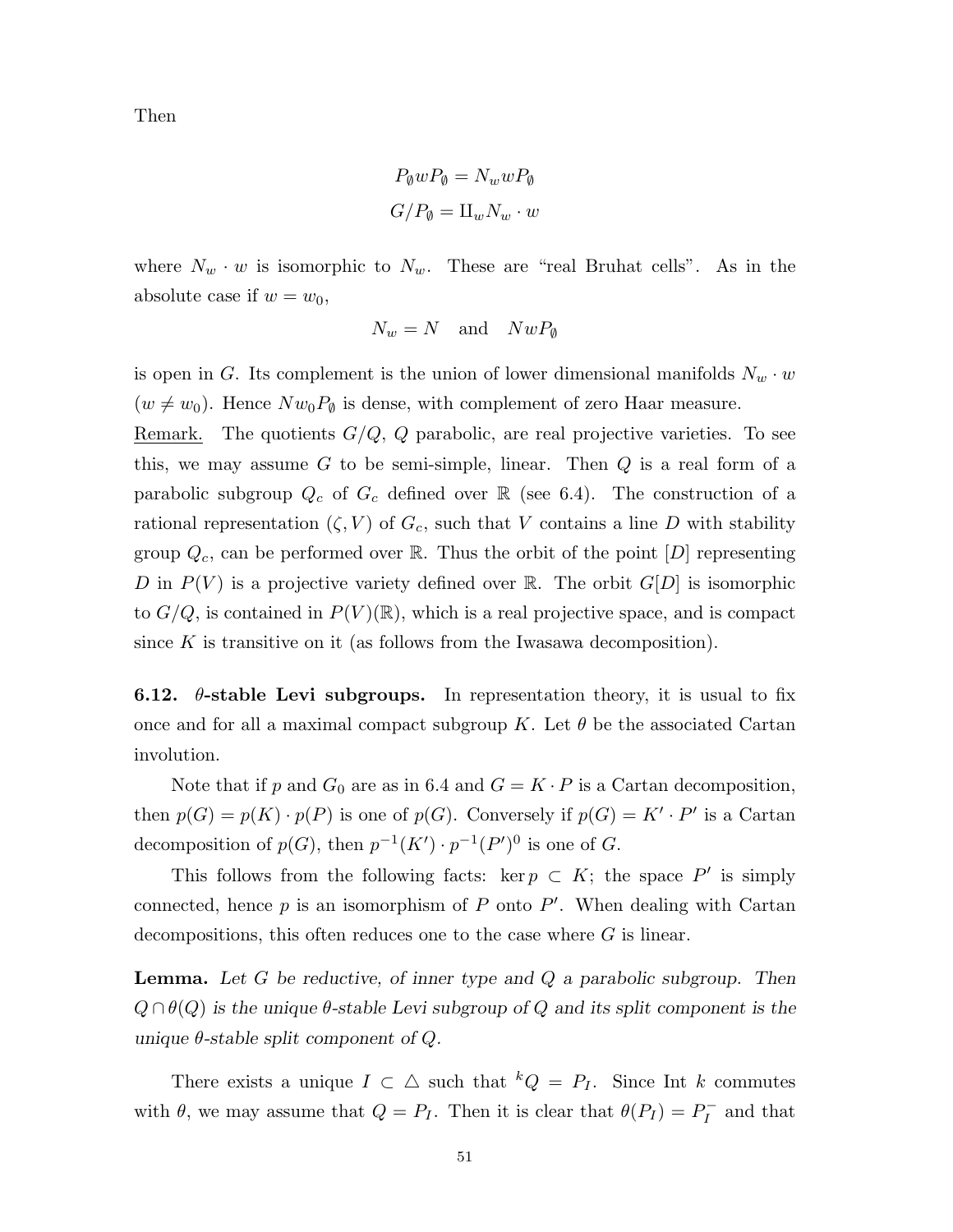Then

$$P_\emptyset w P_\emptyset = N_w w P_\emptyset$$

$$G/P_\emptyset = \amalg_w N_w \cdot w$$

where $N_w \cdot w$ is isomorphic to $N_w$. These are "real Bruhat cells". As in the absolute case if $w = w_0$,

$$N_w = N \quad \text{and} \quad N w P_\emptyset$$

is open in $G$. Its complement is the union of lower dimensional manifolds $N_w \cdot w$ ($w \neq w_0$). Hence $N w_0 P_\emptyset$ is dense, with complement of zero Haar measure.

Remark. The quotients $G/Q$, $Q$ parabolic, are real projective varieties. To see this, we may assume $G$ to be semi-simple, linear. Then $Q$ is a real form of a parabolic subgroup $Q_c$ of $G_c$ defined over $\mathbb{R}$ (see 6.4). The construction of a rational representation $(\zeta, V)$ of $G_c$, such that $V$ contains a line $D$ with stability group $Q_c$, can be performed over $\mathbb{R}$. Thus the orbit of the point $[D]$ representing $D$ in $P(V)$ is a projective variety defined over $\mathbb{R}$. The orbit $G[D]$ is isomorphic to $G/Q$, is contained in $P(V)(\mathbb{R})$, which is a real projective space, and is compact since $K$ is transitive on it (as follows from the Iwasawa decomposition).

**6.12. $\theta$-stable Levi subgroups.** In representation theory, it is usual to fix once and for all a maximal compact subgroup $K$. Let $\theta$ be the associated Cartan involution.

Note that if $p$ and $G_0$ are as in 6.4 and $G = K \cdot P$ is a Cartan decomposition, then $p(G) = p(K) \cdot p(P)$ is one of $p(G)$. Conversely if $p(G) = K' \cdot P'$ is a Cartan decomposition of $p(G)$, then $p^{-1}(K') \cdot p^{-1}(P')^0$ is one of $G$.

This follows from the following facts: $\ker p \subset K$; the space $P'$ is simply connected, hence $p$ is an isomorphism of $P$ onto $P'$. When dealing with Cartan decompositions, this often reduces one to the case where $G$ is linear.

**Lemma.** *Let $G$ be reductive, of inner type and $Q$ a parabolic subgroup. Then $Q \cap \theta(Q)$ is the unique $\theta$-stable Levi subgroup of $Q$ and its split component is the unique $\theta$-stable split component of $Q$.*

There exists a unique $I \subset \triangle$ such that ${}^kQ = P_I$. Since $\mathrm{Int}\, k$ commutes with $\theta$, we may assume that $Q = P_I$. Then it is clear that $\theta(P_I) = P_I^-$ and that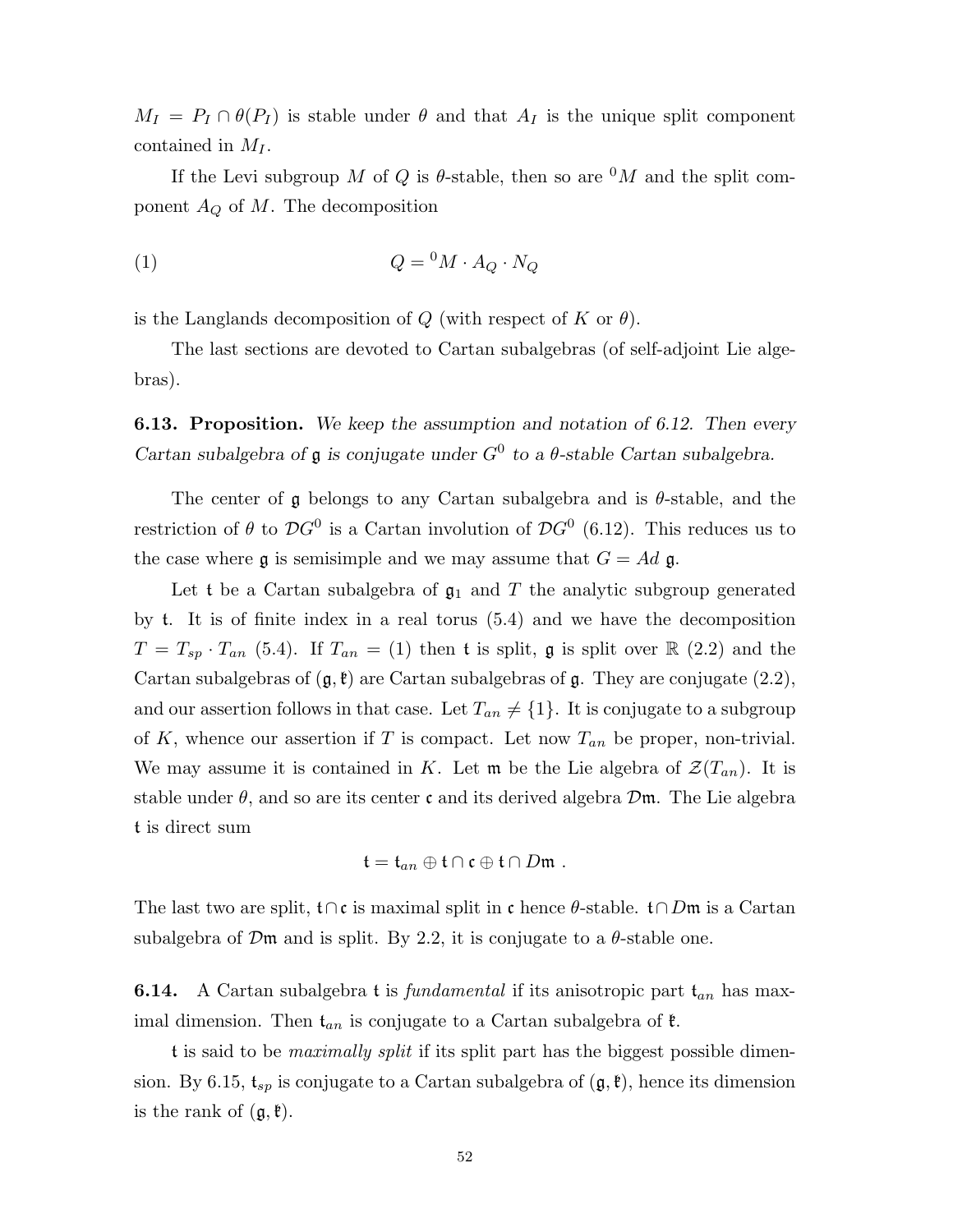$M_I = P_I \cap \theta(P_I)$ is stable under $\theta$ and that $A_I$ is the unique split component contained in $M_I$.

If the Levi subgroup $M$ of $Q$ is $\theta$-stable, then so are ${}^0M$ and the split component $A_Q$ of $M$. The decomposition

$$Q = {}^0M \cdot A_Q \cdot N_Q \tag{1}$$

is the Langlands decomposition of $Q$ (with respect of $K$ or $\theta$).

The last sections are devoted to Cartan subalgebras (of self-adjoint Lie algebras).

**6.13. Proposition.** *We keep the assumption and notation of 6.12. Then every Cartan subalgebra of $\mathfrak{g}$ is conjugate under $G^0$ to a $\theta$-stable Cartan subalgebra.*

The center of $\mathfrak{g}$ belongs to any Cartan subalgebra and is $\theta$-stable, and the restriction of $\theta$ to $\mathcal{D}G^0$ is a Cartan involution of $\mathcal{D}G^0$ (6.12). This reduces us to the case where $\mathfrak{g}$ is semisimple and we may assume that $G = Ad\ \mathfrak{g}$.

Let $\mathfrak{t}$ be a Cartan subalgebra of $\mathfrak{g}_1$ and $T$ the analytic subgroup generated by $\mathfrak{t}$. It is of finite index in a real torus (5.4) and we have the decomposition $T = T_{sp} \cdot T_{an}$ (5.4). If $T_{an} = (1)$ then $\mathfrak{t}$ is split, $\mathfrak{g}$ is split over $\mathbb{R}$ (2.2) and the Cartan subalgebras of $(\mathfrak{g}, \mathfrak{k})$ are Cartan subalgebras of $\mathfrak{g}$. They are conjugate (2.2), and our assertion follows in that case. Let $T_{an} \neq \{1\}$. It is conjugate to a subgroup of $K$, whence our assertion if $T$ is compact. Let now $T_{an}$ be proper, non-trivial. We may assume it is contained in $K$. Let $\mathfrak{m}$ be the Lie algebra of $\mathcal{Z}(T_{an})$. It is stable under $\theta$, and so are its center $\mathfrak{c}$ and its derived algebra $\mathcal{D}\mathfrak{m}$. The Lie algebra $\mathfrak{t}$ is direct sum

$$\mathfrak{t} = \mathfrak{t}_{an} \oplus \mathfrak{t} \cap \mathfrak{c} \oplus \mathfrak{t} \cap D\mathfrak{m}\ .$$

The last two are split, $\mathfrak{t} \cap \mathfrak{c}$ is maximal split in $\mathfrak{c}$ hence $\theta$-stable. $\mathfrak{t} \cap D\mathfrak{m}$ is a Cartan subalgebra of $\mathcal{D}\mathfrak{m}$ and is split. By 2.2, it is conjugate to a $\theta$-stable one.

**6.14.** A Cartan subalgebra $\mathfrak{t}$ is *fundamental* if its anisotropic part $\mathfrak{t}_{an}$ has maximal dimension. Then $\mathfrak{t}_{an}$ is conjugate to a Cartan subalgebra of $\mathfrak{k}$.

$\mathfrak{t}$ is said to be *maximally split* if its split part has the biggest possible dimension. By 6.15, $\mathfrak{t}_{sp}$ is conjugate to a Cartan subalgebra of $(\mathfrak{g}, \mathfrak{k})$, hence its dimension is the rank of $(\mathfrak{g}, \mathfrak{k})$.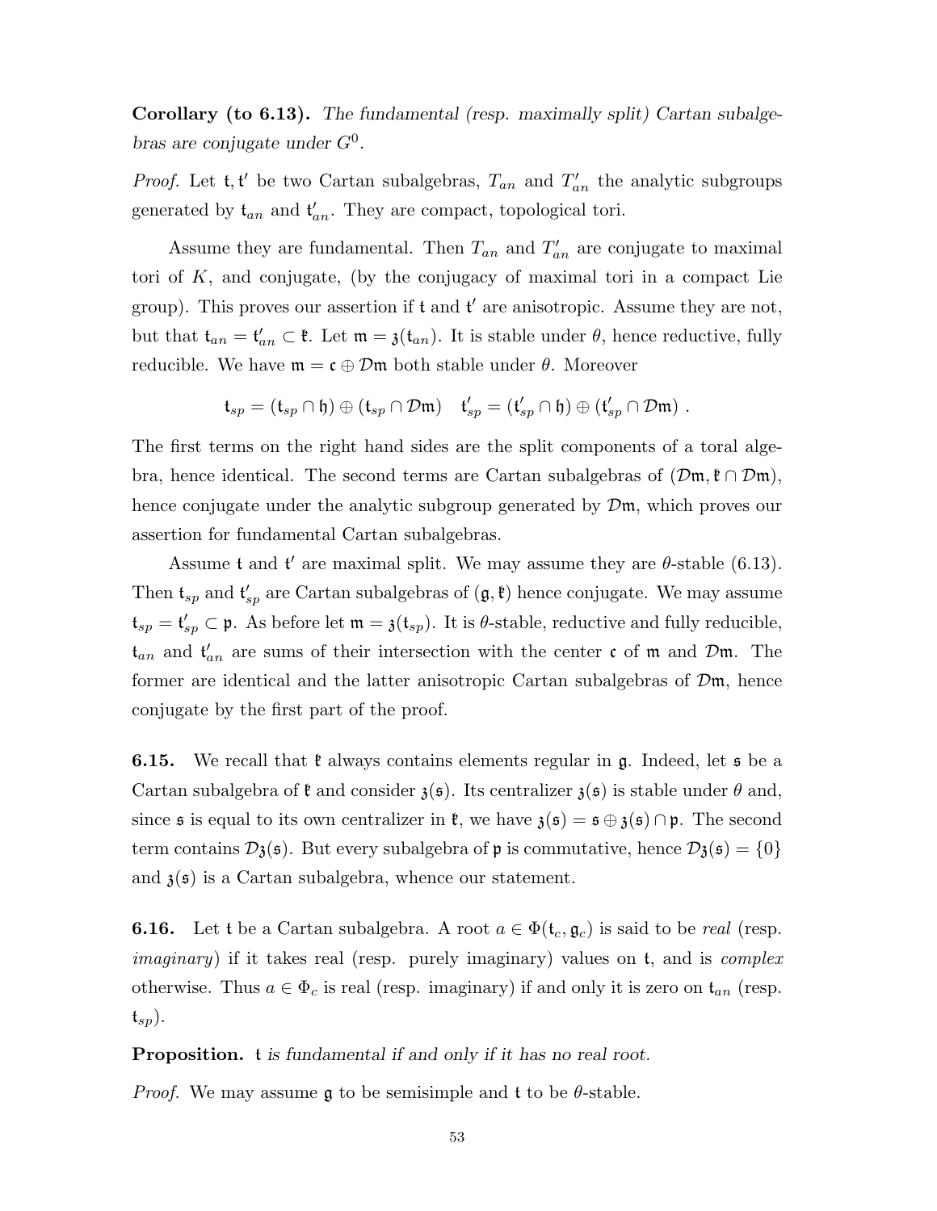**Corollary (to 6.13).** *The fundamental (resp. maximally split) Cartan subalgebras are conjugate under $G^0$.*

*Proof.* Let $\mathfrak{t}, \mathfrak{t}'$ be two Cartan subalgebras, $T_{an}$ and $T'_{an}$ the analytic subgroups generated by $\mathfrak{t}_{an}$ and $\mathfrak{t}'_{an}$. They are compact, topological tori.

Assume they are fundamental. Then $T_{an}$ and $T'_{an}$ are conjugate to maximal tori of $K$, and conjugate, (by the conjugacy of maximal tori in a compact Lie group). This proves our assertion if $\mathfrak{t}$ and $\mathfrak{t}'$ are anisotropic. Assume they are not, but that $\mathfrak{t}_{an} = \mathfrak{t}'_{an} \subset \mathfrak{k}$. Let $\mathfrak{m} = \mathfrak{z}(\mathfrak{t}_{an})$. It is stable under $\theta$, hence reductive, fully reducible. We have $\mathfrak{m} = \mathfrak{c} \oplus \mathcal{D}\mathfrak{m}$ both stable under $\theta$. Moreover

$$\mathfrak{t}_{sp} = (\mathfrak{t}_{sp} \cap \mathfrak{h}) \oplus (\mathfrak{t}_{sp} \cap \mathcal{D}\mathfrak{m}) \quad \mathfrak{t}'_{sp} = (\mathfrak{t}'_{sp} \cap \mathfrak{h}) \oplus (\mathfrak{t}'_{sp} \cap \mathcal{D}\mathfrak{m}) \ .$$

The first terms on the right hand sides are the split components of a toral algebra, hence identical. The second terms are Cartan subalgebras of $(\mathcal{D}\mathfrak{m}, \mathfrak{k} \cap \mathcal{D}\mathfrak{m})$, hence conjugate under the analytic subgroup generated by $\mathcal{D}\mathfrak{m}$, which proves our assertion for fundamental Cartan subalgebras.

Assume $\mathfrak{t}$ and $\mathfrak{t}'$ are maximal split. We may assume they are $\theta$-stable (6.13). Then $\mathfrak{t}_{sp}$ and $\mathfrak{t}'_{sp}$ are Cartan subalgebras of $(\mathfrak{g}, \mathfrak{k})$ hence conjugate. We may assume $\mathfrak{t}_{sp} = \mathfrak{t}'_{sp} \subset \mathfrak{p}$. As before let $\mathfrak{m} = \mathfrak{z}(\mathfrak{t}_{sp})$. It is $\theta$-stable, reductive and fully reducible, $\mathfrak{t}_{an}$ and $\mathfrak{t}'_{an}$ are sums of their intersection with the center $\mathfrak{c}$ of $\mathfrak{m}$ and $\mathcal{D}\mathfrak{m}$. The former are identical and the latter anisotropic Cartan subalgebras of $\mathcal{D}\mathfrak{m}$, hence conjugate by the first part of the proof.

**6.15.** We recall that $\mathfrak{k}$ always contains elements regular in $\mathfrak{g}$. Indeed, let $\mathfrak{s}$ be a Cartan subalgebra of $\mathfrak{k}$ and consider $\mathfrak{z}(\mathfrak{s})$. Its centralizer $\mathfrak{z}(\mathfrak{s})$ is stable under $\theta$ and, since $\mathfrak{s}$ is equal to its own centralizer in $\mathfrak{k}$, we have $\mathfrak{z}(\mathfrak{s}) = \mathfrak{s} \oplus \mathfrak{z}(\mathfrak{s}) \cap \mathfrak{p}$. The second term contains $\mathcal{D}\mathfrak{z}(\mathfrak{s})$. But every subalgebra of $\mathfrak{p}$ is commutative, hence $\mathcal{D}\mathfrak{z}(\mathfrak{s}) = \{0\}$ and $\mathfrak{z}(\mathfrak{s})$ is a Cartan subalgebra, whence our statement.

**6.16.** Let $\mathfrak{t}$ be a Cartan subalgebra. A root $a \in \Phi(\mathfrak{t}_c, \mathfrak{g}_c)$ is said to be *real* (resp. *imaginary*) if it takes real (resp. purely imaginary) values on $\mathfrak{t}$, and is *complex* otherwise. Thus $a \in \Phi_c$ is real (resp. imaginary) if and only it is zero on $\mathfrak{t}_{an}$ (resp. $\mathfrak{t}_{sp}$).

**Proposition.** *$\mathfrak{t}$ is fundamental if and only if it has no real root.*

*Proof.* We may assume $\mathfrak{g}$ to be semisimple and $\mathfrak{t}$ to be $\theta$-stable.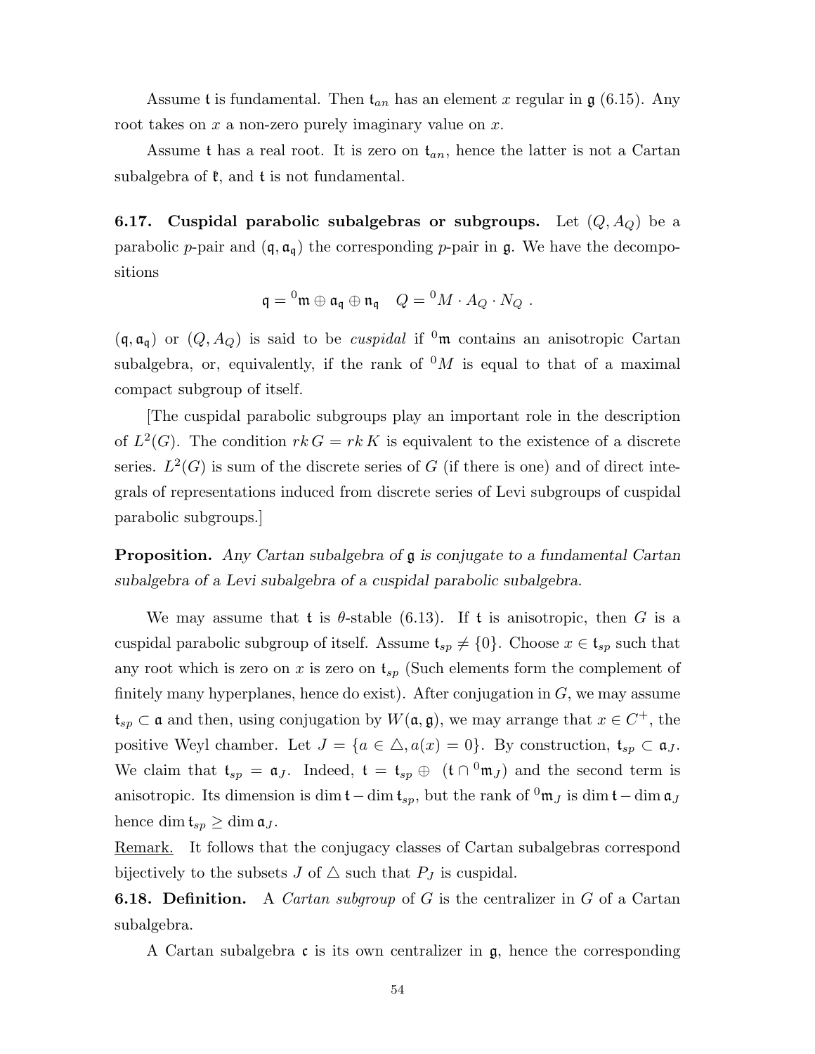Assume $\mathfrak{t}$ is fundamental. Then $\mathfrak{t}_{an}$ has an element $x$ regular in $\mathfrak{g}$ (6.15). Any root takes on $x$ a non-zero purely imaginary value on $x$.

Assume $\mathfrak{t}$ has a real root. It is zero on $\mathfrak{t}_{an}$, hence the latter is not a Cartan subalgebra of $\mathfrak{k}$, and $\mathfrak{t}$ is not fundamental.

**6.17. Cuspidal parabolic subalgebras or subgroups.** Let $(Q, A_Q)$ be a parabolic $p$-pair and $(\mathfrak{q}, \mathfrak{a}_\mathfrak{q})$ the corresponding $p$-pair in $\mathfrak{g}$. We have the decompositions

$$\mathfrak{q} = {}^0\mathfrak{m} \oplus \mathfrak{a}_\mathfrak{q} \oplus \mathfrak{n}_\mathfrak{q} \quad Q = {}^0M \cdot A_Q \cdot N_Q \ .$$

$(\mathfrak{q}, \mathfrak{a}_\mathfrak{q})$ or $(Q, A_Q)$ is said to be *cuspidal* if ${}^0\mathfrak{m}$ contains an anisotropic Cartan subalgebra, or, equivalently, if the rank of ${}^0M$ is equal to that of a maximal compact subgroup of itself.

[The cuspidal parabolic subgroups play an important role in the description of $L^2(G)$. The condition $rk\, G = rk\, K$ is equivalent to the existence of a discrete series. $L^2(G)$ is sum of the discrete series of $G$ (if there is one) and of direct integrals of representations induced from discrete series of Levi subgroups of cuspidal parabolic subgroups.]

**Proposition.** *Any Cartan subalgebra of $\mathfrak{g}$ is conjugate to a fundamental Cartan subalgebra of a Levi subalgebra of a cuspidal parabolic subalgebra.*

We may assume that $\mathfrak{t}$ is $\theta$-stable (6.13). If $\mathfrak{t}$ is anisotropic, then $G$ is a cuspidal parabolic subgroup of itself. Assume $\mathfrak{t}_{sp} \neq \{0\}$. Choose $x \in \mathfrak{t}_{sp}$ such that any root which is zero on $x$ is zero on $\mathfrak{t}_{sp}$ (Such elements form the complement of finitely many hyperplanes, hence do exist). After conjugation in $G$, we may assume $\mathfrak{t}_{sp} \subset \mathfrak{a}$ and then, using conjugation by $W(\mathfrak{a}, \mathfrak{g})$, we may arrange that $x \in C^+$, the positive Weyl chamber. Let $J = \{a \in \triangle, a(x) = 0\}$. By construction, $\mathfrak{t}_{sp} \subset \mathfrak{a}_J$. We claim that $\mathfrak{t}_{sp} = \mathfrak{a}_J$. Indeed, $\mathfrak{t} = \mathfrak{t}_{sp} \oplus \ (\mathfrak{t} \cap {}^0\mathfrak{m}_J)$ and the second term is anisotropic. Its dimension is $\dim \mathfrak{t} - \dim \mathfrak{t}_{sp}$, but the rank of ${}^0\mathfrak{m}_J$ is $\dim \mathfrak{t} - \dim \mathfrak{a}_J$ hence $\dim \mathfrak{t}_{sp} \geq \dim \mathfrak{a}_J$.

Remark. It follows that the conjugacy classes of Cartan subalgebras correspond bijectively to the subsets $J$ of $\triangle$ such that $P_J$ is cuspidal.

**6.18. Definition.** A *Cartan subgroup* of $G$ is the centralizer in $G$ of a Cartan subalgebra.

A Cartan subalgebra $\mathfrak{c}$ is its own centralizer in $\mathfrak{g}$, hence the corresponding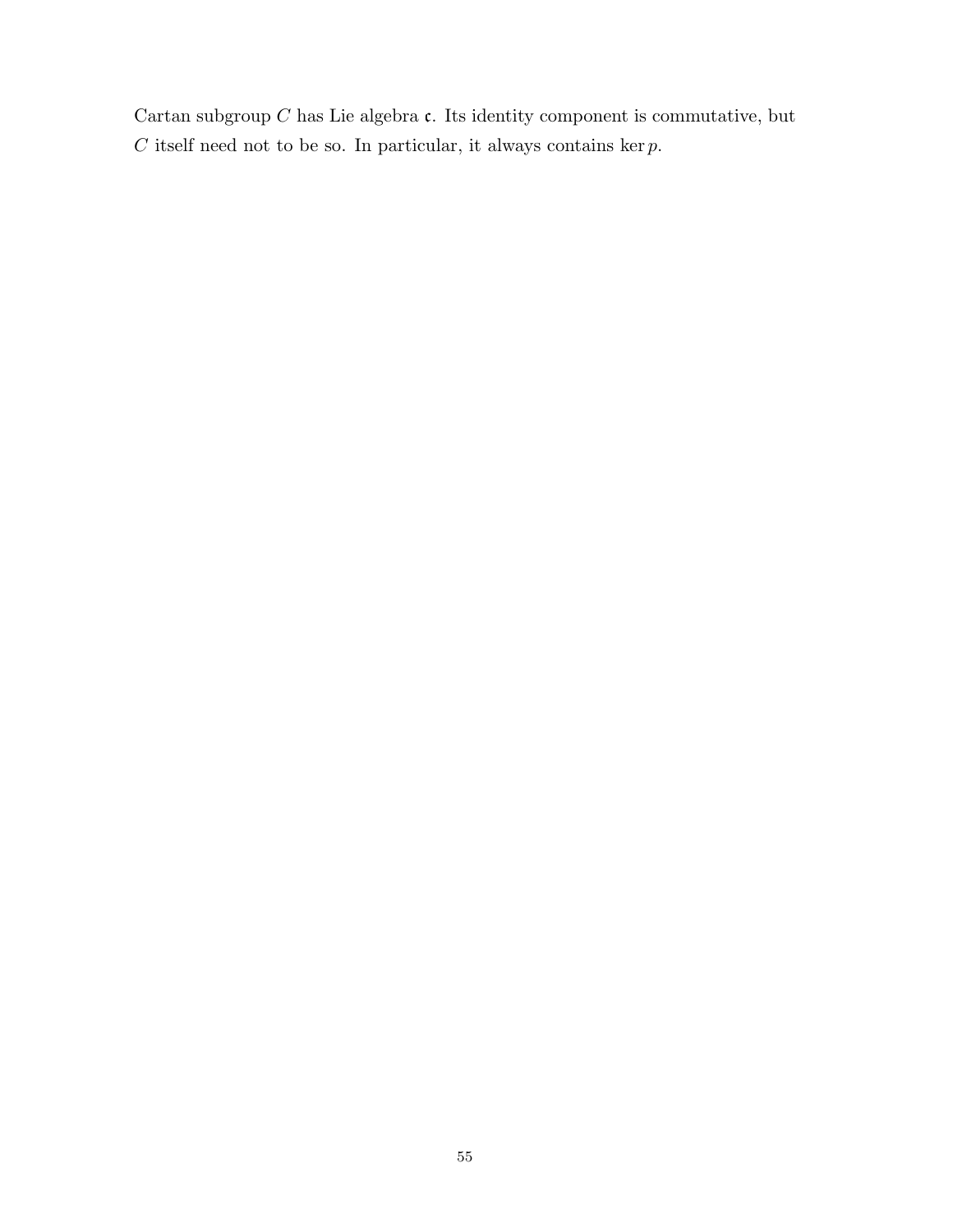Cartan subgroup $C$ has Lie algebra $\mathfrak{c}$. Its identity component is commutative, but $C$ itself need not to be so. In particular, it always contains $\ker p$.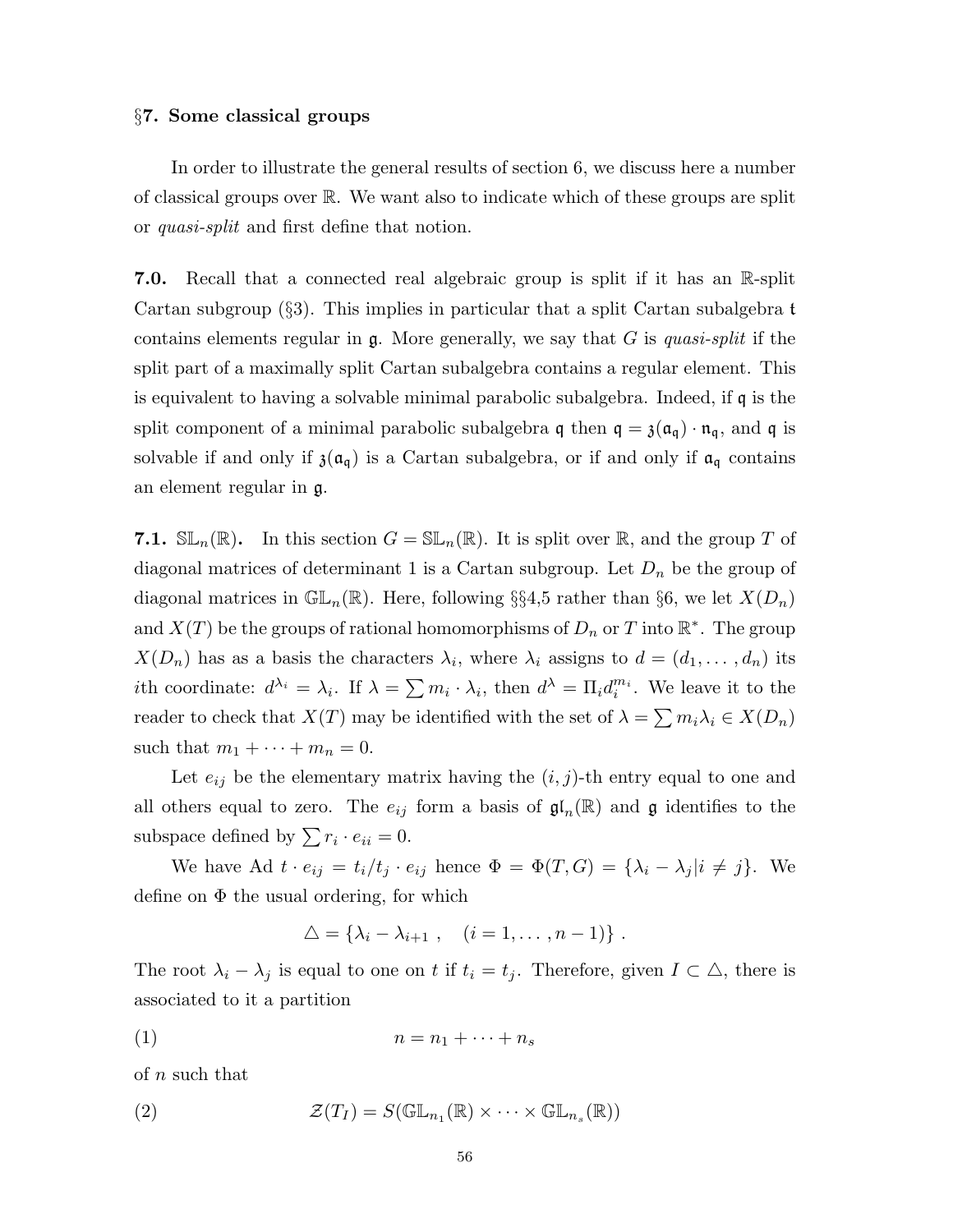## §7. Some classical groups

In order to illustrate the general results of section 6, we discuss here a number of classical groups over $\mathbb{R}$. We want also to indicate which of these groups are split or *quasi-split* and first define that notion.

**7.0.** Recall that a connected real algebraic group is split if it has an $\mathbb{R}$-split Cartan subgroup (§3). This implies in particular that a split Cartan subalgebra $\mathfrak{t}$ contains elements regular in $\mathfrak{g}$. More generally, we say that $G$ is *quasi-split* if the split part of a maximally split Cartan subalgebra contains a regular element. This is equivalent to having a solvable minimal parabolic subalgebra. Indeed, if $\mathfrak{q}$ is the split component of a minimal parabolic subalgebra $\mathfrak{q}$ then $\mathfrak{q} = \mathfrak{z}(\mathfrak{a}_\mathfrak{q}) \cdot \mathfrak{n}_\mathfrak{q}$, and $\mathfrak{q}$ is solvable if and only if $\mathfrak{z}(\mathfrak{a}_\mathfrak{q})$ is a Cartan subalgebra, or if and only if $\mathfrak{a}_\mathfrak{q}$ contains an element regular in $\mathfrak{g}$.

**7.1.** $\mathbb{SL}_n(\mathbb{R})$**.** In this section $G = \mathbb{SL}_n(\mathbb{R})$. It is split over $\mathbb{R}$, and the group $T$ of diagonal matrices of determinant 1 is a Cartan subgroup. Let $D_n$ be the group of diagonal matrices in $\mathbb{GL}_n(\mathbb{R})$. Here, following §§4,5 rather than §6, we let $X(D_n)$ and $X(T)$ be the groups of rational homomorphisms of $D_n$ or $T$ into $\mathbb{R}^*$. The group $X(D_n)$ has as a basis the characters $\lambda_i$, where $\lambda_i$ assigns to $d = (d_1, \ldots, d_n)$ its $i$th coordinate: $d^{\lambda_i} = \lambda_i$. If $\lambda = \sum m_i \cdot \lambda_i$, then $d^\lambda = \Pi_i d_i^{m_i}$. We leave it to the reader to check that $X(T)$ may be identified with the set of $\lambda = \sum m_i \lambda_i \in X(D_n)$ such that $m_1 + \cdots + m_n = 0$.

Let $e_{ij}$ be the elementary matrix having the $(i,j)$-th entry equal to one and all others equal to zero. The $e_{ij}$ form a basis of $\mathfrak{gl}_n(\mathbb{R})$ and $\mathfrak{g}$ identifies to the subspace defined by $\sum r_i \cdot e_{ii} = 0$.

We have $\operatorname{Ad} t \cdot e_{ij} = t_i/t_j \cdot e_{ij}$ hence $\Phi = \Phi(T,G) = \{\lambda_i - \lambda_j | i \neq j\}$. We define on $\Phi$ the usual ordering, for which

$$\triangle = \{\lambda_i - \lambda_{i+1}\ , \quad (i = 1, \ldots, n-1)\}\ .$$

The root $\lambda_i - \lambda_j$ is equal to one on $t$ if $t_i = t_j$. Therefore, given $I \subset \triangle$, there is associated to it a partition

$$n = n_1 + \cdots + n_s \tag{1}$$

of $n$ such that

$$\mathcal{Z}(T_I) = S(\mathbb{GL}_{n_1}(\mathbb{R}) \times \cdots \times \mathbb{GL}_{n_s}(\mathbb{R})) \tag{2}$$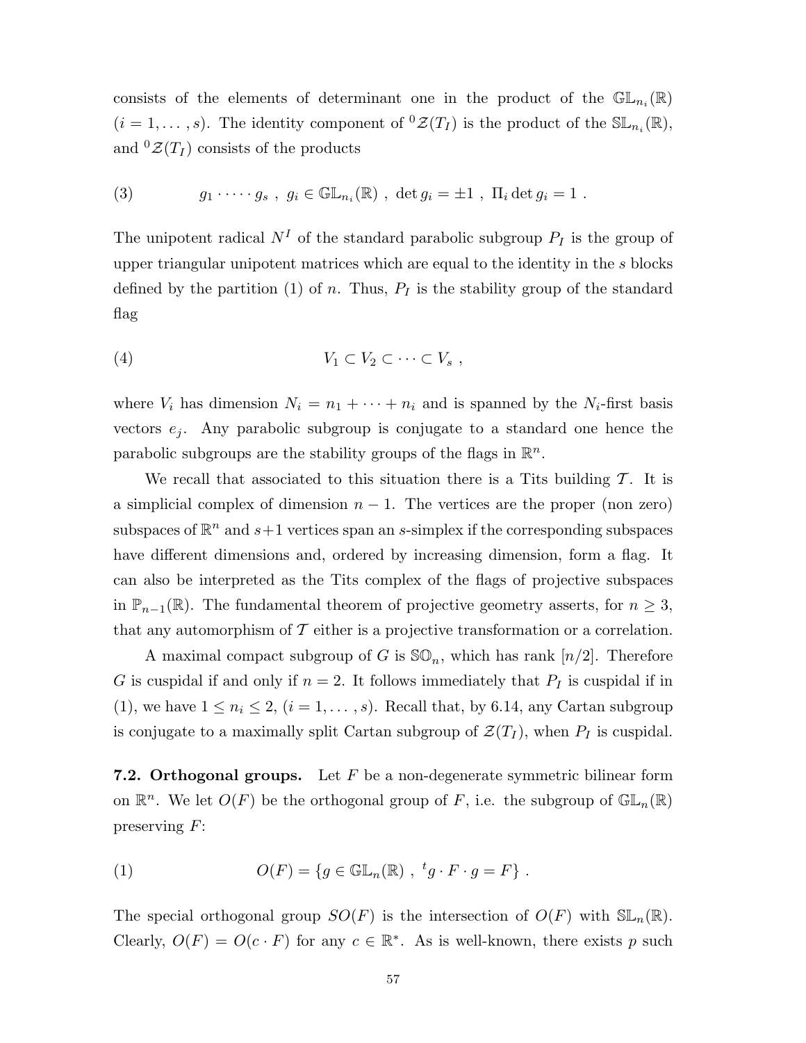consists of the elements of determinant one in the product of the $\mathbb{GL}_{n_i}(\mathbb{R})$ $(i = 1, \ldots, s)$. The identity component of ${}^0\mathcal{Z}(T_I)$ is the product of the $\mathbb{SL}_{n_i}(\mathbb{R})$, and ${}^0\mathcal{Z}(T_I)$ consists of the products

$$(3) \qquad g_1 \cdot \cdots \cdot g_s \ , \ g_i \in \mathbb{GL}_{n_i}(\mathbb{R}) \ , \ \det g_i = \pm 1 \ , \ \Pi_i \det g_i = 1 \ .$$

The unipotent radical $N^I$ of the standard parabolic subgroup $P_I$ is the group of upper triangular unipotent matrices which are equal to the identity in the $s$ blocks defined by the partition (1) of $n$. Thus, $P_I$ is the stability group of the standard flag

$$(4) \qquad V_1 \subset V_2 \subset \cdots \subset V_s \ ,$$

where $V_i$ has dimension $N_i = n_1 + \cdots + n_i$ and is spanned by the $N_i$-first basis vectors $e_j$. Any parabolic subgroup is conjugate to a standard one hence the parabolic subgroups are the stability groups of the flags in $\mathbb{R}^n$.

We recall that associated to this situation there is a Tits building $\mathcal{T}$. It is a simplicial complex of dimension $n-1$. The vertices are the proper (non zero) subspaces of $\mathbb{R}^n$ and $s+1$ vertices span an $s$-simplex if the corresponding subspaces have different dimensions and, ordered by increasing dimension, form a flag. It can also be interpreted as the Tits complex of the flags of projective subspaces in $\mathbb{P}_{n-1}(\mathbb{R})$. The fundamental theorem of projective geometry asserts, for $n \geq 3$, that any automorphism of $\mathcal{T}$ either is a projective transformation or a correlation.

A maximal compact subgroup of $G$ is $\mathbb{SO}_n$, which has rank $[n/2]$. Therefore $G$ is cuspidal if and only if $n = 2$. It follows immediately that $P_I$ is cuspidal if in (1), we have $1 \leq n_i \leq 2$, $(i = 1, \ldots, s)$. Recall that, by 6.14, any Cartan subgroup is conjugate to a maximally split Cartan subgroup of $\mathcal{Z}(T_I)$, when $P_I$ is cuspidal.

**7.2. Orthogonal groups.** Let $F$ be a non-degenerate symmetric bilinear form on $\mathbb{R}^n$. We let $O(F)$ be the orthogonal group of $F$, i.e. the subgroup of $\mathbb{GL}_n(\mathbb{R})$ preserving $F$:

$$(1) \qquad O(F) = \{g \in \mathbb{GL}_n(\mathbb{R}) \ , \ {}^t g \cdot F \cdot g = F\} \ .$$

The special orthogonal group $SO(F)$ is the intersection of $O(F)$ with $\mathbb{SL}_n(\mathbb{R})$. Clearly, $O(F) = O(c \cdot F)$ for any $c \in \mathbb{R}^*$. As is well-known, there exists $p$ such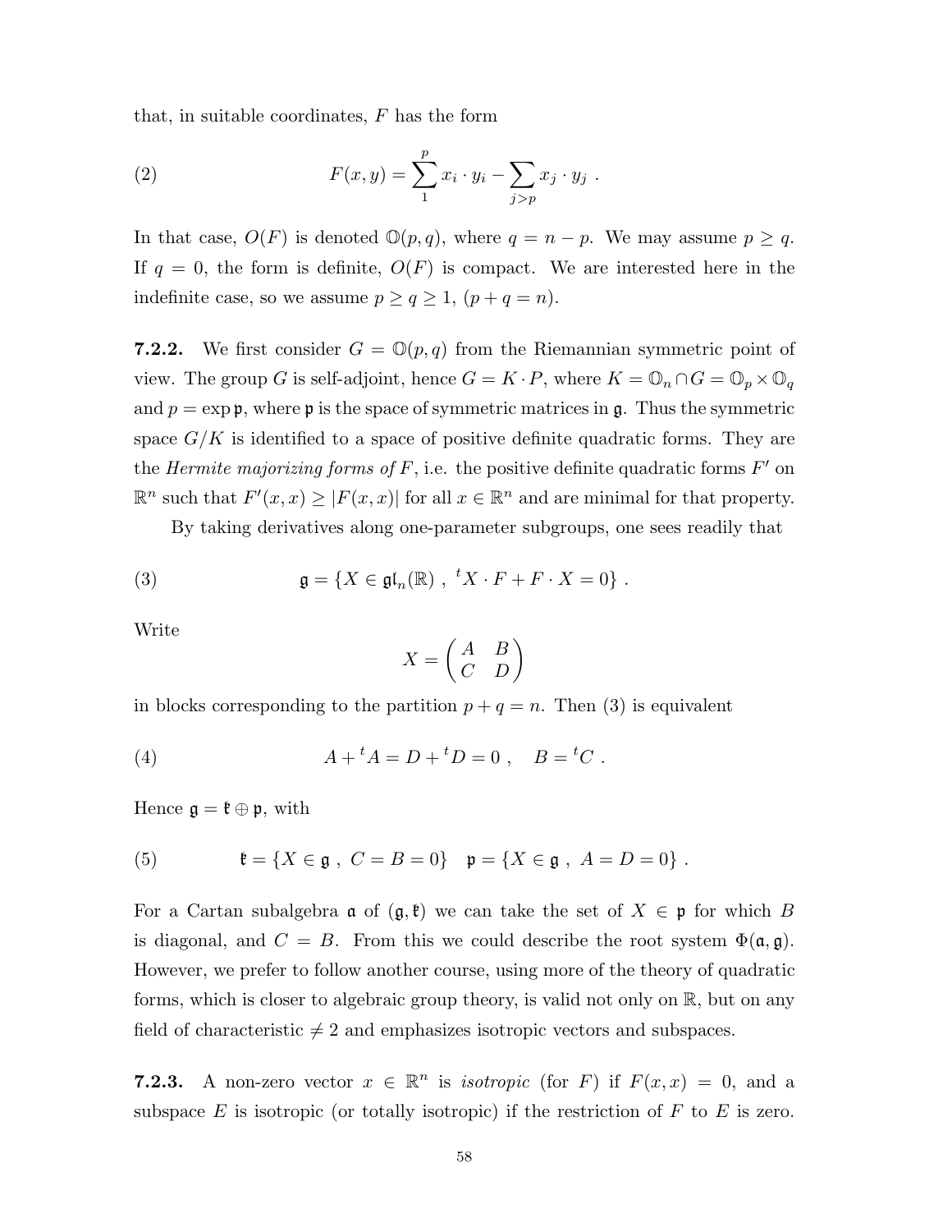that, in suitable coordinates, $F$ has the form

$$F(x,y) = \sum_{1}^{p} x_i \cdot y_i - \sum_{j>p} x_j \cdot y_j \ . \tag{2}$$

In that case, $O(F)$ is denoted $\mathbb{O}(p,q)$, where $q = n - p$. We may assume $p \geq q$. If $q = 0$, the form is definite, $O(F)$ is compact. We are interested here in the indefinite case, so we assume $p \geq q \geq 1$, $(p + q = n)$.

**7.2.2.** We first consider $G = \mathbb{O}(p,q)$ from the Riemannian symmetric point of view. The group $G$ is self-adjoint, hence $G = K \cdot P$, where $K = \mathbb{O}_n \cap G = \mathbb{O}_p \times \mathbb{O}_q$ and $p = \exp \mathfrak{p}$, where $\mathfrak{p}$ is the space of symmetric matrices in $\mathfrak{g}$. Thus the symmetric space $G/K$ is identified to a space of positive definite quadratic forms. They are the *Hermite majorizing forms of* $F$, i.e. the positive definite quadratic forms $F'$ on $\mathbb{R}^n$ such that $F'(x,x) \geq |F(x,x)|$ for all $x \in \mathbb{R}^n$ and are minimal for that property.

By taking derivatives along one-parameter subgroups, one sees readily that

$$\mathfrak{g} = \{X \in \mathfrak{gl}_n(\mathbb{R}) \ , \ {}^tX \cdot F + F \cdot X = 0\} \ . \tag{3}$$

Write

$$X = \begin{pmatrix} A & B \\ C & D \end{pmatrix}$$

in blocks corresponding to the partition $p + q = n$. Then (3) is equivalent

$$A + {}^tA = D + {}^tD = 0 \ , \quad B = {}^tC \ . \tag{4}$$

Hence $\mathfrak{g} = \mathfrak{k} \oplus \mathfrak{p}$, with

$$\mathfrak{k} = \{X \in \mathfrak{g} \ , \ C = B = 0\} \quad \mathfrak{p} = \{X \in \mathfrak{g} \ , \ A = D = 0\} \ . \tag{5}$$

For a Cartan subalgebra $\mathfrak{a}$ of $(\mathfrak{g}, \mathfrak{k})$ we can take the set of $X \in \mathfrak{p}$ for which $B$ is diagonal, and $C = B$. From this we could describe the root system $\Phi(\mathfrak{a}, \mathfrak{g})$. However, we prefer to follow another course, using more of the theory of quadratic forms, which is closer to algebraic group theory, is valid not only on $\mathbb{R}$, but on any field of characteristic $\neq 2$ and emphasizes isotropic vectors and subspaces.

**7.2.3.** A non-zero vector $x \in \mathbb{R}^n$ is *isotropic* (for $F$) if $F(x,x) = 0$, and a subspace $E$ is isotropic (or totally isotropic) if the restriction of $F$ to $E$ is zero.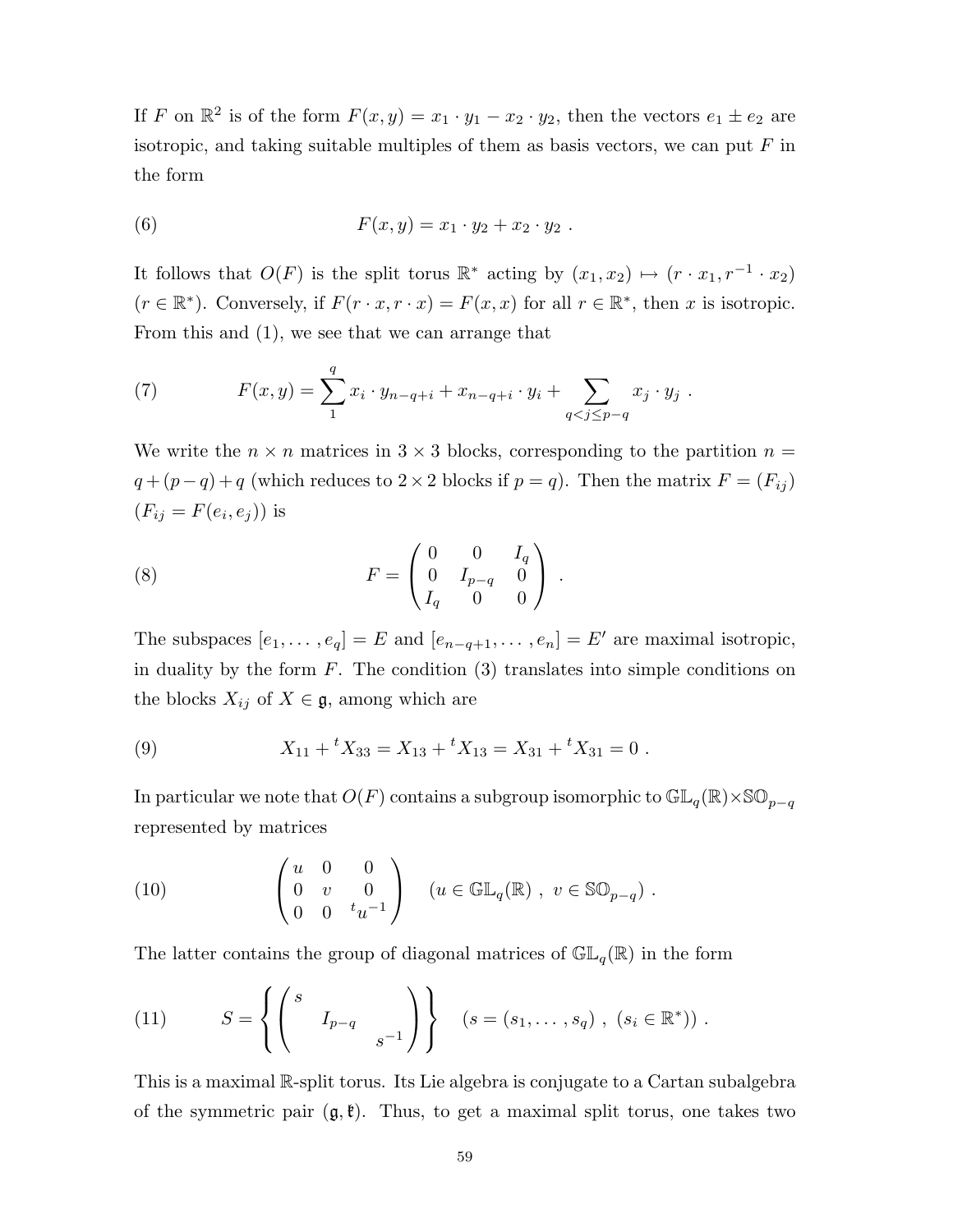If $F$ on $\mathbb{R}^2$ is of the form $F(x,y) = x_1 \cdot y_1 - x_2 \cdot y_2$, then the vectors $e_1 \pm e_2$ are isotropic, and taking suitable multiples of them as basis vectors, we can put $F$ in the form

$$F(x,y) = x_1 \cdot y_2 + x_2 \cdot y_2 \ . \tag{6}$$

It follows that $O(F)$ is the split torus $\mathbb{R}^*$ acting by $(x_1, x_2) \mapsto (r \cdot x_1, r^{-1} \cdot x_2)$ $(r \in \mathbb{R}^*)$. Conversely, if $F(r \cdot x, r \cdot x) = F(x,x)$ for all $r \in \mathbb{R}^*$, then $x$ is isotropic. From this and (1), we see that we can arrange that

$$F(x,y) = \sum_1^q x_i \cdot y_{n-q+i} + x_{n-q+i} \cdot y_i + \sum_{q<j\leq p-q} x_j \cdot y_j \ . \tag{7}$$

We write the $n \times n$ matrices in $3 \times 3$ blocks, corresponding to the partition $n = q + (p-q) + q$ (which reduces to $2 \times 2$ blocks if $p = q$). Then the matrix $F = (F_{ij})$ $(F_{ij} = F(e_i, e_j))$ is

$$F = \begin{pmatrix} 0 & 0 & I_q \\ 0 & I_{p-q} & 0 \\ I_q & 0 & 0 \end{pmatrix} \ . \tag{8}$$

The subspaces $[e_1, \dots, e_q] = E$ and $[e_{n-q+1}, \dots, e_n] = E'$ are maximal isotropic, in duality by the form $F$. The condition (3) translates into simple conditions on the blocks $X_{ij}$ of $X \in \mathfrak{g}$, among which are

$$X_{11} + {}^tX_{33} = X_{13} + {}^tX_{13} = X_{31} + {}^tX_{31} = 0 \ . \tag{9}$$

In particular we note that $O(F)$ contains a subgroup isomorphic to $\mathbb{GL}_q(\mathbb{R}) \times \mathbb{SO}_{p-q}$ represented by matrices

$$\begin{pmatrix} u & 0 & 0 \\ 0 & v & 0 \\ 0 & 0 & {}^tu^{-1} \end{pmatrix} \quad (u \in \mathbb{GL}_q(\mathbb{R}) \ , \ v \in \mathbb{SO}_{p-q}) \ . \tag{10}$$

The latter contains the group of diagonal matrices of $\mathbb{GL}_q(\mathbb{R})$ in the form

$$S = \left\{ \begin{pmatrix} s & & \\ & I_{p-q} & \\ & & s^{-1} \end{pmatrix} \right\} \quad (s = (s_1, \dots, s_q) \ , \ (s_i \in \mathbb{R}^*)) \ . \tag{11}$$

This is a maximal $\mathbb{R}$-split torus. Its Lie algebra is conjugate to a Cartan subalgebra of the symmetric pair $(\mathfrak{g}, \mathfrak{k})$. Thus, to get a maximal split torus, one takes two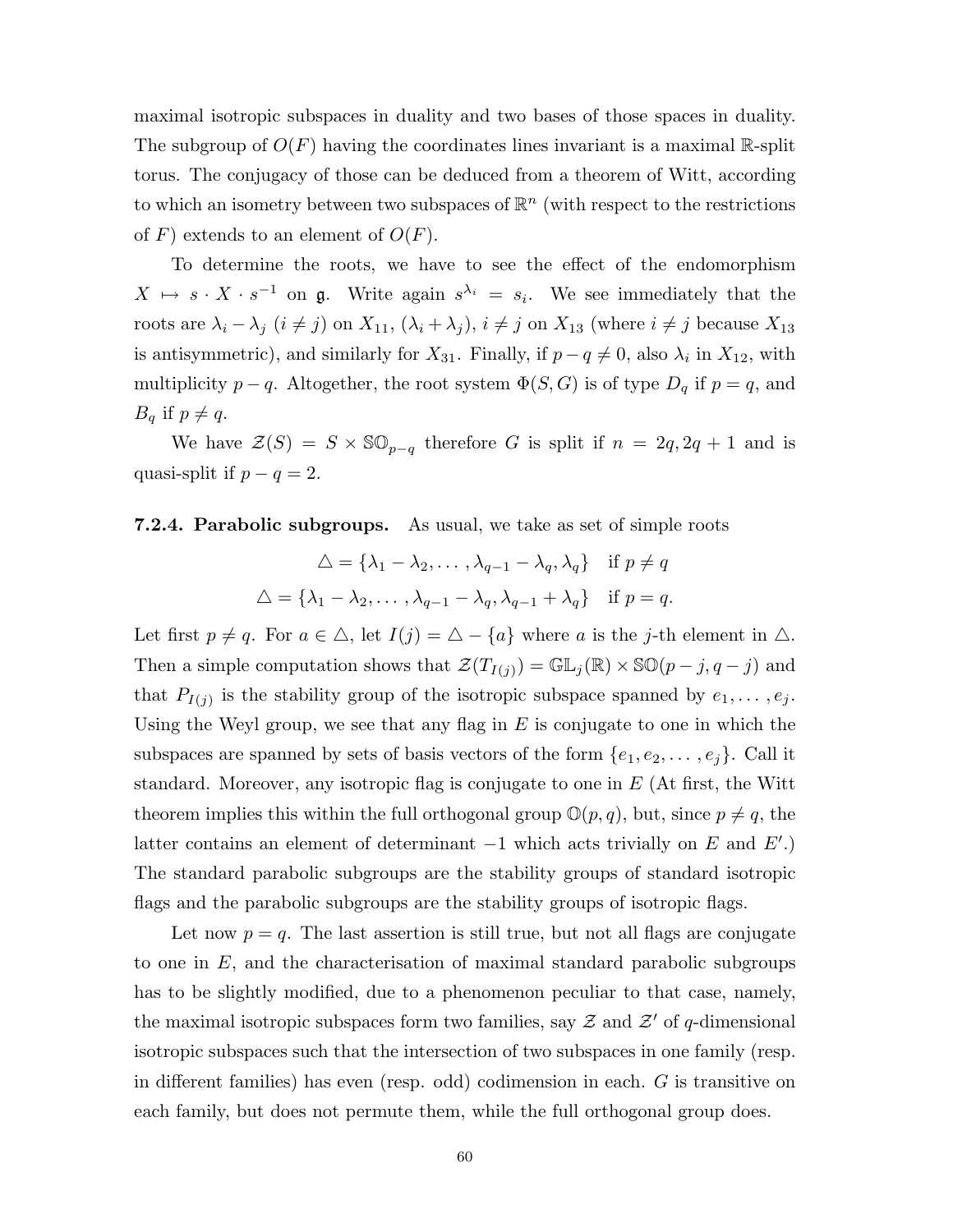maximal isotropic subspaces in duality and two bases of those spaces in duality. The subgroup of $O(F)$ having the coordinates lines invariant is a maximal $\mathbb{R}$-split torus. The conjugacy of those can be deduced from a theorem of Witt, according to which an isometry between two subspaces of $\mathbb{R}^n$ (with respect to the restrictions of $F$) extends to an element of $O(F)$.

To determine the roots, we have to see the effect of the endomorphism $X \mapsto s \cdot X \cdot s^{-1}$ on $\mathfrak{g}$. Write again $s^{\lambda_i} = s_i$. We see immediately that the roots are $\lambda_i - \lambda_j$ $(i \neq j)$ on $X_{11}$, $(\lambda_i + \lambda_j)$, $i \neq j$ on $X_{13}$ (where $i \neq j$ because $X_{13}$ is antisymmetric), and similarly for $X_{31}$. Finally, if $p - q \neq 0$, also $\lambda_i$ in $X_{12}$, with multiplicity $p - q$. Altogether, the root system $\Phi(S, G)$ is of type $D_q$ if $p = q$, and $B_q$ if $p \neq q$.

We have $\mathcal{Z}(S) = S \times \mathbb{SO}_{p-q}$ therefore $G$ is split if $n = 2q, 2q+1$ and is quasi-split if $p - q = 2$.

**7.2.4. Parabolic subgroups.** As usual, we take as set of simple roots

$$\triangle = \{\lambda_1 - \lambda_2, \dots, \lambda_{q-1} - \lambda_q, \lambda_q\} \quad \text{if } p \neq q$$

$$\triangle = \{\lambda_1 - \lambda_2, \dots, \lambda_{q-1} - \lambda_q, \lambda_{q-1} + \lambda_q\} \quad \text{if } p = q.$$

Let first $p \neq q$. For $a \in \triangle$, let $I(j) = \triangle - \{a\}$ where $a$ is the $j$-th element in $\triangle$. Then a simple computation shows that $\mathcal{Z}(T_{I(j)}) = \mathbb{GL}_j(\mathbb{R}) \times \mathbb{SO}(p-j, q-j)$ and that $P_{I(j)}$ is the stability group of the isotropic subspace spanned by $e_1, \dots, e_j$. Using the Weyl group, we see that any flag in $E$ is conjugate to one in which the subspaces are spanned by sets of basis vectors of the form $\{e_1, e_2, \dots, e_j\}$. Call it standard. Moreover, any isotropic flag is conjugate to one in $E$ (At first, the Witt theorem implies this within the full orthogonal group $\mathbb{O}(p, q)$, but, since $p \neq q$, the latter contains an element of determinant $-1$ which acts trivially on $E$ and $E'$.) The standard parabolic subgroups are the stability groups of standard isotropic flags and the parabolic subgroups are the stability groups of isotropic flags.

Let now $p = q$. The last assertion is still true, but not all flags are conjugate to one in $E$, and the characterisation of maximal standard parabolic subgroups has to be slightly modified, due to a phenomenon peculiar to that case, namely, the maximal isotropic subspaces form two families, say $\mathcal{Z}$ and $\mathcal{Z}'$ of $q$-dimensional isotropic subspaces such that the intersection of two subspaces in one family (resp. in different families) has even (resp. odd) codimension in each. $G$ is transitive on each family, but does not permute them, while the full orthogonal group does.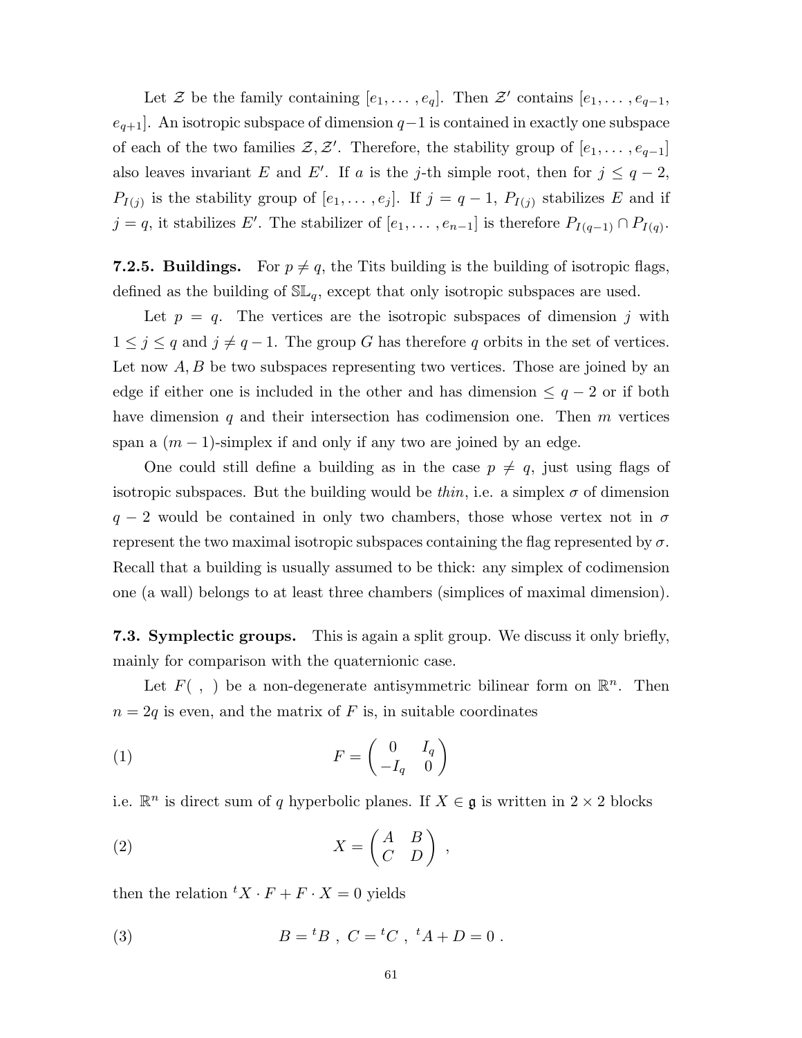Let $\mathcal{Z}$ be the family containing $[e_1, \dots, e_q]$. Then $\mathcal{Z}'$ contains $[e_1, \dots, e_{q-1}, e_{q+1}]$. An isotropic subspace of dimension $q-1$ is contained in exactly one subspace of each of the two families $\mathcal{Z}, \mathcal{Z}'$. Therefore, the stability group of $[e_1, \dots, e_{q-1}]$ also leaves invariant $E$ and $E'$. If $a$ is the $j$-th simple root, then for $j \leq q-2$, $P_{I(j)}$ is the stability group of $[e_1, \dots, e_j]$. If $j = q-1$, $P_{I(j)}$ stabilizes $E$ and if $j = q$, it stabilizes $E'$. The stabilizer of $[e_1, \dots, e_{n-1}]$ is therefore $P_{I(q-1)} \cap P_{I(q)}$.

**7.2.5. Buildings.** For $p \neq q$, the Tits building is the building of isotropic flags, defined as the building of $\mathbb{SL}_q$, except that only isotropic subspaces are used.

Let $p = q$. The vertices are the isotropic subspaces of dimension $j$ with $1 \leq j \leq q$ and $j \neq q-1$. The group $G$ has therefore $q$ orbits in the set of vertices. Let now $A, B$ be two subspaces representing two vertices. Those are joined by an edge if either one is included in the other and has dimension $\leq q-2$ or if both have dimension $q$ and their intersection has codimension one. Then $m$ vertices span a $(m-1)$-simplex if and only if any two are joined by an edge.

One could still define a building as in the case $p \neq q$, just using flags of isotropic subspaces. But the building would be *thin*, i.e. a simplex $\sigma$ of dimension $q-2$ would be contained in only two chambers, those whose vertex not in $\sigma$ represent the two maximal isotropic subspaces containing the flag represented by $\sigma$. Recall that a building is usually assumed to be thick: any simplex of codimension one (a wall) belongs to at least three chambers (simplices of maximal dimension).

**7.3. Symplectic groups.** This is again a split group. We discuss it only briefly, mainly for comparison with the quaternionic case.

Let $F(\ ,\ )$ be a non-degenerate antisymmetric bilinear form on $\mathbb{R}^n$. Then $n = 2q$ is even, and the matrix of $F$ is, in suitable coordinates

$$F = \begin{pmatrix} 0 & I_q \\ -I_q & 0 \end{pmatrix} \tag{1}$$

i.e. $\mathbb{R}^n$ is direct sum of $q$ hyperbolic planes. If $X \in \mathfrak{g}$ is written in $2 \times 2$ blocks

$$X = \begin{pmatrix} A & B \\ C & D \end{pmatrix}\ , \tag{2}$$

then the relation ${}^tX \cdot F + F \cdot X = 0$ yields

$$B = {}^tB\ ,\ C = {}^tC\ ,\ {}^tA + D = 0\ . \tag{3}$$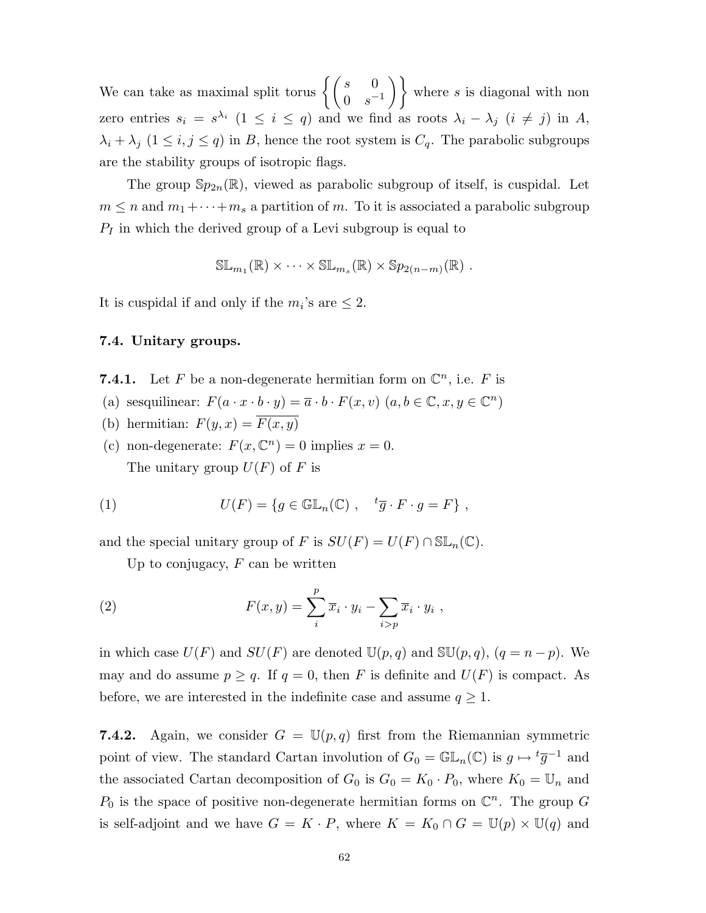We can take as maximal split torus $\left\{ \begin{pmatrix} s & 0 \\ 0 & s^{-1} \end{pmatrix} \right\}$ where $s$ is diagonal with non zero entries $s_i = s^{\lambda_i}$ $(1 \leq i \leq q)$ and we find as roots $\lambda_i - \lambda_j$ $(i \neq j)$ in $A$, $\lambda_i + \lambda_j$ $(1 \leq i, j \leq q)$ in $B$, hence the root system is $C_q$. The parabolic subgroups are the stability groups of isotropic flags.

The group $\mathbb{S}p_{2n}(\mathbb{R})$, viewed as parabolic subgroup of itself, is cuspidal. Let $m \leq n$ and $m_1 + \cdots + m_s$ a partition of $m$. To it is associated a parabolic subgroup $P_I$ in which the derived group of a Levi subgroup is equal to

$$\mathbb{SL}_{m_1}(\mathbb{R}) \times \cdots \times \mathbb{SL}_{m_s}(\mathbb{R}) \times \mathbb{S}p_{2(n-m)}(\mathbb{R}) \ .$$

It is cuspidal if and only if the $m_i$'s are $\leq 2$.

### 7.4. Unitary groups.

**7.4.1.** Let $F$ be a non-degenerate hermitian form on $\mathbb{C}^n$, i.e. $F$ is

(a) sesquilinear: $F(a \cdot x \cdot b \cdot y) = \overline{a} \cdot b \cdot F(x, v)$ $(a, b \in \mathbb{C}, x, y \in \mathbb{C}^n)$

(b) hermitian: $F(y, x) = \overline{F(x, y)}$

(c) non-degenerate: $F(x, \mathbb{C}^n) = 0$ implies $x = 0$.

The unitary group $U(F)$ of $F$ is

$$U(F) = \{ g \in \mathbb{GL}_n(\mathbb{C}) \ , \quad {}^t\overline{g} \cdot F \cdot g = F \} \ , \tag{1}$$

and the special unitary group of $F$ is $SU(F) = U(F) \cap \mathbb{SL}_n(\mathbb{C})$.

Up to conjugacy, $F$ can be written

$$F(x, y) = \sum_i^p \overline{x}_i \cdot y_i - \sum_{i > p} \overline{x}_i \cdot y_i \ , \tag{2}$$

in which case $U(F)$ and $SU(F)$ are denoted $\mathbb{U}(p, q)$ and $\mathbb{SU}(p, q)$, $(q = n - p)$. We may and do assume $p \geq q$. If $q = 0$, then $F$ is definite and $U(F)$ is compact. As before, we are interested in the indefinite case and assume $q \geq 1$.

**7.4.2.** Again, we consider $G = \mathbb{U}(p, q)$ first from the Riemannian symmetric point of view. The standard Cartan involution of $G_0 = \mathbb{GL}_n(\mathbb{C})$ is $g \mapsto {}^t\overline{g}^{-1}$ and the associated Cartan decomposition of $G_0$ is $G_0 = K_0 \cdot P_0$, where $K_0 = \mathbb{U}_n$ and $P_0$ is the space of positive non-degenerate hermitian forms on $\mathbb{C}^n$. The group $G$ is self-adjoint and we have $G = K \cdot P$, where $K = K_0 \cap G = \mathbb{U}(p) \times \mathbb{U}(q)$ and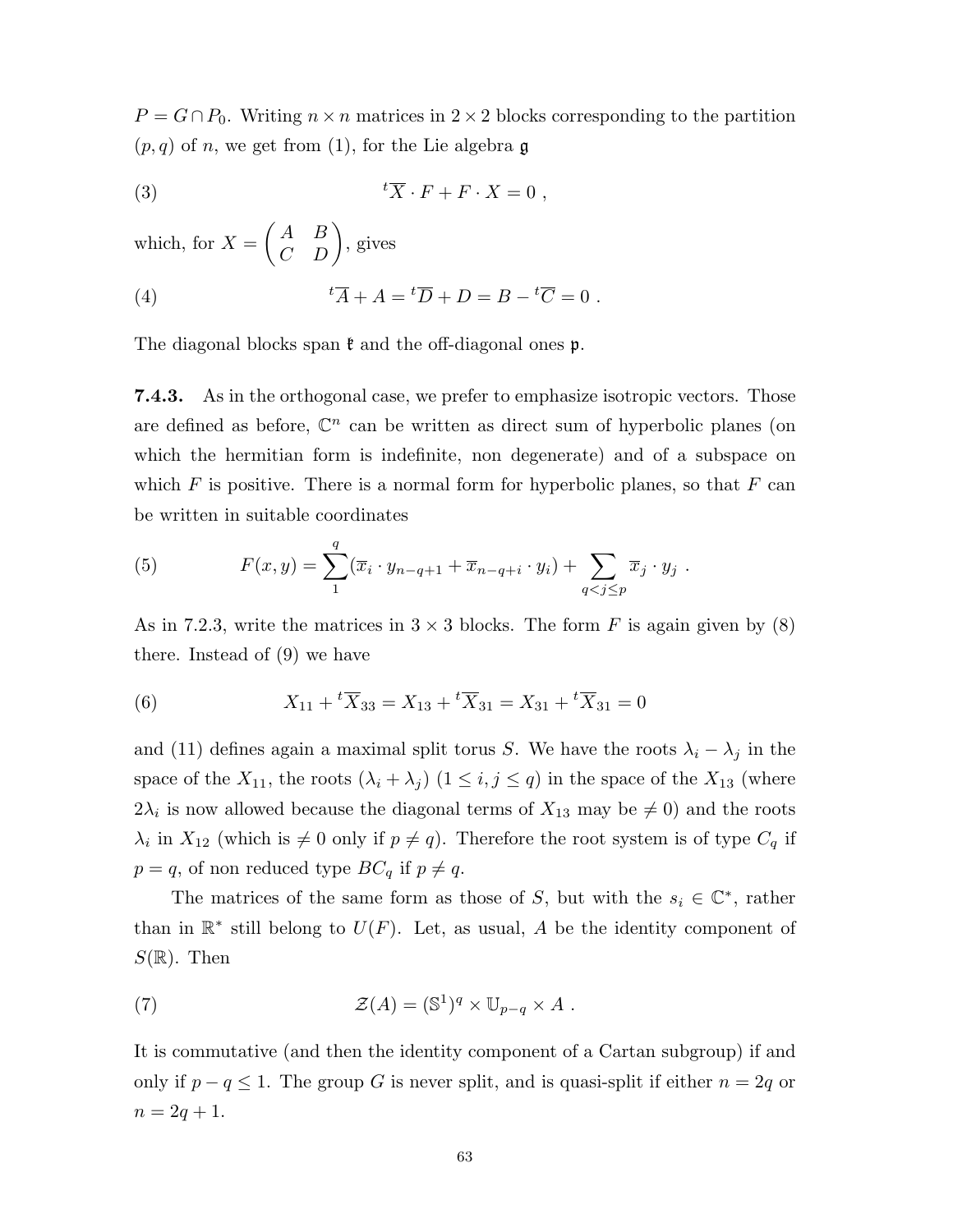$P = G \cap P_0$. Writing $n \times n$ matrices in $2 \times 2$ blocks corresponding to the partition $(p, q)$ of $n$, we get from (1), for the Lie algebra $\mathfrak{g}$

$$ {}^t\overline{X} \cdot F + F \cdot X = 0 \ , \tag{3} $$

which, for $X = \begin{pmatrix} A & B \\ C & D \end{pmatrix}$, gives

$$ {}^t\overline{A} + A = {}^t\overline{D} + D = B - {}^t\overline{C} = 0 \ . \tag{4} $$

The diagonal blocks span $\mathfrak{k}$ and the off-diagonal ones $\mathfrak{p}$.

**7.4.3.** As in the orthogonal case, we prefer to emphasize isotropic vectors. Those are defined as before, $\mathbb{C}^n$ can be written as direct sum of hyperbolic planes (on which the hermitian form is indefinite, non degenerate) and of a subspace on which $F$ is positive. There is a normal form for hyperbolic planes, so that $F$ can be written in suitable coordinates

$$ F(x, y) = \sum_1^q (\overline{x}_i \cdot y_{n-q+1} + \overline{x}_{n-q+i} \cdot y_i) + \sum_{q<j\leq p} \overline{x}_j \cdot y_j \ . \tag{5} $$

As in 7.2.3, write the matrices in $3 \times 3$ blocks. The form $F$ is again given by (8) there. Instead of (9) we have

$$ X_{11} + {}^t\overline{X}_{33} = X_{13} + {}^t\overline{X}_{31} = X_{31} + {}^t\overline{X}_{31} = 0 \tag{6} $$

and (11) defines again a maximal split torus $S$. We have the roots $\lambda_i - \lambda_j$ in the space of the $X_{11}$, the roots $(\lambda_i + \lambda_j)$ $(1 \leq i, j \leq q)$ in the space of the $X_{13}$ (where $2\lambda_i$ is now allowed because the diagonal terms of $X_{13}$ may be $\neq 0$) and the roots $\lambda_i$ in $X_{12}$ (which is $\neq 0$ only if $p \neq q$). Therefore the root system is of type $C_q$ if $p = q$, of non reduced type $BC_q$ if $p \neq q$.

The matrices of the same form as those of $S$, but with the $s_i \in \mathbb{C}^*$, rather than in $\mathbb{R}^*$ still belong to $U(F)$. Let, as usual, $A$ be the identity component of $S(\mathbb{R})$. Then

$$ \mathcal{Z}(A) = (\mathbb{S}^1)^q \times \mathbb{U}_{p-q} \times A \ . \tag{7} $$

It is commutative (and then the identity component of a Cartan subgroup) if and only if $p - q \leq 1$. The group $G$ is never split, and is quasi-split if either $n = 2q$ or $n = 2q + 1$.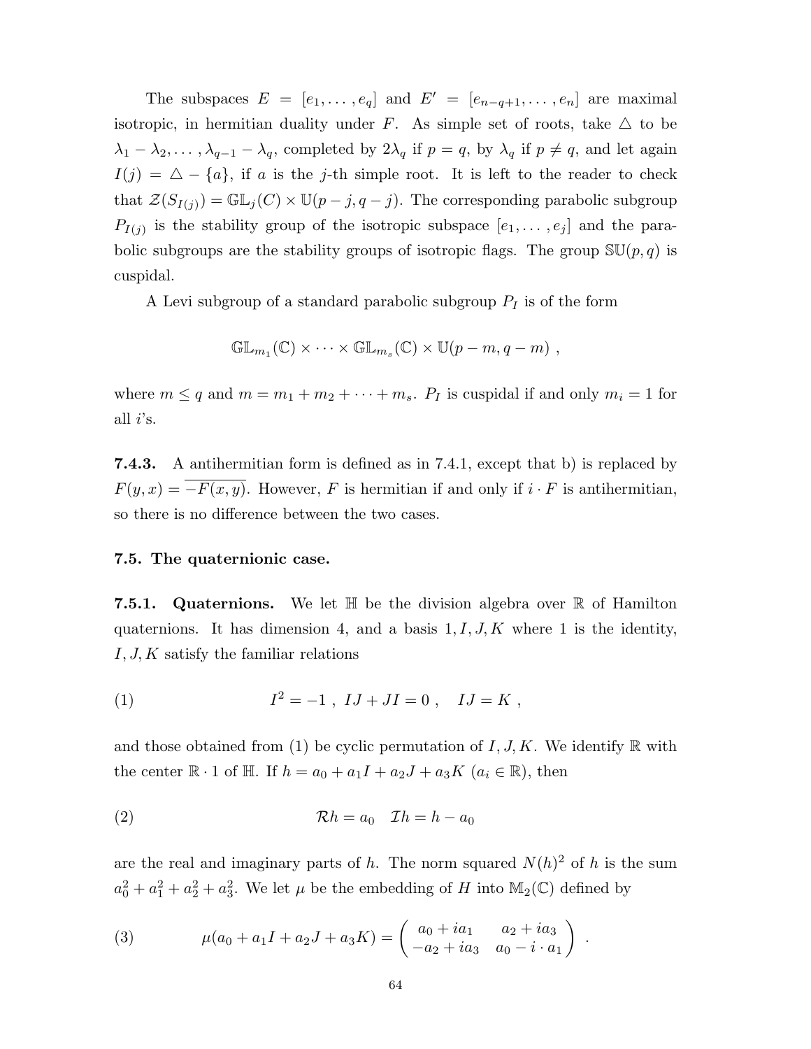The subspaces $E = [e_1, \ldots, e_q]$ and $E' = [e_{n-q+1}, \ldots, e_n]$ are maximal isotropic, in hermitian duality under $F$. As simple set of roots, take $\triangle$ to be $\lambda_1 - \lambda_2, \ldots, \lambda_{q-1} - \lambda_q$, completed by $2\lambda_q$ if $p = q$, by $\lambda_q$ if $p \neq q$, and let again $I(j) = \triangle - \{a\}$, if $a$ is the $j$-th simple root. It is left to the reader to check that $\mathcal{Z}(S_{I(j)}) = \mathbb{GL}_j(C) \times \mathbb{U}(p-j, q-j)$. The corresponding parabolic subgroup $P_{I(j)}$ is the stability group of the isotropic subspace $[e_1, \ldots, e_j]$ and the parabolic subgroups are the stability groups of isotropic flags. The group $\mathbb{SU}(p,q)$ is cuspidal.

A Levi subgroup of a standard parabolic subgroup $P_I$ is of the form

$$\mathbb{GL}_{m_1}(\mathbb{C}) \times \cdots \times \mathbb{GL}_{m_s}(\mathbb{C}) \times \mathbb{U}(p-m, q-m) \ ,$$

where $m \leq q$ and $m = m_1 + m_2 + \cdots + m_s$. $P_I$ is cuspidal if and only $m_i = 1$ for all $i$'s.

**7.4.3.** A antihermitian form is defined as in 7.4.1, except that b) is replaced by $F(y,x) = \overline{-F(x,y)}$. However, $F$ is hermitian if and only if $i \cdot F$ is antihermitian, so there is no difference between the two cases.

### 7.5. The quaternionic case.

**7.5.1. Quaternions.** We let $\mathbb{H}$ be the division algebra over $\mathbb{R}$ of Hamilton quaternions. It has dimension 4, and a basis $1, I, J, K$ where 1 is the identity, $I, J, K$ satisfy the familiar relations

$$I^2 = -1 \ , \ IJ + JI = 0 \ , \quad IJ = K \ , \tag{1}$$

and those obtained from (1) be cyclic permutation of $I, J, K$. We identify $\mathbb{R}$ with the center $\mathbb{R} \cdot 1$ of $\mathbb{H}$. If $h = a_0 + a_1 I + a_2 J + a_3 K$ ($a_i \in \mathbb{R}$), then

$$\mathcal{R}h = a_0 \quad \mathcal{I}h = h - a_0 \tag{2}$$

are the real and imaginary parts of $h$. The norm squared $N(h)^2$ of $h$ is the sum $a_0^2 + a_1^2 + a_2^2 + a_3^2$. We let $\mu$ be the embedding of $H$ into $\mathbb{M}_2(\mathbb{C})$ defined by

$$\mu(a_0 + a_1 I + a_2 J + a_3 K) = \begin{pmatrix} a_0 + ia_1 & a_2 + ia_3 \\ -a_2 + ia_3 & a_0 - i \cdot a_1 \end{pmatrix} \ . \tag{3}$$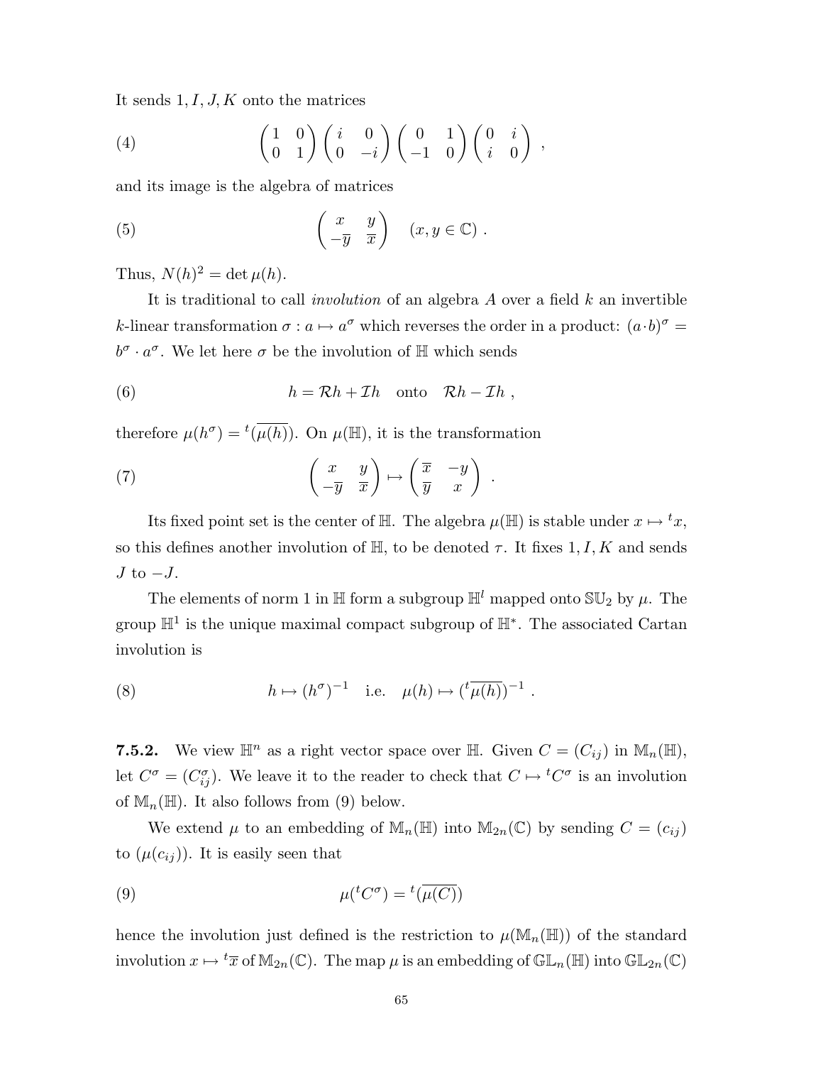It sends $1, I, J, K$ onto the matrices

$$
\begin{pmatrix} 1 & 0 \\ 0 & 1 \end{pmatrix} \begin{pmatrix} i & 0 \\ 0 & -i \end{pmatrix} \begin{pmatrix} 0 & 1 \\ -1 & 0 \end{pmatrix} \begin{pmatrix} 0 & i \\ i & 0 \end{pmatrix} , \tag{4}
$$

and its image is the algebra of matrices

$$
\begin{pmatrix} x & y \\ -\overline{y} & \overline{x} \end{pmatrix} \quad (x, y \in \mathbb{C}) . \tag{5}
$$

Thus, $N(h)^2 = \det \mu(h)$.

It is traditional to call *involution* of an algebra $A$ over a field $k$ an invertible $k$-linear transformation $\sigma : a \mapsto a^\sigma$ which reverses the order in a product: $(a \cdot b)^\sigma = b^\sigma \cdot a^\sigma$. We let here $\sigma$ be the involution of $\mathbb{H}$ which sends

$$
h = \mathcal{R}h + \mathcal{I}h \quad \text{onto} \quad \mathcal{R}h - \mathcal{I}h , \tag{6}
$$

therefore $\mu(h^\sigma) = {}^t(\overline{\mu(h)})$. On $\mu(\mathbb{H})$, it is the transformation

$$
\begin{pmatrix} x & y \\ -\overline{y} & \overline{x} \end{pmatrix} \mapsto \begin{pmatrix} \overline{x} & -y \\ \overline{y} & x \end{pmatrix} . \tag{7}
$$

Its fixed point set is the center of $\mathbb{H}$. The algebra $\mu(\mathbb{H})$ is stable under $x \mapsto {}^t x$, so this defines another involution of $\mathbb{H}$, to be denoted $\tau$. It fixes $1, I, K$ and sends $J$ to $-J$.

The elements of norm 1 in $\mathbb{H}$ form a subgroup $\mathbb{H}^l$ mapped onto $\mathbb{SU}_2$ by $\mu$. The group $\mathbb{H}^1$ is the unique maximal compact subgroup of $\mathbb{H}^*$. The associated Cartan involution is

$$
h \mapsto (h^\sigma)^{-1} \quad \text{i.e.} \quad \mu(h) \mapsto ({}^t\overline{\mu(h)})^{-1} . \tag{8}
$$

**7.5.2.** We view $\mathbb{H}^n$ as a right vector space over $\mathbb{H}$. Given $C = (C_{ij})$ in $\mathbb{M}_n(\mathbb{H})$, let $C^\sigma = (C_{ij}^\sigma)$. We leave it to the reader to check that $C \mapsto {}^t C^\sigma$ is an involution of $\mathbb{M}_n(\mathbb{H})$. It also follows from (9) below.

We extend $\mu$ to an embedding of $\mathbb{M}_n(\mathbb{H})$ into $\mathbb{M}_{2n}(\mathbb{C})$ by sending $C = (c_{ij})$ to $(\mu(c_{ij}))$. It is easily seen that

$$
\mu({}^t C^\sigma) = {}^t(\overline{\mu(C)}) \tag{9}
$$

hence the involution just defined is the restriction to $\mu(\mathbb{M}_n(\mathbb{H}))$ of the standard involution $x \mapsto {}^t\overline{x}$ of $\mathbb{M}_{2n}(\mathbb{C})$. The map $\mu$ is an embedding of $\mathbb{GL}_n(\mathbb{H})$ into $\mathbb{GL}_{2n}(\mathbb{C})$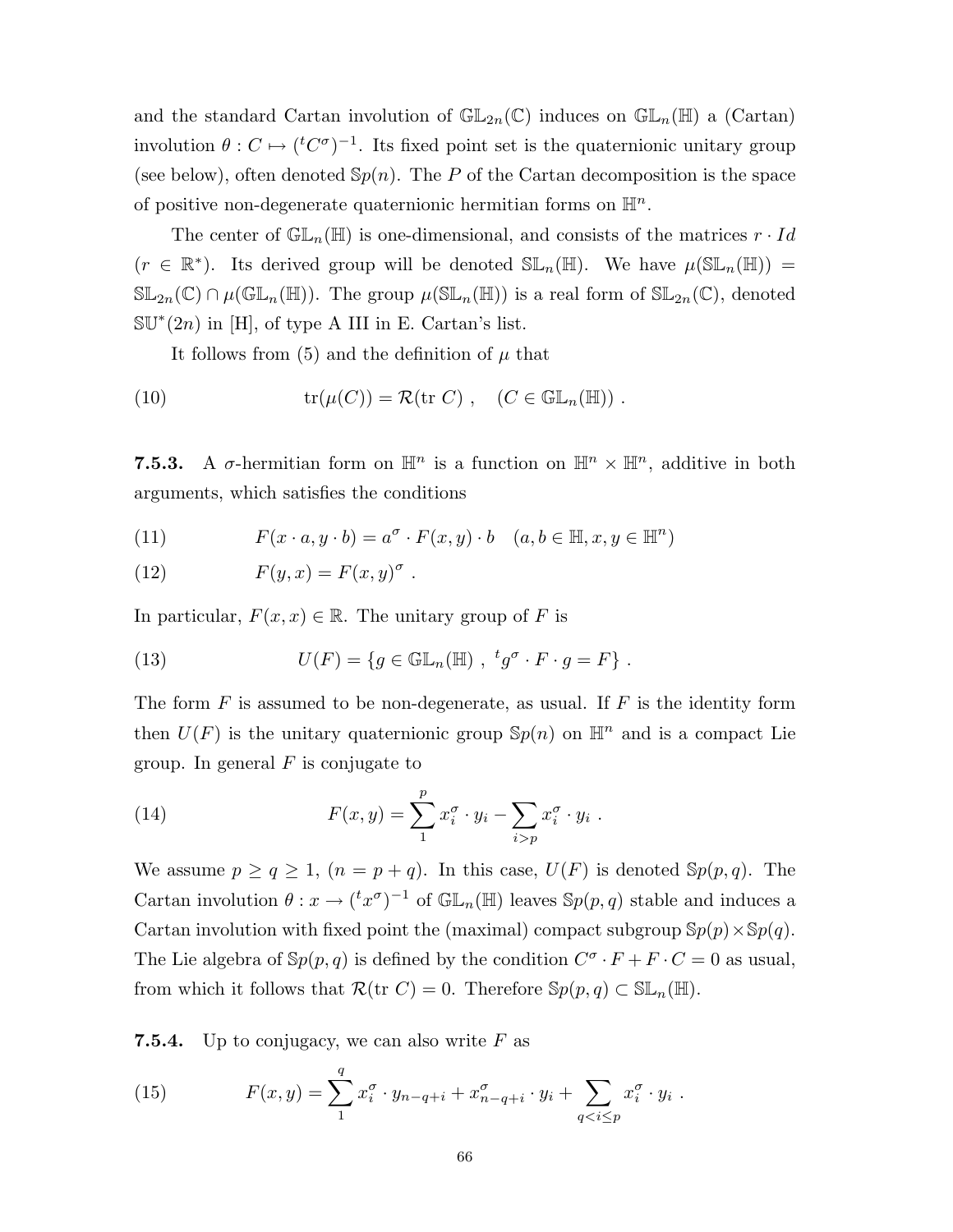and the standard Cartan involution of $\mathbb{GL}_{2n}(\mathbb{C})$ induces on $\mathbb{GL}_n(\mathbb{H})$ a (Cartan) involution $\theta : C \mapsto ({}^tC^\sigma)^{-1}$. Its fixed point set is the quaternionic unitary group (see below), often denoted $\mathbb{S}p(n)$. The $P$ of the Cartan decomposition is the space of positive non-degenerate quaternionic hermitian forms on $\mathbb{H}^n$.

The center of $\mathbb{GL}_n(\mathbb{H})$ is one-dimensional, and consists of the matrices $r \cdot Id$ ($r \in \mathbb{R}^*$). Its derived group will be denoted $\mathbb{SL}_n(\mathbb{H})$. We have $\mu(\mathbb{SL}_n(\mathbb{H})) = \mathbb{SL}_{2n}(\mathbb{C}) \cap \mu(\mathbb{GL}_n(\mathbb{H}))$. The group $\mu(\mathbb{SL}_n(\mathbb{H}))$ is a real form of $\mathbb{SL}_{2n}(\mathbb{C})$, denoted $\mathbb{SU}^*(2n)$ in [H], of type A III in E. Cartan's list.

It follows from (5) and the definition of $\mu$ that

$$\operatorname{tr}(\mu(C)) = \mathcal{R}(\operatorname{tr} C) \ , \quad (C \in \mathbb{GL}_n(\mathbb{H})) \ . \tag{10}$$

**7.5.3.** A $\sigma$-hermitian form on $\mathbb{H}^n$ is a function on $\mathbb{H}^n \times \mathbb{H}^n$, additive in both arguments, which satisfies the conditions

$$F(x \cdot a, y \cdot b) = a^\sigma \cdot F(x,y) \cdot b \quad (a, b \in \mathbb{H}, x, y \in \mathbb{H}^n) \tag{11}$$

$$F(y,x) = F(x,y)^\sigma \ . \tag{12}$$

In particular, $F(x,x) \in \mathbb{R}$. The unitary group of $F$ is

$$U(F) = \{g \in \mathbb{GL}_n(\mathbb{H}) \ , \ {}^tg^\sigma \cdot F \cdot g = F\} \ . \tag{13}$$

The form $F$ is assumed to be non-degenerate, as usual. If $F$ is the identity form then $U(F)$ is the unitary quaternionic group $\mathbb{S}p(n)$ on $\mathbb{H}^n$ and is a compact Lie group. In general $F$ is conjugate to

$$F(x,y) = \sum_1^p x_i^\sigma \cdot y_i - \sum_{i>p} x_i^\sigma \cdot y_i \ . \tag{14}$$

We assume $p \geq q \geq 1$, $(n = p + q)$. In this case, $U(F)$ is denoted $\mathbb{S}p(p,q)$. The Cartan involution $\theta : x \to ({}^tx^\sigma)^{-1}$ of $\mathbb{GL}_n(\mathbb{H})$ leaves $\mathbb{S}p(p,q)$ stable and induces a Cartan involution with fixed point the (maximal) compact subgroup $\mathbb{S}p(p) \times \mathbb{S}p(q)$. The Lie algebra of $\mathbb{S}p(p,q)$ is defined by the condition $C^\sigma \cdot F + F \cdot C = 0$ as usual, from which it follows that $\mathcal{R}(\operatorname{tr} C) = 0$. Therefore $\mathbb{S}p(p,q) \subset \mathbb{SL}_n(\mathbb{H})$.

**7.5.4.** Up to conjugacy, we can also write $F$ as

$$F(x,y) = \sum_1^q x_i^\sigma \cdot y_{n-q+i} + x_{n-q+i}^\sigma \cdot y_i + \sum_{q<i\leq p} x_i^\sigma \cdot y_i \ . \tag{15}$$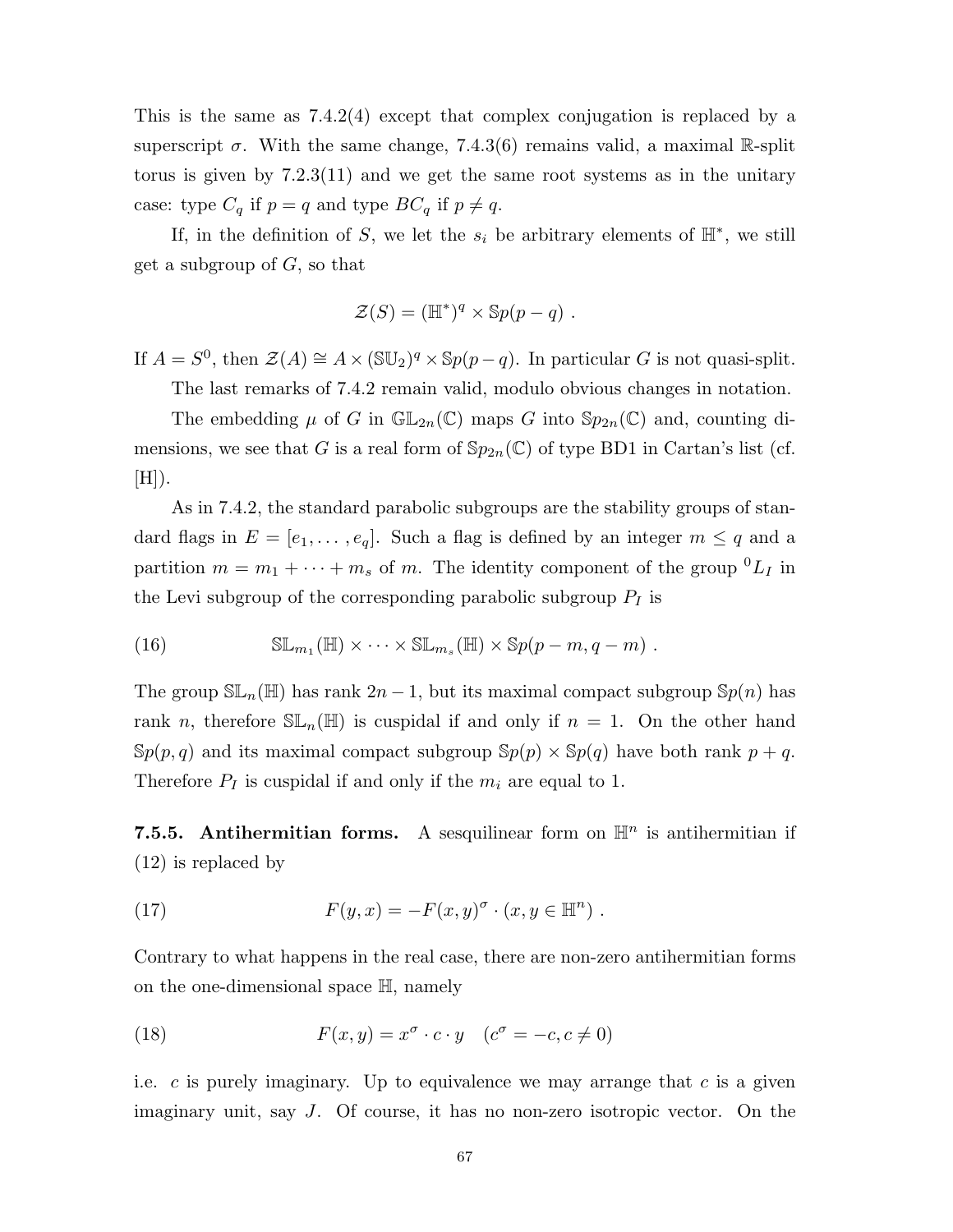This is the same as 7.4.2(4) except that complex conjugation is replaced by a superscript $\sigma$. With the same change, 7.4.3(6) remains valid, a maximal $\mathbb{R}$-split torus is given by 7.2.3(11) and we get the same root systems as in the unitary case: type $C_q$ if $p = q$ and type $BC_q$ if $p \neq q$.

If, in the definition of $S$, we let the $s_i$ be arbitrary elements of $\mathbb{H}^*$, we still get a subgroup of $G$, so that

$$\mathcal{Z}(S) = (\mathbb{H}^*)^q \times \mathbb{S}p(p-q) \ .$$

If $A = S^0$, then $\mathcal{Z}(A) \cong A \times (\mathbb{SU}_2)^q \times \mathbb{S}p(p-q)$. In particular $G$ is not quasi-split.

The last remarks of 7.4.2 remain valid, modulo obvious changes in notation.

The embedding $\mu$ of $G$ in $\mathbb{GL}_{2n}(\mathbb{C})$ maps $G$ into $\mathbb{S}p_{2n}(\mathbb{C})$ and, counting dimensions, we see that $G$ is a real form of $\mathbb{S}p_{2n}(\mathbb{C})$ of type BD1 in Cartan's list (cf. [H]).

As in 7.4.2, the standard parabolic subgroups are the stability groups of standard flags in $E = [e_1, \dots, e_q]$. Such a flag is defined by an integer $m \leq q$ and a partition $m = m_1 + \cdots + m_s$ of $m$. The identity component of the group ${}^0L_I$ in the Levi subgroup of the corresponding parabolic subgroup $P_I$ is

$$\mathbb{SL}_{m_1}(\mathbb{H}) \times \cdots \times \mathbb{SL}_{m_s}(\mathbb{H}) \times \mathbb{S}p(p-m, q-m) \ . \tag{16}$$

The group $\mathbb{SL}_n(\mathbb{H})$ has rank $2n-1$, but its maximal compact subgroup $\mathbb{S}p(n)$ has rank $n$, therefore $\mathbb{SL}_n(\mathbb{H})$ is cuspidal if and only if $n = 1$. On the other hand $\mathbb{S}p(p,q)$ and its maximal compact subgroup $\mathbb{S}p(p) \times \mathbb{S}p(q)$ have both rank $p+q$. Therefore $P_I$ is cuspidal if and only if the $m_i$ are equal to 1.

**7.5.5. Antihermitian forms.** A sesquilinear form on $\mathbb{H}^n$ is antihermitian if (12) is replaced by

$$F(y,x) = -F(x,y)^\sigma \cdot (x, y \in \mathbb{H}^n) \ . \tag{17}$$

Contrary to what happens in the real case, there are non-zero antihermitian forms on the one-dimensional space $\mathbb{H}$, namely

$$F(x,y) = x^\sigma \cdot c \cdot y \quad (c^\sigma = -c, c \neq 0) \tag{18}$$

i.e. $c$ is purely imaginary. Up to equivalence we may arrange that $c$ is a given imaginary unit, say $J$. Of course, it has no non-zero isotropic vector. On the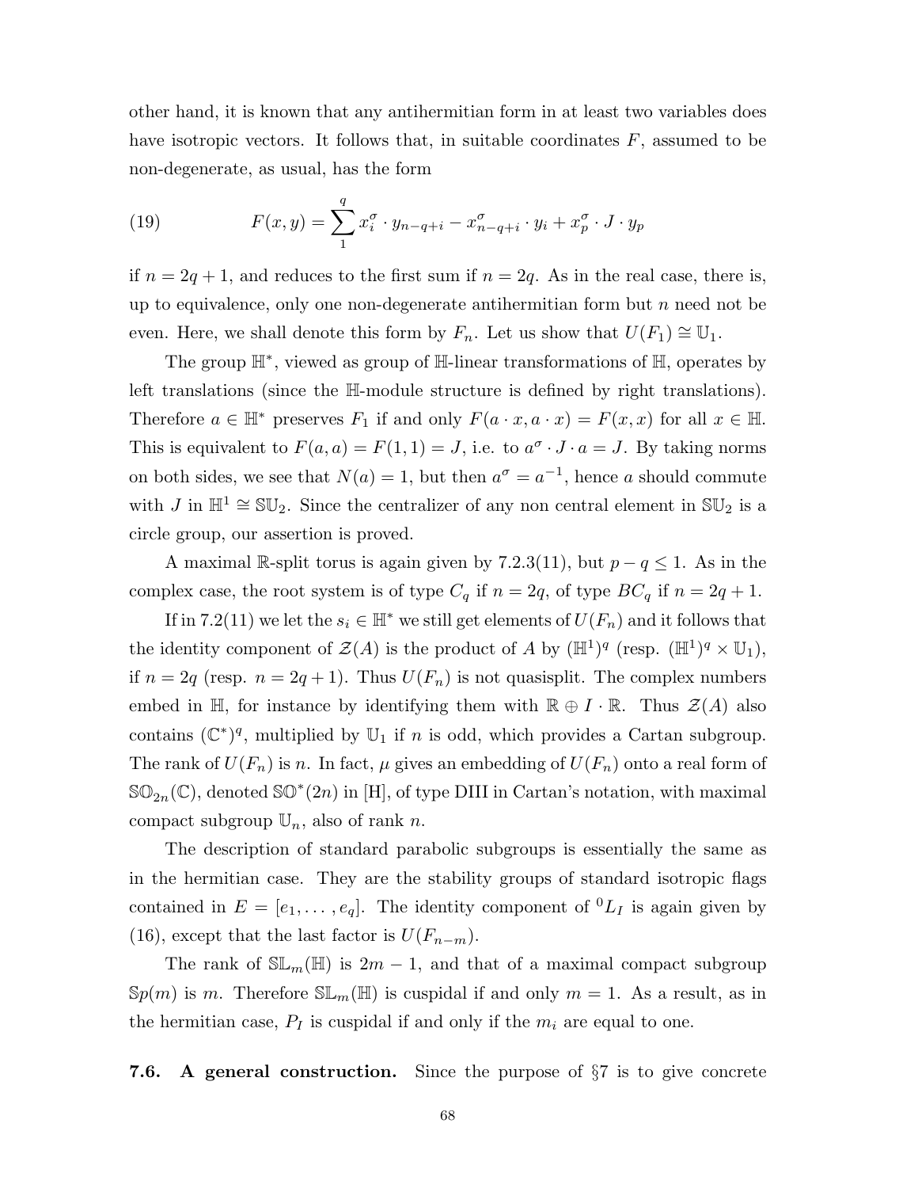other hand, it is known that any antihermitian form in at least two variables does have isotropic vectors. It follows that, in suitable coordinates $F$, assumed to be non-degenerate, as usual, has the form

$$F(x,y) = \sum_{1}^{q} x_i^\sigma \cdot y_{n-q+i} - x_{n-q+i}^\sigma \cdot y_i + x_p^\sigma \cdot J \cdot y_p \tag{19}$$

if $n = 2q+1$, and reduces to the first sum if $n = 2q$. As in the real case, there is, up to equivalence, only one non-degenerate antihermitian form but $n$ need not be even. Here, we shall denote this form by $F_n$. Let us show that $U(F_1) \cong \mathbb{U}_1$.

The group $\mathbb{H}^*$, viewed as group of $\mathbb{H}$-linear transformations of $\mathbb{H}$, operates by left translations (since the $\mathbb{H}$-module structure is defined by right translations). Therefore $a \in \mathbb{H}^*$ preserves $F_1$ if and only $F(a \cdot x, a \cdot x) = F(x,x)$ for all $x \in \mathbb{H}$. This is equivalent to $F(a,a) = F(1,1) = J$, i.e. to $a^\sigma \cdot J \cdot a = J$. By taking norms on both sides, we see that $N(a) = 1$, but then $a^\sigma = a^{-1}$, hence $a$ should commute with $J$ in $\mathbb{H}^1 \cong \mathbb{SU}_2$. Since the centralizer of any non central element in $\mathbb{SU}_2$ is a circle group, our assertion is proved.

A maximal $\mathbb{R}$-split torus is again given by 7.2.3(11), but $p - q \leq 1$. As in the complex case, the root system is of type $C_q$ if $n = 2q$, of type $BC_q$ if $n = 2q+1$.

If in 7.2(11) we let the $s_i \in \mathbb{H}^*$ we still get elements of $U(F_n)$ and it follows that the identity component of $\mathcal{Z}(A)$ is the product of $A$ by $(\mathbb{H}^1)^q$ (resp. $(\mathbb{H}^1)^q \times \mathbb{U}_1$), if $n = 2q$ (resp. $n = 2q+1$). Thus $U(F_n)$ is not quasisplit. The complex numbers embed in $\mathbb{H}$, for instance by identifying them with $\mathbb{R} \oplus I \cdot \mathbb{R}$. Thus $\mathcal{Z}(A)$ also contains $(\mathbb{C}^*)^q$, multiplied by $\mathbb{U}_1$ if $n$ is odd, which provides a Cartan subgroup. The rank of $U(F_n)$ is $n$. In fact, $\mu$ gives an embedding of $U(F_n)$ onto a real form of $\mathbb{SO}_{2n}(\mathbb{C})$, denoted $\mathbb{SO}^*(2n)$ in [H], of type DIII in Cartan's notation, with maximal compact subgroup $\mathbb{U}_n$, also of rank $n$.

The description of standard parabolic subgroups is essentially the same as in the hermitian case. They are the stability groups of standard isotropic flags contained in $E = [e_1, \ldots, e_q]$. The identity component of ${}^0L_I$ is again given by (16), except that the last factor is $U(F_{n-m})$.

The rank of $\mathbb{SL}_m(\mathbb{H})$ is $2m-1$, and that of a maximal compact subgroup $\mathbb{S}p(m)$ is $m$. Therefore $\mathbb{SL}_m(\mathbb{H})$ is cuspidal if and only $m = 1$. As a result, as in the hermitian case, $P_I$ is cuspidal if and only if the $m_i$ are equal to one.

**7.6. A general construction.** Since the purpose of §7 is to give concrete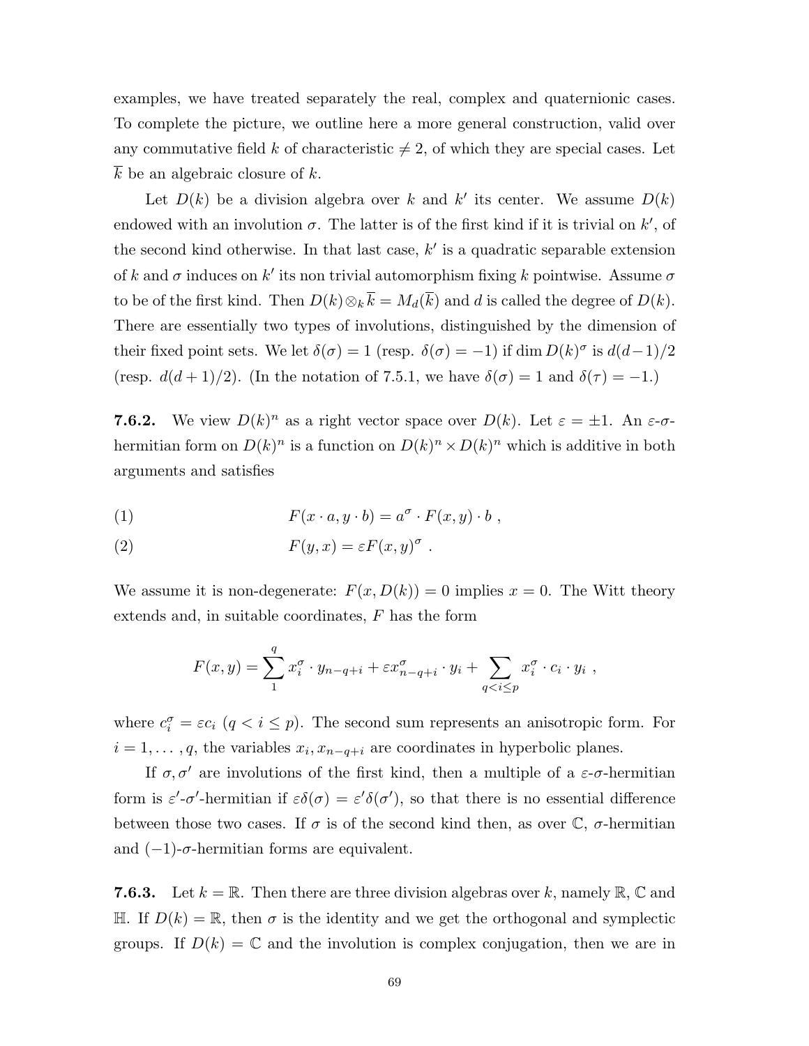examples, we have treated separately the real, complex and quaternionic cases. To complete the picture, we outline here a more general construction, valid over any commutative field $k$ of characteristic $\neq 2$, of which they are special cases. Let $\overline{k}$ be an algebraic closure of $k$.

Let $D(k)$ be a division algebra over $k$ and $k'$ its center. We assume $D(k)$ endowed with an involution $\sigma$. The latter is of the first kind if it is trivial on $k'$, of the second kind otherwise. In that last case, $k'$ is a quadratic separable extension of $k$ and $\sigma$ induces on $k'$ its non trivial automorphism fixing $k$ pointwise. Assume $\sigma$ to be of the first kind. Then $D(k) \otimes_k \overline{k} = M_d(\overline{k})$ and $d$ is called the degree of $D(k)$. There are essentially two types of involutions, distinguished by the dimension of their fixed point sets. We let $\delta(\sigma) = 1$ (resp. $\delta(\sigma) = -1$) if $\dim D(k)^\sigma$ is $d(d-1)/2$ (resp. $d(d+1)/2$). (In the notation of 7.5.1, we have $\delta(\sigma) = 1$ and $\delta(\tau) = -1$.)

**7.6.2.** We view $D(k)^n$ as a right vector space over $D(k)$. Let $\varepsilon = \pm 1$. An $\varepsilon$-$\sigma$-hermitian form on $D(k)^n$ is a function on $D(k)^n \times D(k)^n$ which is additive in both arguments and satisfies

$$F(x \cdot a, y \cdot b) = a^\sigma \cdot F(x, y) \cdot b \ , \tag{1}$$

$$F(y, x) = \varepsilon F(x, y)^\sigma \ . \tag{2}$$

We assume it is non-degenerate: $F(x, D(k)) = 0$ implies $x = 0$. The Witt theory extends and, in suitable coordinates, $F$ has the form

$$F(x, y) = \sum_1^q x_i^\sigma \cdot y_{n-q+i} + \varepsilon x_{n-q+i}^\sigma \cdot y_i + \sum_{q < i \leq p} x_i^\sigma \cdot c_i \cdot y_i \ ,$$

where $c_i^\sigma = \varepsilon c_i$ $(q < i \leq p)$. The second sum represents an anisotropic form. For $i = 1, \ldots, q$, the variables $x_i, x_{n-q+i}$ are coordinates in hyperbolic planes.

If $\sigma, \sigma'$ are involutions of the first kind, then a multiple of a $\varepsilon$-$\sigma$-hermitian form is $\varepsilon'$-$\sigma'$-hermitian if $\varepsilon\delta(\sigma) = \varepsilon'\delta(\sigma')$, so that there is no essential difference between those two cases. If $\sigma$ is of the second kind then, as over $\mathbb{C}$, $\sigma$-hermitian and $(-1)$-$\sigma$-hermitian forms are equivalent.

**7.6.3.** Let $k = \mathbb{R}$. Then there are three division algebras over $k$, namely $\mathbb{R}$, $\mathbb{C}$ and $\mathbb{H}$. If $D(k) = \mathbb{R}$, then $\sigma$ is the identity and we get the orthogonal and symplectic groups. If $D(k) = \mathbb{C}$ and the involution is complex conjugation, then we are in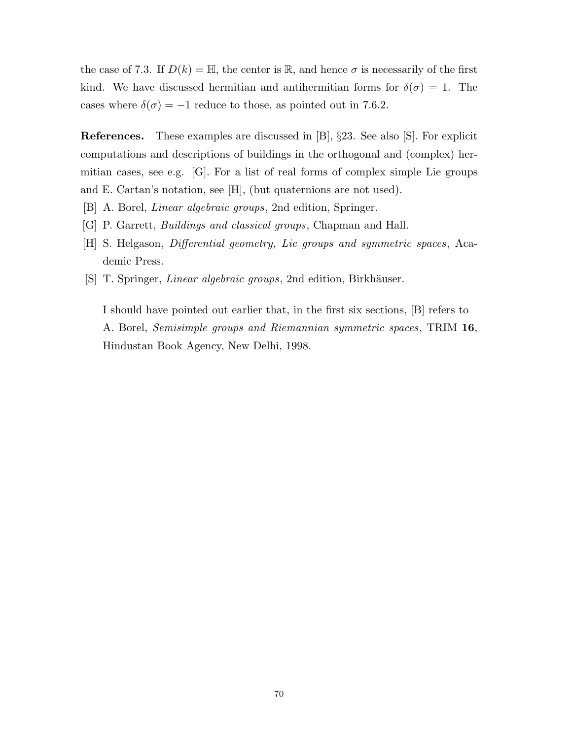the case of 7.3. If $D(k) = \mathbb{H}$, the center is $\mathbb{R}$, and hence $\sigma$ is necessarily of the first kind. We have discussed hermitian and antihermitian forms for $\delta(\sigma) = 1$. The cases where $\delta(\sigma) = -1$ reduce to those, as pointed out in 7.6.2.

**References.** These examples are discussed in [B], §23. See also [S]. For explicit computations and descriptions of buildings in the orthogonal and (complex) hermitian cases, see e.g. [G]. For a list of real forms of complex simple Lie groups and E. Cartan's notation, see [H], (but quaternions are not used).

[B] A. Borel, *Linear algebraic groups*, 2nd edition, Springer.

[G] P. Garrett, *Buildings and classical groups*, Chapman and Hall.

[H] S. Helgason, *Differential geometry, Lie groups and symmetric spaces*, Academic Press.

[S] T. Springer, *Linear algebraic groups*, 2nd edition, Birkhäuser.

I should have pointed out earlier that, in the first six sections, [B] refers to A. Borel, *Semisimple groups and Riemannian symmetric spaces*, TRIM **16**, Hindustan Book Agency, New Delhi, 1998.